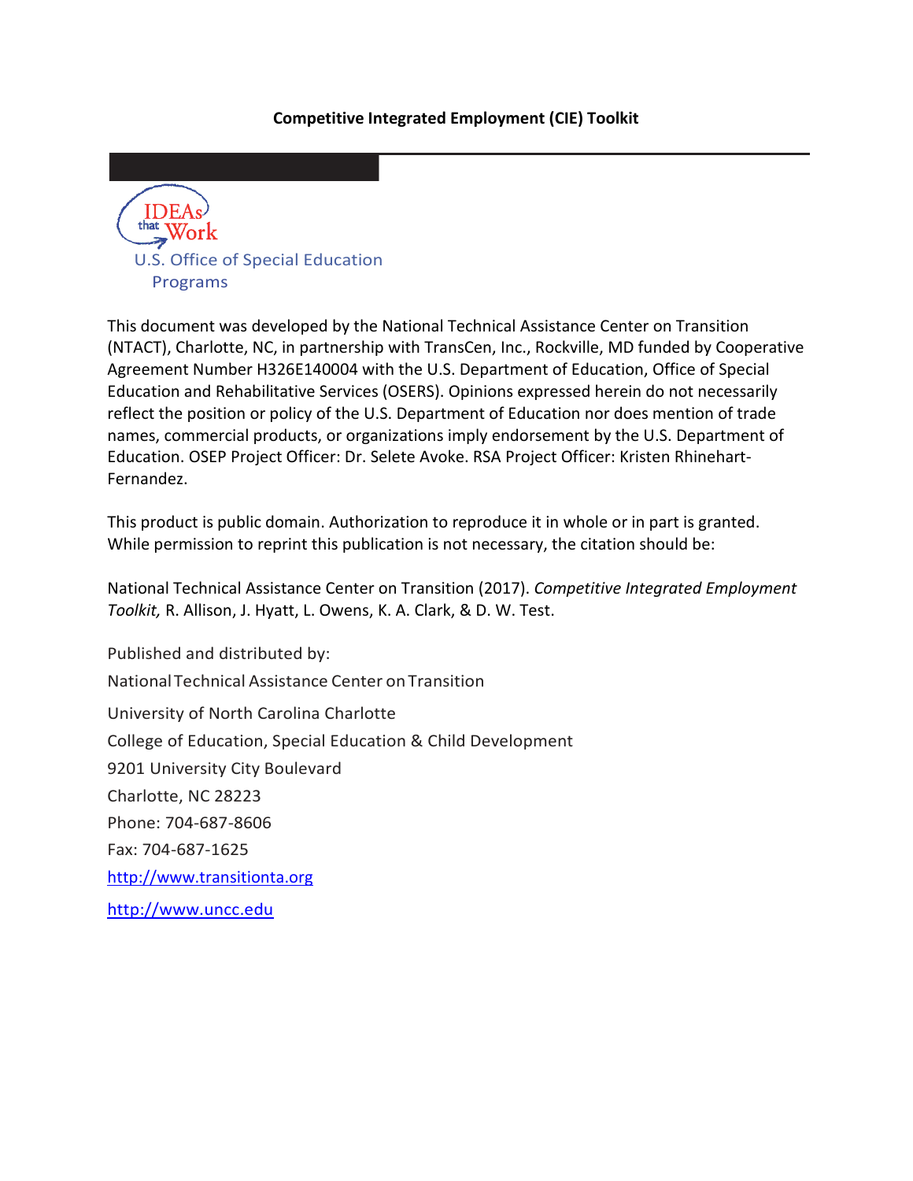**Competitive Integrated Employment (CIE) Toolkit**

IDEAs that Work
U.S. Office of Special Education Programs

This document was developed by the National Technical Assistance Center on Transition (NTACT), Charlotte, NC, in partnership with TransCen, Inc., Rockville, MD funded by Cooperative Agreement Number H326E140004 with the U.S. Department of Education, Office of Special Education and Rehabilitative Services (OSERS). Opinions expressed herein do not necessarily reflect the position or policy of the U.S. Department of Education nor does mention of trade names, commercial products, or organizations imply endorsement by the U.S. Department of Education. OSEP Project Officer: Dr. Selete Avoke. RSA Project Officer: Kristen Rhinehart-Fernandez.

This product is public domain. Authorization to reproduce it in whole or in part is granted. While permission to reprint this publication is not necessary, the citation should be:

National Technical Assistance Center on Transition (2017). *Competitive Integrated Employment Toolkit,* R. Allison, J. Hyatt, L. Owens, K. A. Clark, & D. W. Test.

Published and distributed by:

National Technical Assistance Center on Transition

University of North Carolina Charlotte

College of Education, Special Education & Child Development

9201 University City Boulevard

Charlotte, NC 28223

Phone: 704-687-8606

Fax: 704-687-1625

http://www.transitionta.org

http://www.uncc.edu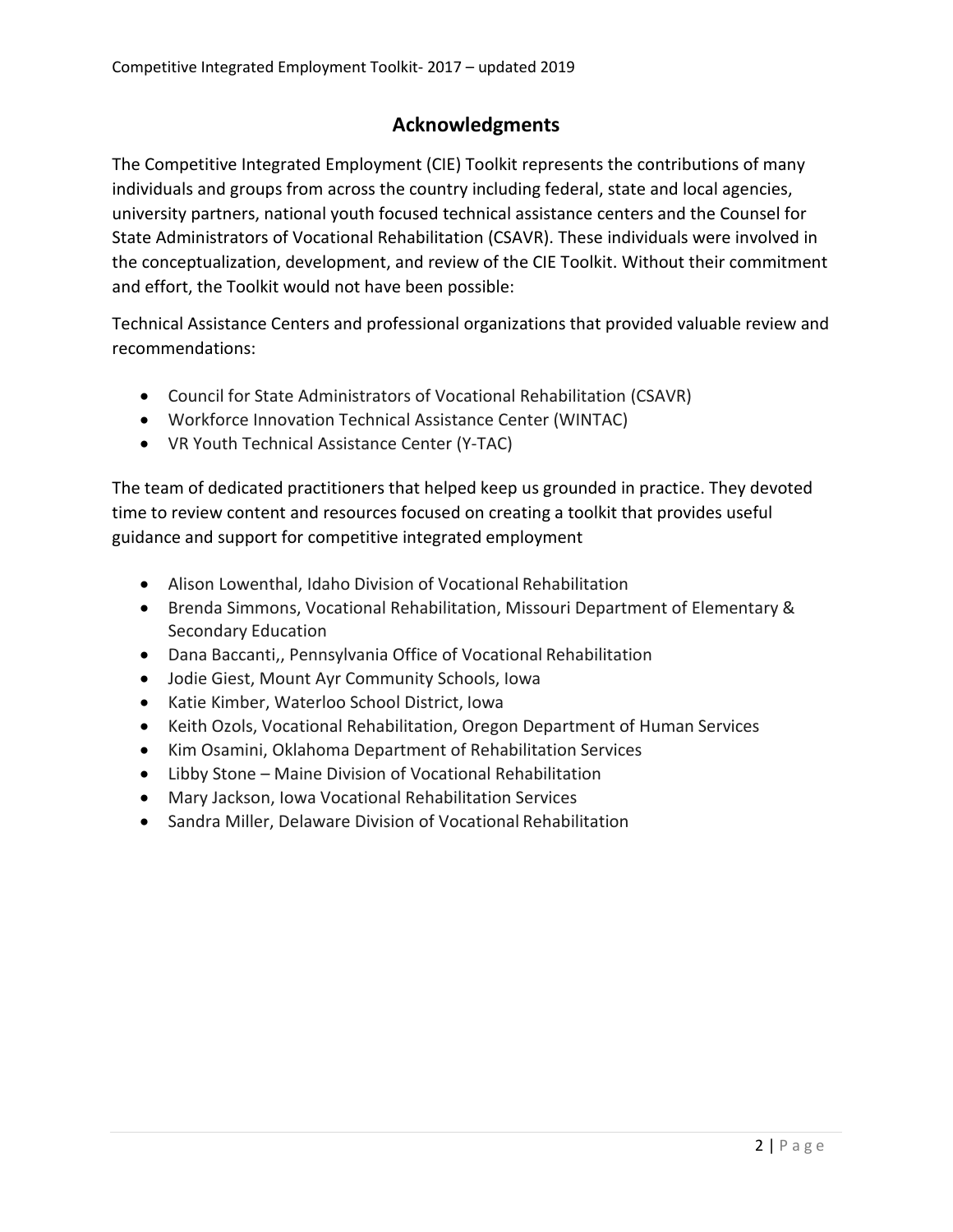## Acknowledgments

The Competitive Integrated Employment (CIE) Toolkit represents the contributions of many individuals and groups from across the country including federal, state and local agencies, university partners, national youth focused technical assistance centers and the Counsel for State Administrators of Vocational Rehabilitation (CSAVR). These individuals were involved in the conceptualization, development, and review of the CIE Toolkit. Without their commitment and effort, the Toolkit would not have been possible:

Technical Assistance Centers and professional organizations that provided valuable review and recommendations:

- Council for State Administrators of Vocational Rehabilitation (CSAVR)
- Workforce Innovation Technical Assistance Center (WINTAC)
- VR Youth Technical Assistance Center (Y-TAC)

The team of dedicated practitioners that helped keep us grounded in practice. They devoted time to review content and resources focused on creating a toolkit that provides useful guidance and support for competitive integrated employment

- Alison Lowenthal, Idaho Division of Vocational Rehabilitation
- Brenda Simmons, Vocational Rehabilitation, Missouri Department of Elementary & Secondary Education
- Dana Baccanti,, Pennsylvania Office of Vocational Rehabilitation
- Jodie Giest, Mount Ayr Community Schools, Iowa
- Katie Kimber, Waterloo School District, Iowa
- Keith Ozols, Vocational Rehabilitation, Oregon Department of Human Services
- Kim Osamini, Oklahoma Department of Rehabilitation Services
- Libby Stone – Maine Division of Vocational Rehabilitation
- Mary Jackson, Iowa Vocational Rehabilitation Services
- Sandra Miller, Delaware Division of Vocational Rehabilitation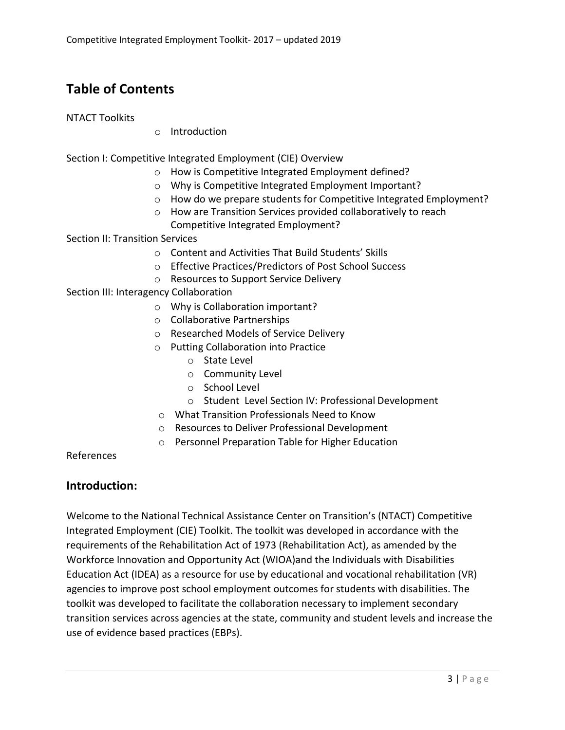## Table of Contents

NTACT Toolkits

- Introduction

Section I: Competitive Integrated Employment (CIE) Overview

- How is Competitive Integrated Employment defined?
- Why is Competitive Integrated Employment Important?
- How do we prepare students for Competitive Integrated Employment?
- How are Transition Services provided collaboratively to reach Competitive Integrated Employment?

Section II: Transition Services

- Content and Activities That Build Students' Skills
- Effective Practices/Predictors of Post School Success
- Resources to Support Service Delivery

Section III: Interagency Collaboration

- Why is Collaboration important?
- Collaborative Partnerships
- Researched Models of Service Delivery
- Putting Collaboration into Practice
  - State Level
  - Community Level
  - School Level
  - Student Level Section IV: Professional Development
- What Transition Professionals Need to Know
- Resources to Deliver Professional Development
- Personnel Preparation Table for Higher Education

References

## Introduction:

Welcome to the National Technical Assistance Center on Transition's (NTACT) Competitive Integrated Employment (CIE) Toolkit. The toolkit was developed in accordance with the requirements of the Rehabilitation Act of 1973 (Rehabilitation Act), as amended by the Workforce Innovation and Opportunity Act (WIOA)and the Individuals with Disabilities Education Act (IDEA) as a resource for use by educational and vocational rehabilitation (VR) agencies to improve post school employment outcomes for students with disabilities. The toolkit was developed to facilitate the collaboration necessary to implement secondary transition services across agencies at the state, community and student levels and increase the use of evidence based practices (EBPs).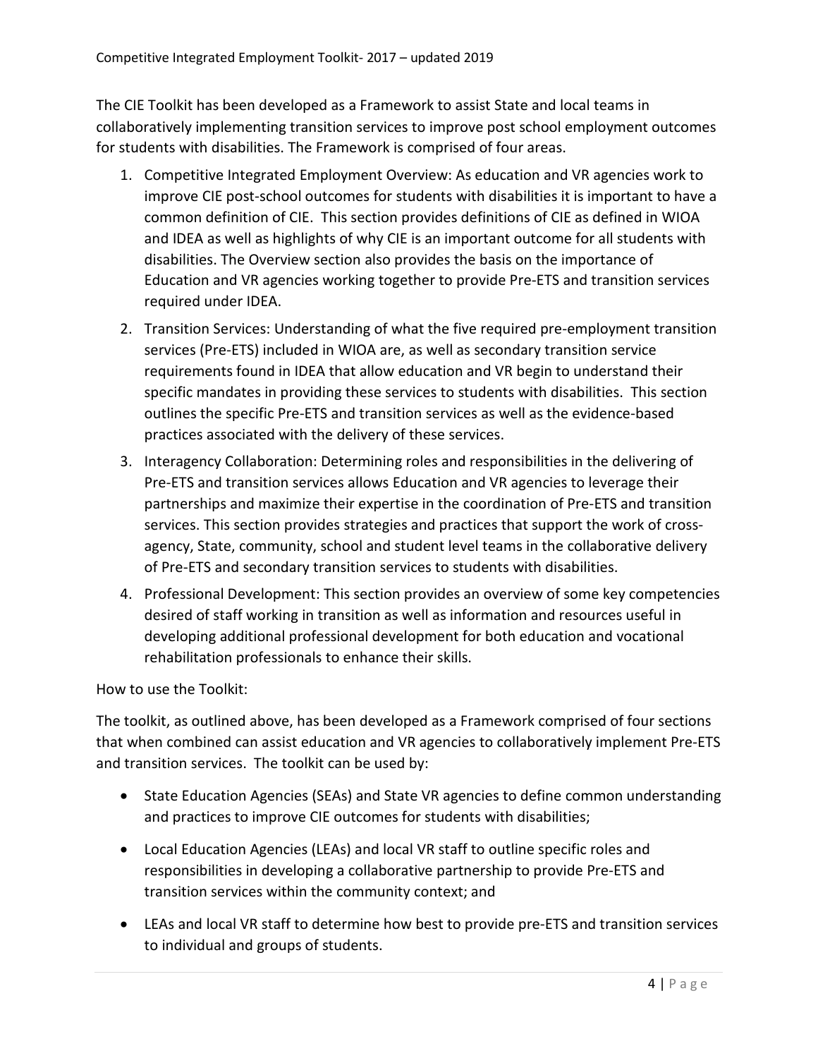The CIE Toolkit has been developed as a Framework to assist State and local teams in collaboratively implementing transition services to improve post school employment outcomes for students with disabilities. The Framework is comprised of four areas.

1. Competitive Integrated Employment Overview: As education and VR agencies work to improve CIE post-school outcomes for students with disabilities it is important to have a common definition of CIE. This section provides definitions of CIE as defined in WIOA and IDEA as well as highlights of why CIE is an important outcome for all students with disabilities. The Overview section also provides the basis on the importance of Education and VR agencies working together to provide Pre-ETS and transition services required under IDEA.
2. Transition Services: Understanding of what the five required pre-employment transition services (Pre-ETS) included in WIOA are, as well as secondary transition service requirements found in IDEA that allow education and VR begin to understand their specific mandates in providing these services to students with disabilities. This section outlines the specific Pre-ETS and transition services as well as the evidence-based practices associated with the delivery of these services.
3. Interagency Collaboration: Determining roles and responsibilities in the delivering of Pre-ETS and transition services allows Education and VR agencies to leverage their partnerships and maximize their expertise in the coordination of Pre-ETS and transition services. This section provides strategies and practices that support the work of cross-agency, State, community, school and student level teams in the collaborative delivery of Pre-ETS and secondary transition services to students with disabilities.
4. Professional Development: This section provides an overview of some key competencies desired of staff working in transition as well as information and resources useful in developing additional professional development for both education and vocational rehabilitation professionals to enhance their skills.

How to use the Toolkit:

The toolkit, as outlined above, has been developed as a Framework comprised of four sections that when combined can assist education and VR agencies to collaboratively implement Pre-ETS and transition services. The toolkit can be used by:

- State Education Agencies (SEAs) and State VR agencies to define common understanding and practices to improve CIE outcomes for students with disabilities;
- Local Education Agencies (LEAs) and local VR staff to outline specific roles and responsibilities in developing a collaborative partnership to provide Pre-ETS and transition services within the community context; and
- LEAs and local VR staff to determine how best to provide pre-ETS and transition services to individual and groups of students.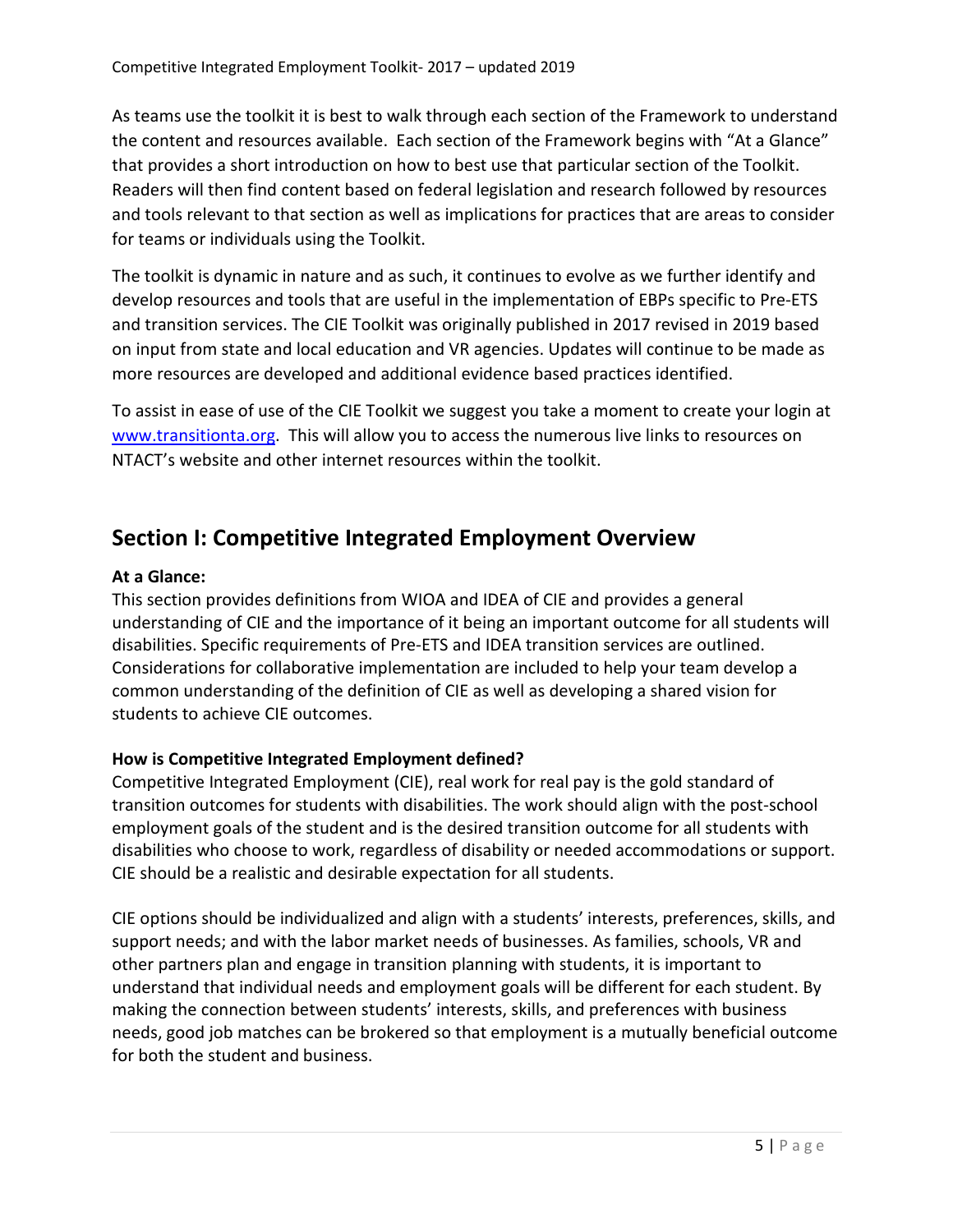As teams use the toolkit it is best to walk through each section of the Framework to understand the content and resources available. Each section of the Framework begins with "At a Glance" that provides a short introduction on how to best use that particular section of the Toolkit. Readers will then find content based on federal legislation and research followed by resources and tools relevant to that section as well as implications for practices that are areas to consider for teams or individuals using the Toolkit.

The toolkit is dynamic in nature and as such, it continues to evolve as we further identify and develop resources and tools that are useful in the implementation of EBPs specific to Pre-ETS and transition services. The CIE Toolkit was originally published in 2017 revised in 2019 based on input from state and local education and VR agencies. Updates will continue to be made as more resources are developed and additional evidence based practices identified.

To assist in ease of use of the CIE Toolkit we suggest you take a moment to create your login at [www.transitionta.org](http://www.transitionta.org). This will allow you to access the numerous live links to resources on NTACT's website and other internet resources within the toolkit.

## Section I: Competitive Integrated Employment Overview

**At a Glance:**
This section provides definitions from WIOA and IDEA of CIE and provides a general understanding of CIE and the importance of it being an important outcome for all students will disabilities. Specific requirements of Pre-ETS and IDEA transition services are outlined. Considerations for collaborative implementation are included to help your team develop a common understanding of the definition of CIE as well as developing a shared vision for students to achieve CIE outcomes.

**How is Competitive Integrated Employment defined?**
Competitive Integrated Employment (CIE), real work for real pay is the gold standard of transition outcomes for students with disabilities. The work should align with the post-school employment goals of the student and is the desired transition outcome for all students with disabilities who choose to work, regardless of disability or needed accommodations or support. CIE should be a realistic and desirable expectation for all students.

CIE options should be individualized and align with a students' interests, preferences, skills, and support needs; and with the labor market needs of businesses. As families, schools, VR and other partners plan and engage in transition planning with students, it is important to understand that individual needs and employment goals will be different for each student. By making the connection between students' interests, skills, and preferences with business needs, good job matches can be brokered so that employment is a mutually beneficial outcome for both the student and business.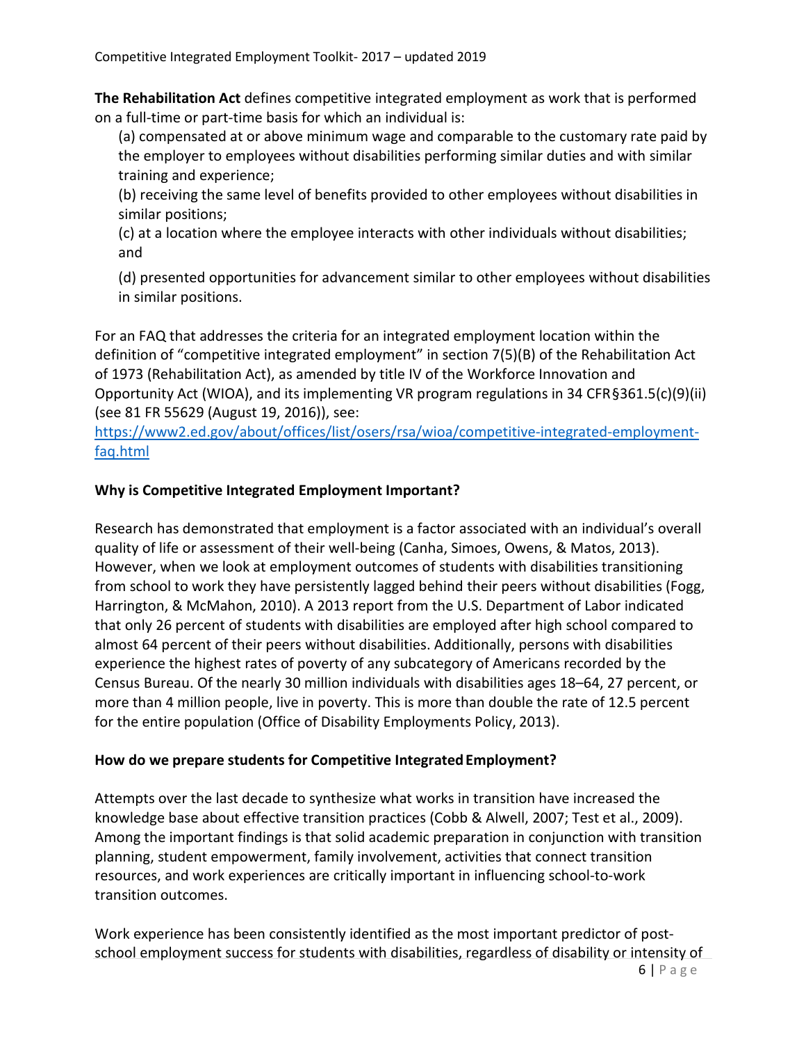**The Rehabilitation Act** defines competitive integrated employment as work that is performed on a full-time or part-time basis for which an individual is:

(a) compensated at or above minimum wage and comparable to the customary rate paid by the employer to employees without disabilities performing similar duties and with similar training and experience;

(b) receiving the same level of benefits provided to other employees without disabilities in similar positions;

(c) at a location where the employee interacts with other individuals without disabilities; and

(d) presented opportunities for advancement similar to other employees without disabilities in similar positions.

For an FAQ that addresses the criteria for an integrated employment location within the definition of "competitive integrated employment" in section 7(5)(B) of the Rehabilitation Act of 1973 (Rehabilitation Act), as amended by title IV of the Workforce Innovation and Opportunity Act (WIOA), and its implementing VR program regulations in 34 CFR§361.5(c)(9)(ii) (see 81 FR 55629 (August 19, 2016)), see: [https://www2.ed.gov/about/offices/list/osers/rsa/wioa/competitive-integrated-employment-faq.html](https://www2.ed.gov/about/offices/list/osers/rsa/wioa/competitive-integrated-employment-faq.html)

**Why is Competitive Integrated Employment Important?**

Research has demonstrated that employment is a factor associated with an individual's overall quality of life or assessment of their well-being (Canha, Simoes, Owens, & Matos, 2013). However, when we look at employment outcomes of students with disabilities transitioning from school to work they have persistently lagged behind their peers without disabilities (Fogg, Harrington, & McMahon, 2010). A 2013 report from the U.S. Department of Labor indicated that only 26 percent of students with disabilities are employed after high school compared to almost 64 percent of their peers without disabilities. Additionally, persons with disabilities experience the highest rates of poverty of any subcategory of Americans recorded by the Census Bureau. Of the nearly 30 million individuals with disabilities ages 18–64, 27 percent, or more than 4 million people, live in poverty. This is more than double the rate of 12.5 percent for the entire population (Office of Disability Employments Policy, 2013).

**How do we prepare students for Competitive Integrated Employment?**

Attempts over the last decade to synthesize what works in transition have increased the knowledge base about effective transition practices (Cobb & Alwell, 2007; Test et al., 2009). Among the important findings is that solid academic preparation in conjunction with transition planning, student empowerment, family involvement, activities that connect transition resources, and work experiences are critically important in influencing school-to-work transition outcomes.

Work experience has been consistently identified as the most important predictor of post-school employment success for students with disabilities, regardless of disability or intensity of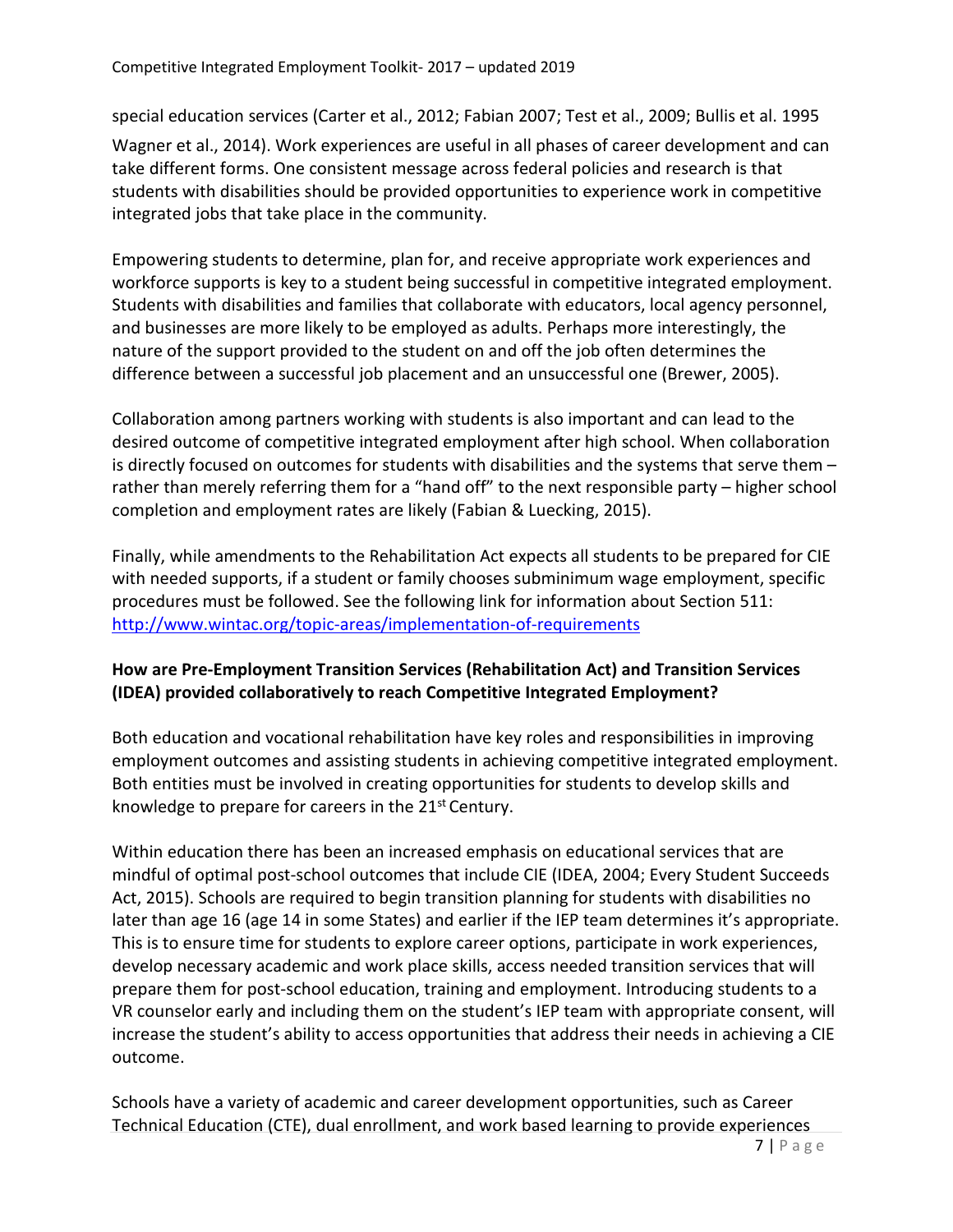special education services (Carter et al., 2012; Fabian 2007; Test et al., 2009; Bullis et al. 1995 Wagner et al., 2014). Work experiences are useful in all phases of career development and can take different forms. One consistent message across federal policies and research is that students with disabilities should be provided opportunities to experience work in competitive integrated jobs that take place in the community.

Empowering students to determine, plan for, and receive appropriate work experiences and workforce supports is key to a student being successful in competitive integrated employment. Students with disabilities and families that collaborate with educators, local agency personnel, and businesses are more likely to be employed as adults. Perhaps more interestingly, the nature of the support provided to the student on and off the job often determines the difference between a successful job placement and an unsuccessful one (Brewer, 2005).

Collaboration among partners working with students is also important and can lead to the desired outcome of competitive integrated employment after high school. When collaboration is directly focused on outcomes for students with disabilities and the systems that serve them – rather than merely referring them for a "hand off" to the next responsible party – higher school completion and employment rates are likely (Fabian & Luecking, 2015).

Finally, while amendments to the Rehabilitation Act expects all students to be prepared for CIE with needed supports, if a student or family chooses subminimum wage employment, specific procedures must be followed. See the following link for information about Section 511: [http://www.wintac.org/topic-areas/implementation-of-requirements](http://www.wintac.org/topic-areas/implementation-of-requirements)

**How are Pre-Employment Transition Services (Rehabilitation Act) and Transition Services (IDEA) provided collaboratively to reach Competitive Integrated Employment?**

Both education and vocational rehabilitation have key roles and responsibilities in improving employment outcomes and assisting students in achieving competitive integrated employment. Both entities must be involved in creating opportunities for students to develop skills and knowledge to prepare for careers in the 21st Century.

Within education there has been an increased emphasis on educational services that are mindful of optimal post-school outcomes that include CIE (IDEA, 2004; Every Student Succeeds Act, 2015). Schools are required to begin transition planning for students with disabilities no later than age 16 (age 14 in some States) and earlier if the IEP team determines it's appropriate. This is to ensure time for students to explore career options, participate in work experiences, develop necessary academic and work place skills, access needed transition services that will prepare them for post-school education, training and employment. Introducing students to a VR counselor early and including them on the student's IEP team with appropriate consent, will increase the student's ability to access opportunities that address their needs in achieving a CIE outcome.

Schools have a variety of academic and career development opportunities, such as Career Technical Education (CTE), dual enrollment, and work based learning to provide experiences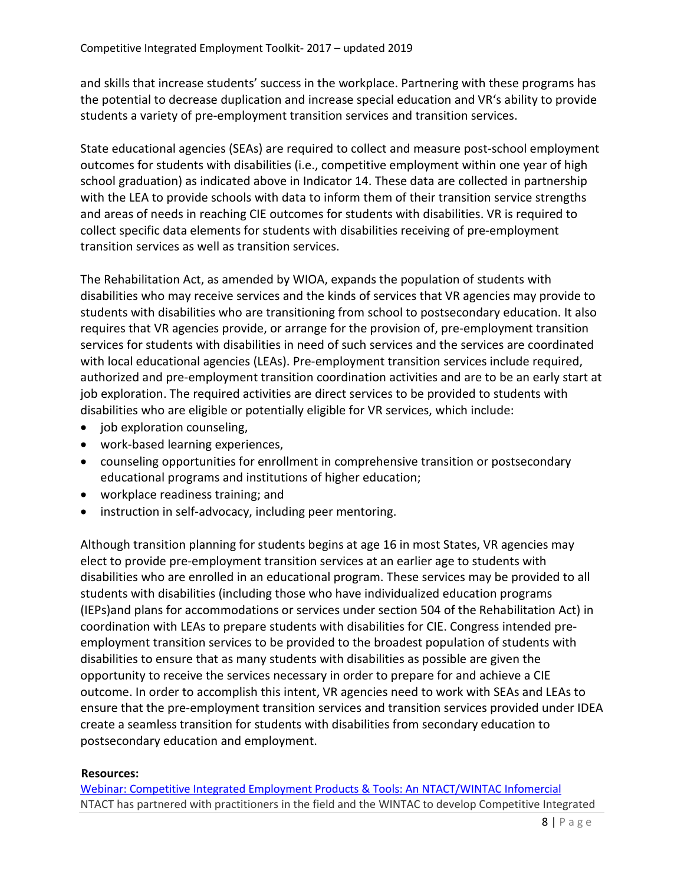and skills that increase students' success in the workplace. Partnering with these programs has the potential to decrease duplication and increase special education and VR's ability to provide students a variety of pre-employment transition services and transition services.

State educational agencies (SEAs) are required to collect and measure post-school employment outcomes for students with disabilities (i.e., competitive employment within one year of high school graduation) as indicated above in Indicator 14. These data are collected in partnership with the LEA to provide schools with data to inform them of their transition service strengths and areas of needs in reaching CIE outcomes for students with disabilities. VR is required to collect specific data elements for students with disabilities receiving of pre-employment transition services as well as transition services.

The Rehabilitation Act, as amended by WIOA, expands the population of students with disabilities who may receive services and the kinds of services that VR agencies may provide to students with disabilities who are transitioning from school to postsecondary education. It also requires that VR agencies provide, or arrange for the provision of, pre-employment transition services for students with disabilities in need of such services and the services are coordinated with local educational agencies (LEAs). Pre-employment transition services include required, authorized and pre-employment transition coordination activities and are to be an early start at job exploration. The required activities are direct services to be provided to students with disabilities who are eligible or potentially eligible for VR services, which include:

- job exploration counseling,
- work-based learning experiences,
- counseling opportunities for enrollment in comprehensive transition or postsecondary educational programs and institutions of higher education;
- workplace readiness training; and
- instruction in self-advocacy, including peer mentoring.

Although transition planning for students begins at age 16 in most States, VR agencies may elect to provide pre-employment transition services at an earlier age to students with disabilities who are enrolled in an educational program. These services may be provided to all students with disabilities (including those who have individualized education programs (IEPs)and plans for accommodations or services under section 504 of the Rehabilitation Act) in coordination with LEAs to prepare students with disabilities for CIE. Congress intended pre-employment transition services to be provided to the broadest population of students with disabilities to ensure that as many students with disabilities as possible are given the opportunity to receive the services necessary in order to prepare for and achieve a CIE outcome. In order to accomplish this intent, VR agencies need to work with SEAs and LEAs to ensure that the pre-employment transition services and transition services provided under IDEA create a seamless transition for students with disabilities from secondary education to postsecondary education and employment.

**Resources:**

Webinar: Competitive Integrated Employment Products & Tools: An NTACT/WINTAC Infomercial
NTACT has partnered with practitioners in the field and the WINTAC to develop Competitive Integrated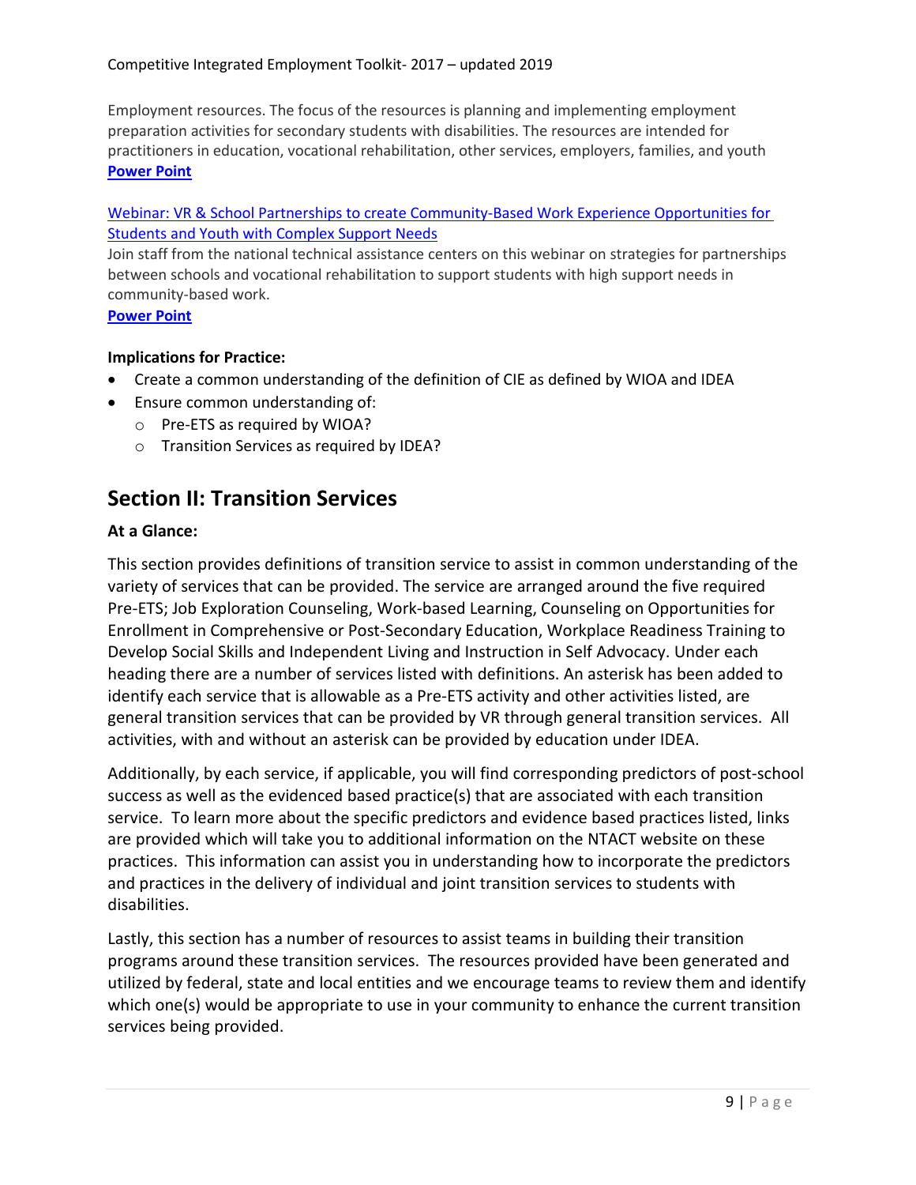Employment resources. The focus of the resources is planning and implementing employment preparation activities for secondary students with disabilities. The resources are intended for practitioners in education, vocational rehabilitation, other services, employers, families, and youth
**Power Point**

Webinar: VR & School Partnerships to create Community-Based Work Experience Opportunities for Students and Youth with Complex Support Needs
Join staff from the national technical assistance centers on this webinar on strategies for partnerships between schools and vocational rehabilitation to support students with high support needs in community-based work.
**Power Point**

**Implications for Practice:**

- Create a common understanding of the definition of CIE as defined by WIOA and IDEA
- Ensure common understanding of:
  - Pre-ETS as required by WIOA?
  - Transition Services as required by IDEA?

## Section II: Transition Services

**At a Glance:**

This section provides definitions of transition service to assist in common understanding of the variety of services that can be provided. The service are arranged around the five required Pre-ETS; Job Exploration Counseling, Work-based Learning, Counseling on Opportunities for Enrollment in Comprehensive or Post-Secondary Education, Workplace Readiness Training to Develop Social Skills and Independent Living and Instruction in Self Advocacy. Under each heading there are a number of services listed with definitions. An asterisk has been added to identify each service that is allowable as a Pre-ETS activity and other activities listed, are general transition services that can be provided by VR through general transition services. All activities, with and without an asterisk can be provided by education under IDEA.

Additionally, by each service, if applicable, you will find corresponding predictors of post-school success as well as the evidenced based practice(s) that are associated with each transition service. To learn more about the specific predictors and evidence based practices listed, links are provided which will take you to additional information on the NTACT website on these practices. This information can assist you in understanding how to incorporate the predictors and practices in the delivery of individual and joint transition services to students with disabilities.

Lastly, this section has a number of resources to assist teams in building their transition programs around these transition services. The resources provided have been generated and utilized by federal, state and local entities and we encourage teams to review them and identify which one(s) would be appropriate to use in your community to enhance the current transition services being provided.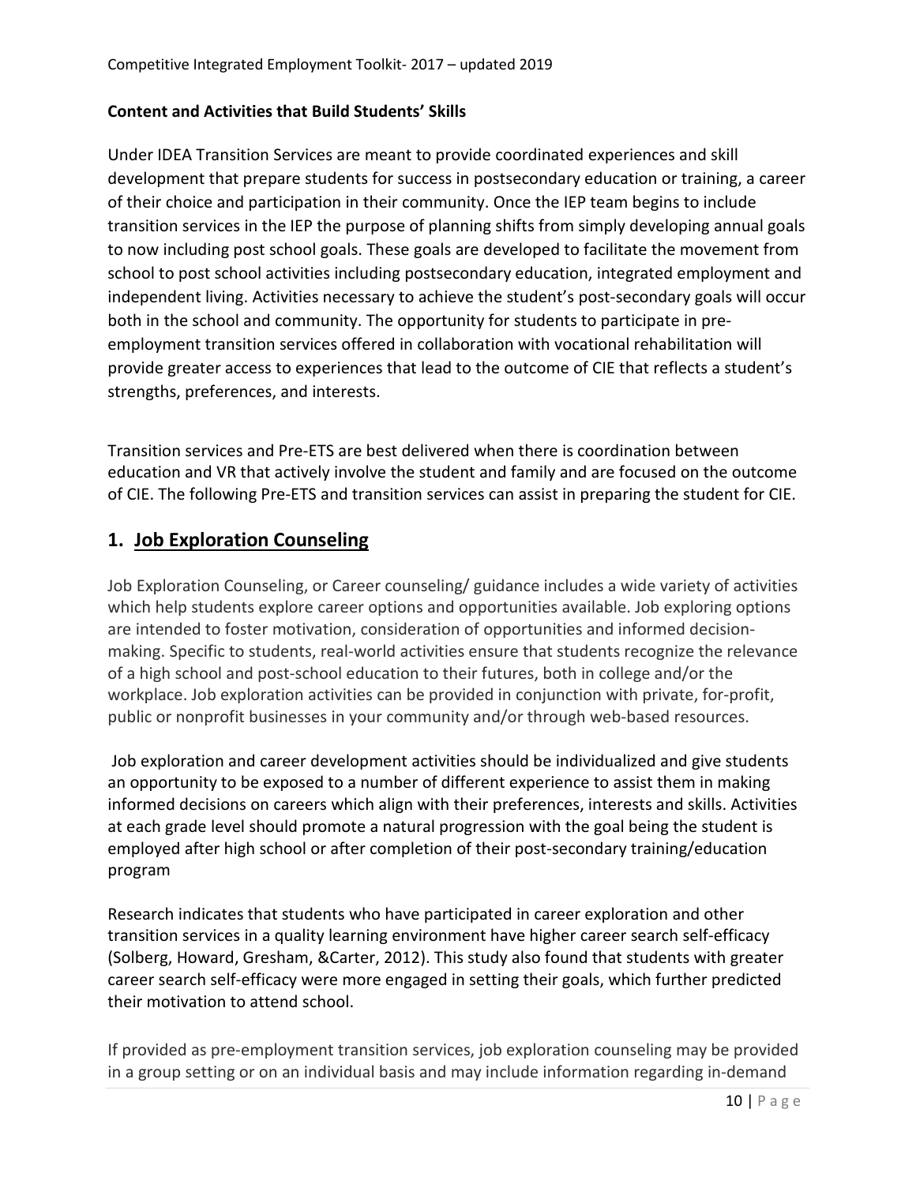### Content and Activities that Build Students' Skills

Under IDEA Transition Services are meant to provide coordinated experiences and skill development that prepare students for success in postsecondary education or training, a career of their choice and participation in their community. Once the IEP team begins to include transition services in the IEP the purpose of planning shifts from simply developing annual goals to now including post school goals. These goals are developed to facilitate the movement from school to post school activities including postsecondary education, integrated employment and independent living. Activities necessary to achieve the student's post-secondary goals will occur both in the school and community. The opportunity for students to participate in pre-employment transition services offered in collaboration with vocational rehabilitation will provide greater access to experiences that lead to the outcome of CIE that reflects a student's strengths, preferences, and interests.

Transition services and Pre-ETS are best delivered when there is coordination between education and VR that actively involve the student and family and are focused on the outcome of CIE. The following Pre-ETS and transition services can assist in preparing the student for CIE.

## 1. Job Exploration Counseling

Job Exploration Counseling, or Career counseling/ guidance includes a wide variety of activities which help students explore career options and opportunities available. Job exploring options are intended to foster motivation, consideration of opportunities and informed decision-making. Specific to students, real-world activities ensure that students recognize the relevance of a high school and post-school education to their futures, both in college and/or the workplace. Job exploration activities can be provided in conjunction with private, for-profit, public or nonprofit businesses in your community and/or through web-based resources.

Job exploration and career development activities should be individualized and give students an opportunity to be exposed to a number of different experience to assist them in making informed decisions on careers which align with their preferences, interests and skills. Activities at each grade level should promote a natural progression with the goal being the student is employed after high school or after completion of their post-secondary training/education program

Research indicates that students who have participated in career exploration and other transition services in a quality learning environment have higher career search self-efficacy (Solberg, Howard, Gresham, &Carter, 2012). This study also found that students with greater career search self-efficacy were more engaged in setting their goals, which further predicted their motivation to attend school.

If provided as pre-employment transition services, job exploration counseling may be provided in a group setting or on an individual basis and may include information regarding in-demand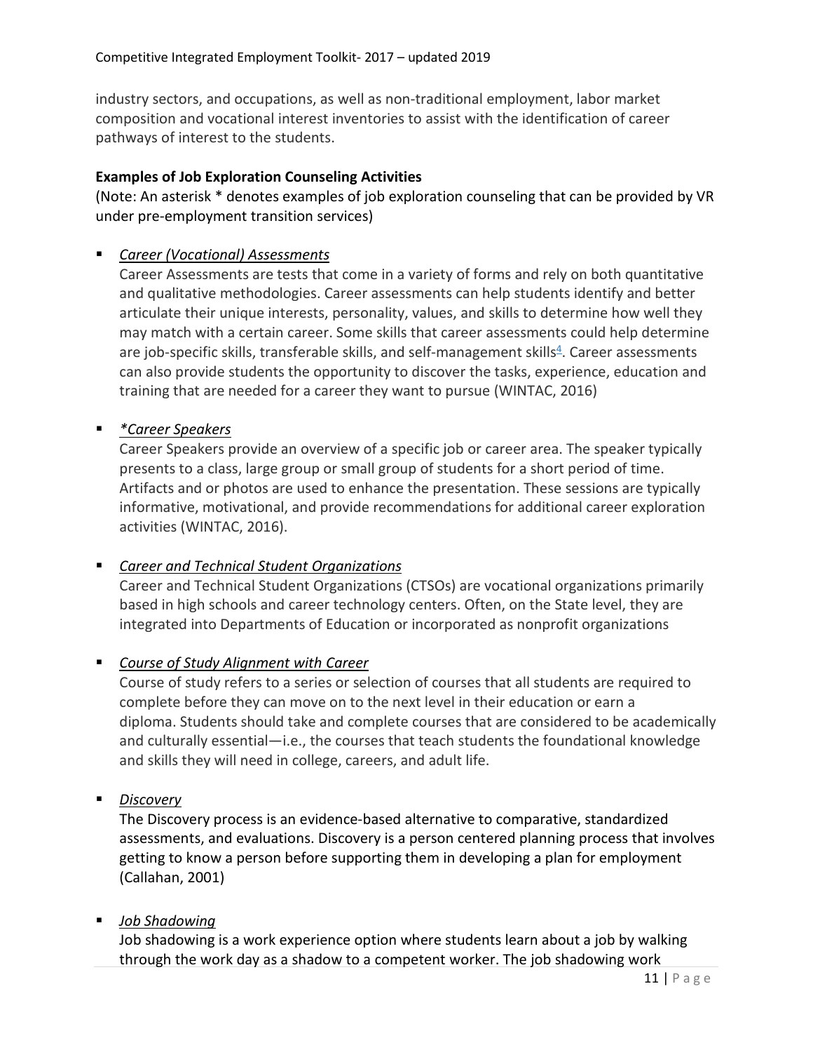industry sectors, and occupations, as well as non-traditional employment, labor market composition and vocational interest inventories to assist with the identification of career pathways of interest to the students.

**Examples of Job Exploration Counseling Activities**

(Note: An asterisk * denotes examples of job exploration counseling that can be provided by VR under pre-employment transition services)

- ***Career (Vocational) Assessments***

  Career Assessments are tests that come in a variety of forms and rely on both quantitative and qualitative methodologies. Career assessments can help students identify and better articulate their unique interests, personality, values, and skills to determine how well they may match with a certain career. Some skills that career assessments could help determine are job-specific skills, transferable skills, and self-management skills[4]. Career assessments can also provide students the opportunity to discover the tasks, experience, education and training that are needed for a career they want to pursue (WINTAC, 2016)

- ***\*Career Speakers***

  Career Speakers provide an overview of a specific job or career area. The speaker typically presents to a class, large group or small group of students for a short period of time. Artifacts and or photos are used to enhance the presentation. These sessions are typically informative, motivational, and provide recommendations for additional career exploration activities (WINTAC, 2016).

- ***Career and Technical Student Organizations***

  Career and Technical Student Organizations (CTSOs) are vocational organizations primarily based in high schools and career technology centers. Often, on the State level, they are integrated into Departments of Education or incorporated as nonprofit organizations

- ***Course of Study Alignment with Career***

  Course of study refers to a series or selection of courses that all students are required to complete before they can move on to the next level in their education or earn a diploma. Students should take and complete courses that are considered to be academically and culturally essential—i.e., the courses that teach students the foundational knowledge and skills they will need in college, careers, and adult life.

- ***Discovery***

  The Discovery process is an evidence-based alternative to comparative, standardized assessments, and evaluations. Discovery is a person centered planning process that involves getting to know a person before supporting them in developing a plan for employment (Callahan, 2001)

- ***Job Shadowing***

  Job shadowing is a work experience option where students learn about a job by walking through the work day as a shadow to a competent worker. The job shadowing work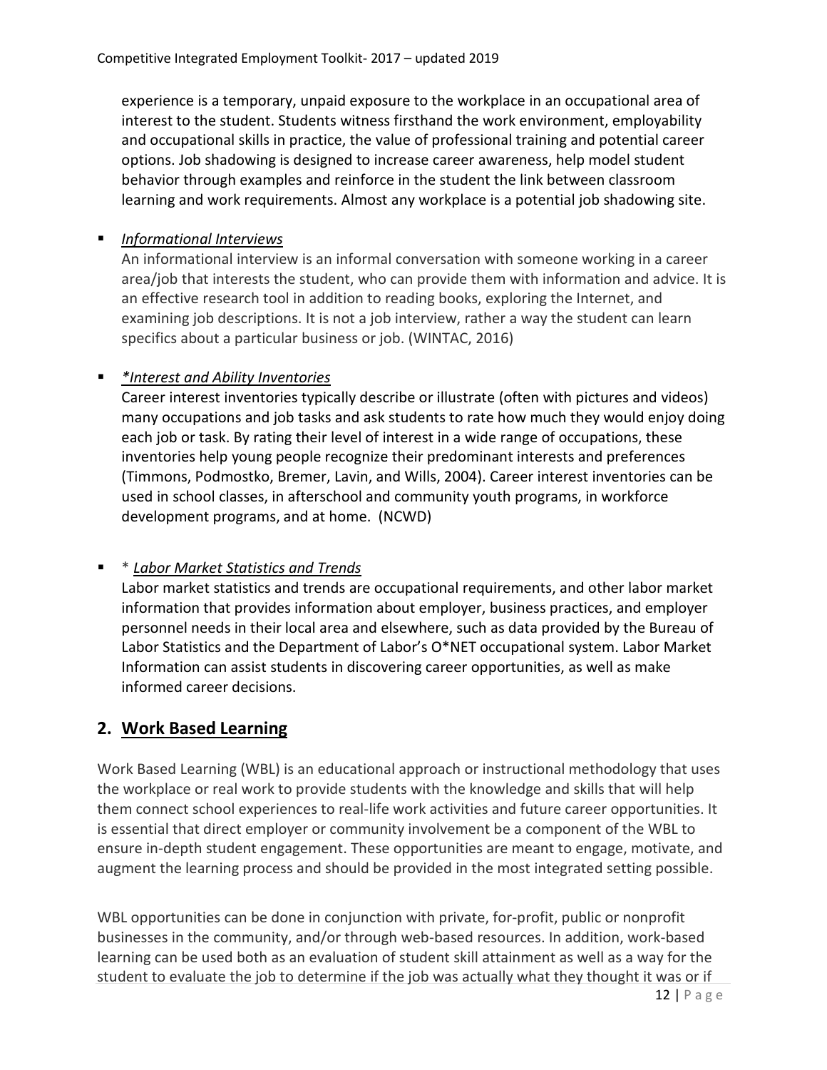experience is a temporary, unpaid exposure to the workplace in an occupational area of interest to the student. Students witness firsthand the work environment, employability and occupational skills in practice, the value of professional training and potential career options. Job shadowing is designed to increase career awareness, help model student behavior through examples and reinforce in the student the link between classroom learning and work requirements. Almost any workplace is a potential job shadowing site.

- *Informational Interviews*
  An informational interview is an informal conversation with someone working in a career area/job that interests the student, who can provide them with information and advice. It is an effective research tool in addition to reading books, exploring the Internet, and examining job descriptions. It is not a job interview, rather a way the student can learn specifics about a particular business or job. (WINTAC, 2016)

- *\*Interest and Ability Inventories*
  Career interest inventories typically describe or illustrate (often with pictures and videos) many occupations and job tasks and ask students to rate how much they would enjoy doing each job or task. By rating their level of interest in a wide range of occupations, these inventories help young people recognize their predominant interests and preferences (Timmons, Podmostko, Bremer, Lavin, and Wills, 2004). Career interest inventories can be used in school classes, in afterschool and community youth programs, in workforce development programs, and at home. (NCWD)

- \* *Labor Market Statistics and Trends*
  Labor market statistics and trends are occupational requirements, and other labor market information that provides information about employer, business practices, and employer personnel needs in their local area and elsewhere, such as data provided by the Bureau of Labor Statistics and the Department of Labor's O*NET occupational system. Labor Market Information can assist students in discovering career opportunities, as well as make informed career decisions.

## 2. Work Based Learning

Work Based Learning (WBL) is an educational approach or instructional methodology that uses the workplace or real work to provide students with the knowledge and skills that will help them connect school experiences to real-life work activities and future career opportunities. It is essential that direct employer or community involvement be a component of the WBL to ensure in-depth student engagement. These opportunities are meant to engage, motivate, and augment the learning process and should be provided in the most integrated setting possible.

WBL opportunities can be done in conjunction with private, for-profit, public or nonprofit businesses in the community, and/or through web-based resources. In addition, work-based learning can be used both as an evaluation of student skill attainment as well as a way for the student to evaluate the job to determine if the job was actually what they thought it was or if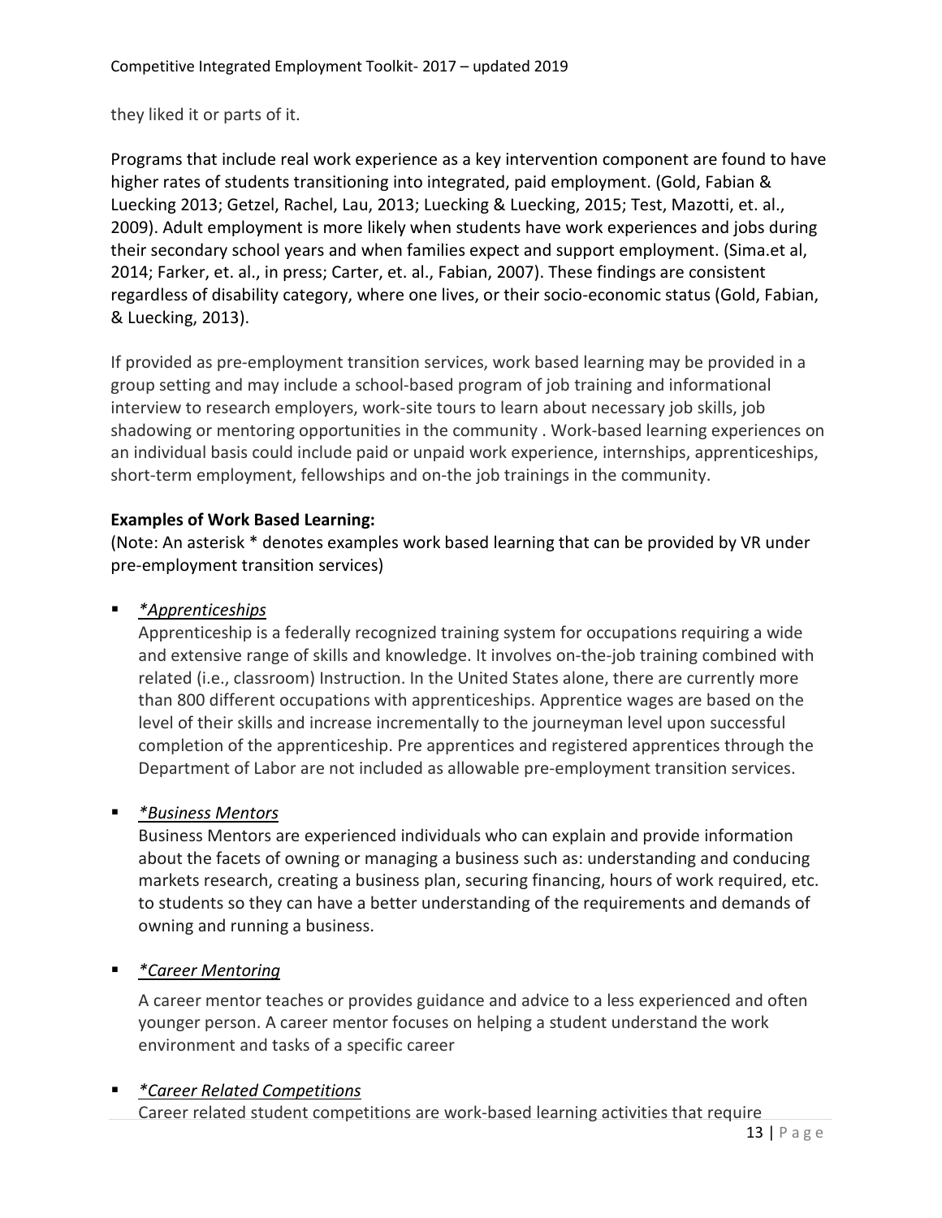they liked it or parts of it.

Programs that include real work experience as a key intervention component are found to have higher rates of students transitioning into integrated, paid employment. (Gold, Fabian & Luecking 2013; Getzel, Rachel, Lau, 2013; Luecking & Luecking, 2015; Test, Mazotti, et. al., 2009). Adult employment is more likely when students have work experiences and jobs during their secondary school years and when families expect and support employment. (Sima.et al, 2014; Farker, et. al., in press; Carter, et. al., Fabian, 2007). These findings are consistent regardless of disability category, where one lives, or their socio-economic status (Gold, Fabian, & Luecking, 2013).

If provided as pre-employment transition services, work based learning may be provided in a group setting and may include a school-based program of job training and informational interview to research employers, work-site tours to learn about necessary job skills, job shadowing or mentoring opportunities in the community . Work-based learning experiences on an individual basis could include paid or unpaid work experience, internships, apprenticeships, short-term employment, fellowships and on-the job trainings in the community.

**Examples of Work Based Learning:**
(Note: An asterisk * denotes examples work based learning that can be provided by VR under pre-employment transition services)

- <u>*\*Apprenticeships*</u>
  Apprenticeship is a federally recognized training system for occupations requiring a wide and extensive range of skills and knowledge. It involves on-the-job training combined with related (i.e., classroom) Instruction. In the United States alone, there are currently more than 800 different occupations with apprenticeships. Apprentice wages are based on the level of their skills and increase incrementally to the journeyman level upon successful completion of the apprenticeship. Pre apprentices and registered apprentices through the Department of Labor are not included as allowable pre-employment transition services.

- <u>*\*Business Mentors*</u>
  Business Mentors are experienced individuals who can explain and provide information about the facets of owning or managing a business such as: understanding and conducing markets research, creating a business plan, securing financing, hours of work required, etc. to students so they can have a better understanding of the requirements and demands of owning and running a business.

- <u>*\*Career Mentoring*</u>

  A career mentor teaches or provides guidance and advice to a less experienced and often younger person. A career mentor focuses on helping a student understand the work environment and tasks of a specific career

- <u>*\*Career Related Competitions*</u>
  Career related student competitions are work-based learning activities that require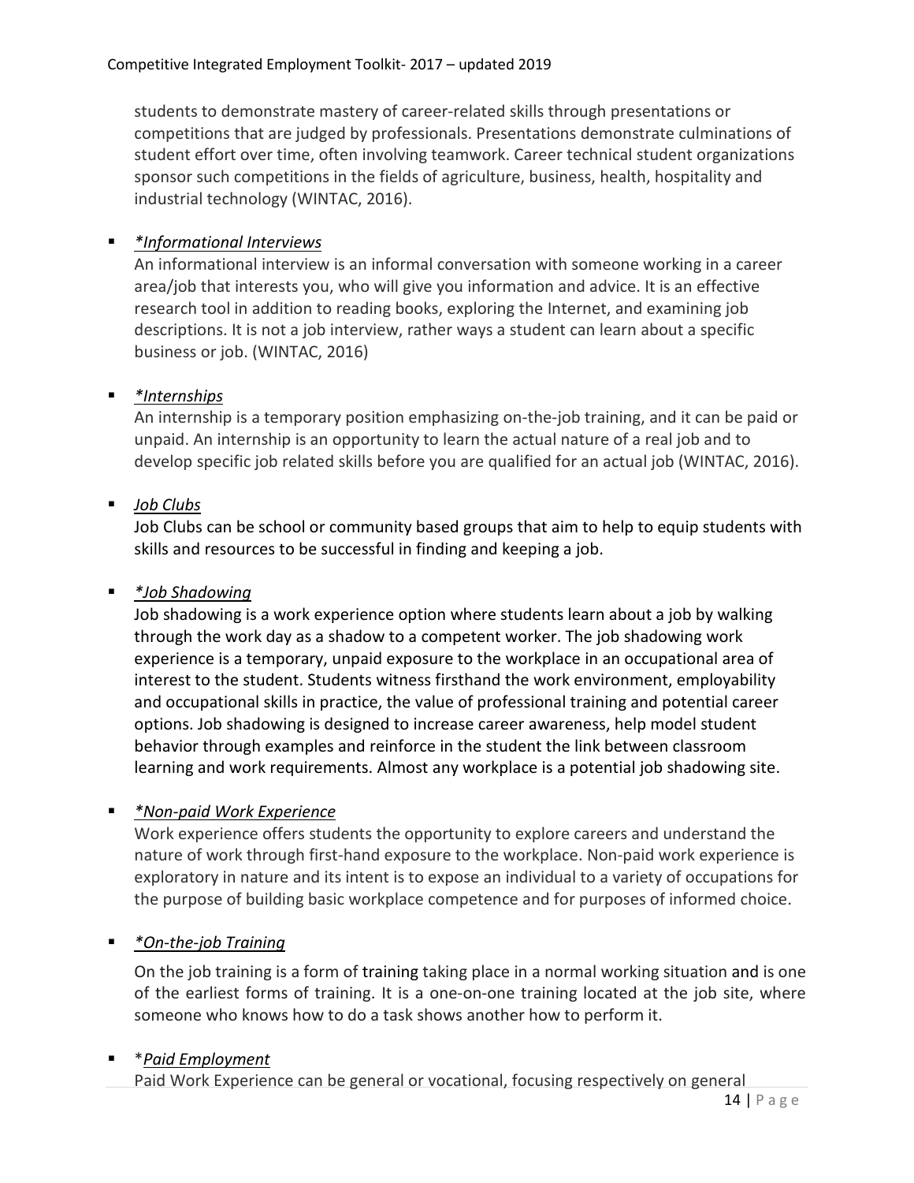students to demonstrate mastery of career-related skills through presentations or competitions that are judged by professionals. Presentations demonstrate culminations of student effort over time, often involving teamwork. Career technical student organizations sponsor such competitions in the fields of agriculture, business, health, hospitality and industrial technology (WINTAC, 2016).

- *\*Informational Interviews*

  An informational interview is an informal conversation with someone working in a career area/job that interests you, who will give you information and advice. It is an effective research tool in addition to reading books, exploring the Internet, and examining job descriptions. It is not a job interview, rather ways a student can learn about a specific business or job. (WINTAC, 2016)

- *\*Internships*

  An internship is a temporary position emphasizing on-the-job training, and it can be paid or unpaid. An internship is an opportunity to learn the actual nature of a real job and to develop specific job related skills before you are qualified for an actual job (WINTAC, 2016).

- *Job Clubs*

  Job Clubs can be school or community based groups that aim to help to equip students with skills and resources to be successful in finding and keeping a job.

- *\*Job Shadowing*

  Job shadowing is a work experience option where students learn about a job by walking through the work day as a shadow to a competent worker. The job shadowing work experience is a temporary, unpaid exposure to the workplace in an occupational area of interest to the student. Students witness firsthand the work environment, employability and occupational skills in practice, the value of professional training and potential career options. Job shadowing is designed to increase career awareness, help model student behavior through examples and reinforce in the student the link between classroom learning and work requirements. Almost any workplace is a potential job shadowing site.

- *\*Non-paid Work Experience*

  Work experience offers students the opportunity to explore careers and understand the nature of work through first-hand exposure to the workplace. Non-paid work experience is exploratory in nature and its intent is to expose an individual to a variety of occupations for the purpose of building basic workplace competence and for purposes of informed choice.

- *\*On-the-job Training*

  On the job training is a form of training taking place in a normal working situation and is one of the earliest forms of training. It is a one-on-one training located at the job site, where someone who knows how to do a task shows another how to perform it.

- \**Paid Employment*

  Paid Work Experience can be general or vocational, focusing respectively on general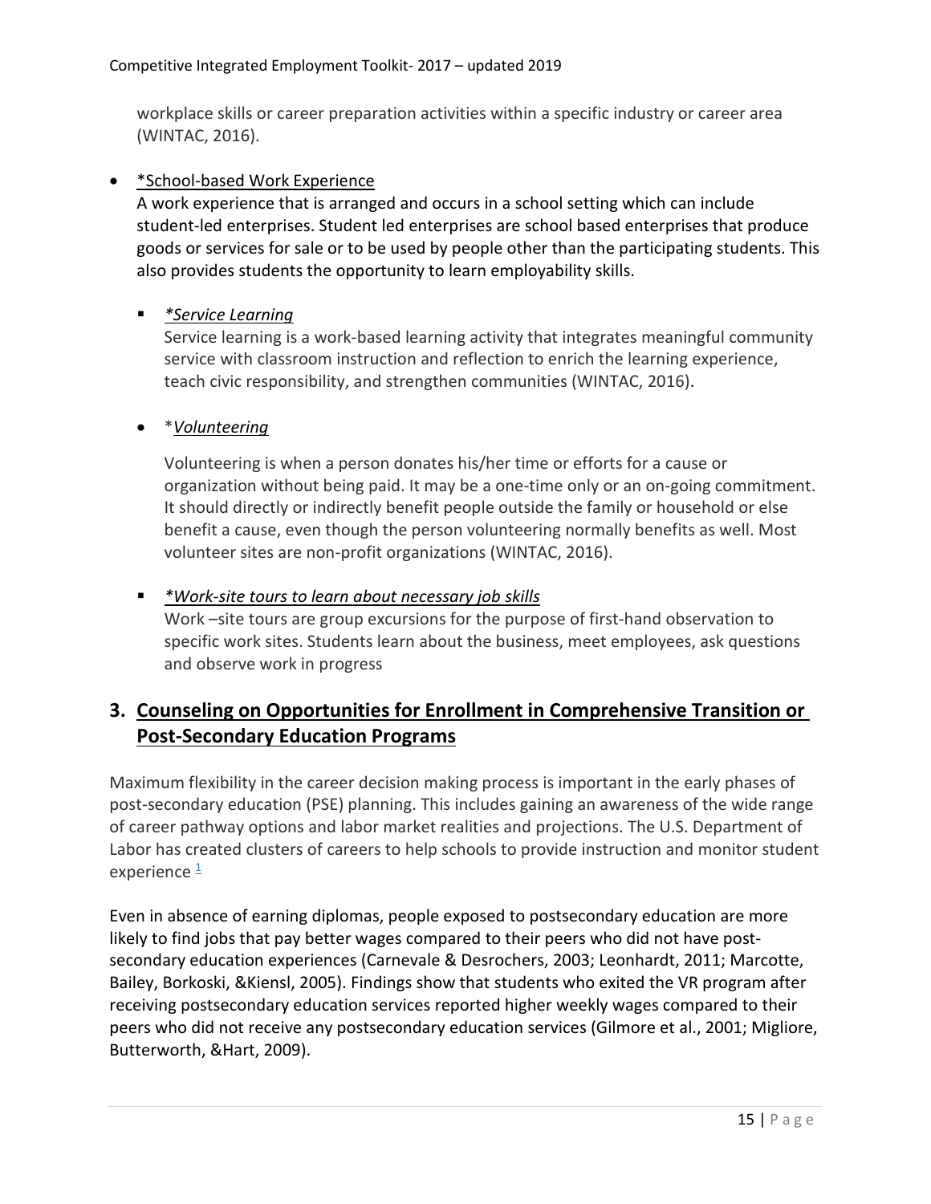workplace skills or career preparation activities within a specific industry or career area (WINTAC, 2016).

- *School-based Work Experience
  A work experience that is arranged and occurs in a school setting which can include student-led enterprises. Student led enterprises are school based enterprises that produce goods or services for sale or to be used by people other than the participating students. This also provides students the opportunity to learn employability skills.

  - *\*Service Learning*
    Service learning is a work-based learning activity that integrates meaningful community service with classroom instruction and reflection to enrich the learning experience, teach civic responsibility, and strengthen communities (WINTAC, 2016).

- **Volunteering*

  Volunteering is when a person donates his/her time or efforts for a cause or organization without being paid. It may be a one-time only or an on-going commitment. It should directly or indirectly benefit people outside the family or household or else benefit a cause, even though the person volunteering normally benefits as well. Most volunteer sites are non-profit organizations (WINTAC, 2016).

  - *\*Work-site tours to learn about necessary job skills*
    Work –site tours are group excursions for the purpose of first-hand observation to specific work sites. Students learn about the business, meet employees, ask questions and observe work in progress

## 3. Counseling on Opportunities for Enrollment in Comprehensive Transition or Post-Secondary Education Programs

Maximum flexibility in the career decision making process is important in the early phases of post-secondary education (PSE) planning. This includes gaining an awareness of the wide range of career pathway options and labor market realities and projections. The U.S. Department of Labor has created clusters of careers to help schools to provide instruction and monitor student experience [1]

Even in absence of earning diplomas, people exposed to postsecondary education are more likely to find jobs that pay better wages compared to their peers who did not have post-secondary education experiences (Carnevale & Desrochers, 2003; Leonhardt, 2011; Marcotte, Bailey, Borkoski, &Kiensl, 2005). Findings show that students who exited the VR program after receiving postsecondary education services reported higher weekly wages compared to their peers who did not receive any postsecondary education services (Gilmore et al., 2001; Migliore, Butterworth, &Hart, 2009).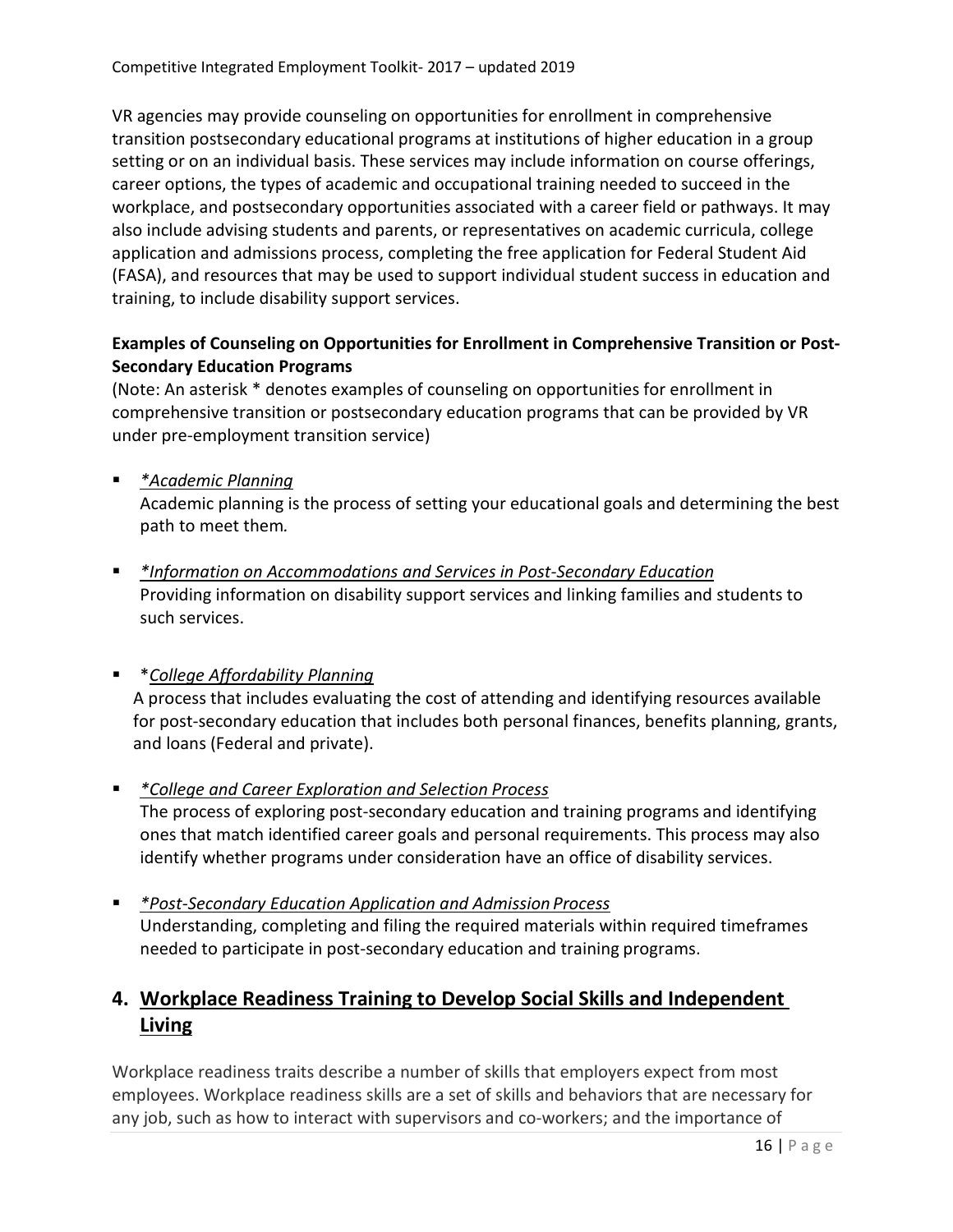VR agencies may provide counseling on opportunities for enrollment in comprehensive transition postsecondary educational programs at institutions of higher education in a group setting or on an individual basis. These services may include information on course offerings, career options, the types of academic and occupational training needed to succeed in the workplace, and postsecondary opportunities associated with a career field or pathways. It may also include advising students and parents, or representatives on academic curricula, college application and admissions process, completing the free application for Federal Student Aid (FASA), and resources that may be used to support individual student success in education and training, to include disability support services.

**Examples of Counseling on Opportunities for Enrollment in Comprehensive Transition or Post-Secondary Education Programs**

(Note: An asterisk * denotes examples of counseling on opportunities for enrollment in comprehensive transition or postsecondary education programs that can be provided by VR under pre-employment transition service)

- <u>*\*Academic Planning*</u>
  Academic planning is the process of setting your educational goals and determining the best path to meet them*.*
- <u>*\*Information on Accommodations and Services in Post-Secondary Education*</u>
  Providing information on disability support services and linking families and students to such services.
- \*<u>*College Affordability Planning*</u>
  A process that includes evaluating the cost of attending and identifying resources available for post-secondary education that includes both personal finances, benefits planning, grants, and loans (Federal and private).
- <u>*\*College and Career Exploration and Selection Process*</u>
  The process of exploring post-secondary education and training programs and identifying ones that match identified career goals and personal requirements. This process may also identify whether programs under consideration have an office of disability services.
- <u>*\*Post-Secondary Education Application and Admission Process*</u>
  Understanding, completing and filing the required materials within required timeframes needed to participate in post-secondary education and training programs.

## 4. <u>Workplace Readiness Training to Develop Social Skills and Independent Living</u>

Workplace readiness traits describe a number of skills that employers expect from most employees. Workplace readiness skills are a set of skills and behaviors that are necessary for any job, such as how to interact with supervisors and co-workers; and the importance of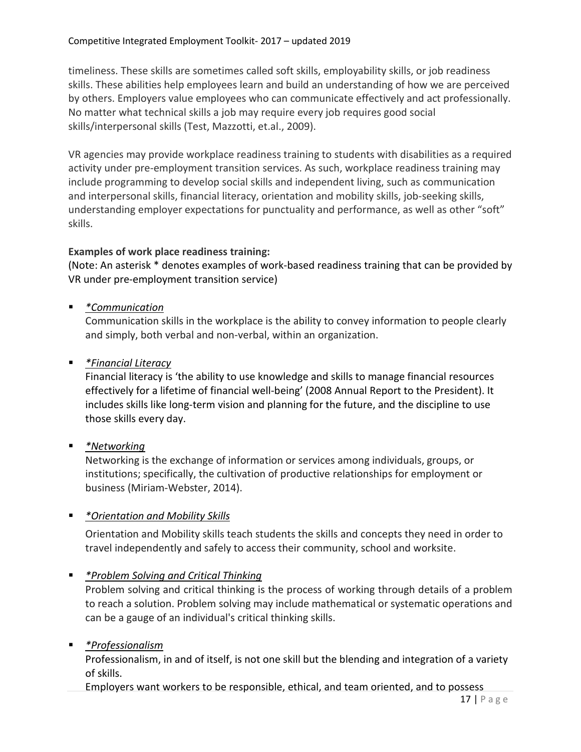timeliness. These skills are sometimes called soft skills, employability skills, or job readiness skills. These abilities help employees learn and build an understanding of how we are perceived by others. Employers value employees who can communicate effectively and act professionally. No matter what technical skills a job may require every job requires good social skills/interpersonal skills (Test, Mazzotti, et.al., 2009).

VR agencies may provide workplace readiness training to students with disabilities as a required activity under pre-employment transition services. As such, workplace readiness training may include programming to develop social skills and independent living, such as communication and interpersonal skills, financial literacy, orientation and mobility skills, job-seeking skills, understanding employer expectations for punctuality and performance, as well as other "soft" skills.

**Examples of work place readiness training:**
(Note: An asterisk * denotes examples of work-based readiness training that can be provided by VR under pre-employment transition service)

- *<u>*Communication</u>*
  Communication skills in the workplace is the ability to convey information to people clearly and simply, both verbal and non-verbal, within an organization.

- *<u>*Financial Literacy</u>*
  Financial literacy is 'the ability to use knowledge and skills to manage financial resources effectively for a lifetime of financial well-being' (2008 Annual Report to the President). It includes skills like long-term vision and planning for the future, and the discipline to use those skills every day.

- *<u>*Networking</u>*
  Networking is the exchange of information or services among individuals, groups, or institutions; specifically, the cultivation of productive relationships for employment or business (Miriam-Webster, 2014).

- *<u>*Orientation and Mobility Skills</u>*
  Orientation and Mobility skills teach students the skills and concepts they need in order to travel independently and safely to access their community, school and worksite.

- *<u>*Problem Solving and Critical Thinking</u>*
  Problem solving and critical thinking is the process of working through details of a problem to reach a solution. Problem solving may include mathematical or systematic operations and can be a gauge of an individual's critical thinking skills.

- *<u>*Professionalism</u>*
  Professionalism, in and of itself, is not one skill but the blending and integration of a variety of skills.
  Employers want workers to be responsible, ethical, and team oriented, and to possess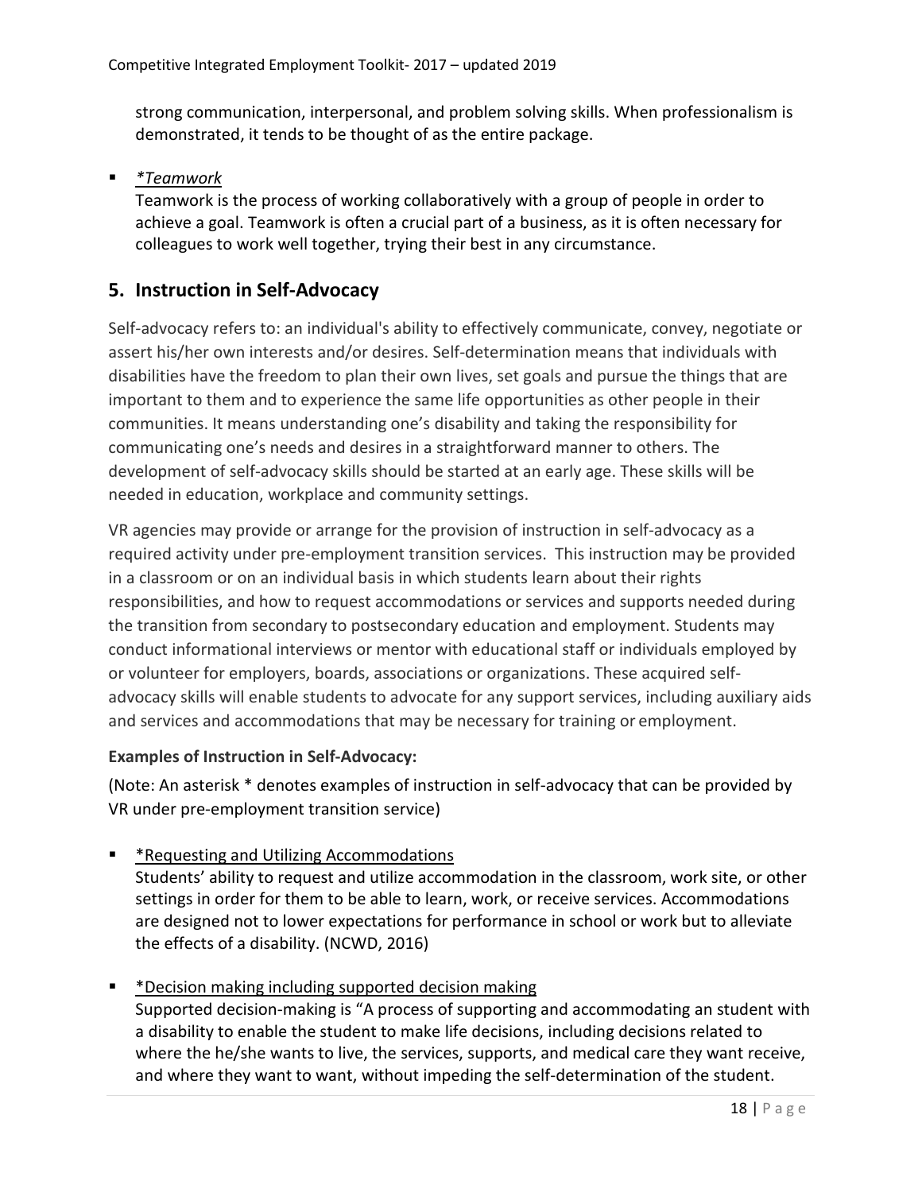strong communication, interpersonal, and problem solving skills. When professionalism is demonstrated, it tends to be thought of as the entire package.

- <u>*Teamwork*</u>
  Teamwork is the process of working collaboratively with a group of people in order to achieve a goal. Teamwork is often a crucial part of a business, as it is often necessary for colleagues to work well together, trying their best in any circumstance.

## 5. Instruction in Self-Advocacy

Self-advocacy refers to: an individual's ability to effectively communicate, convey, negotiate or assert his/her own interests and/or desires. Self-determination means that individuals with disabilities have the freedom to plan their own lives, set goals and pursue the things that are important to them and to experience the same life opportunities as other people in their communities. It means understanding one's disability and taking the responsibility for communicating one's needs and desires in a straightforward manner to others. The development of self-advocacy skills should be started at an early age. These skills will be needed in education, workplace and community settings.

VR agencies may provide or arrange for the provision of instruction in self-advocacy as a required activity under pre-employment transition services. This instruction may be provided in a classroom or on an individual basis in which students learn about their rights responsibilities, and how to request accommodations or services and supports needed during the transition from secondary to postsecondary education and employment. Students may conduct informational interviews or mentor with educational staff or individuals employed by or volunteer for employers, boards, associations or organizations. These acquired self-advocacy skills will enable students to advocate for any support services, including auxiliary aids and services and accommodations that may be necessary for training or employment.

**Examples of Instruction in Self-Advocacy:**

(Note: An asterisk * denotes examples of instruction in self-advocacy that can be provided by VR under pre-employment transition service)

- <u>*Requesting and Utilizing Accommodations</u>
  Students' ability to request and utilize accommodation in the classroom, work site, or other settings in order for them to be able to learn, work, or receive services. Accommodations are designed not to lower expectations for performance in school or work but to alleviate the effects of a disability. (NCWD, 2016)

- <u>*Decision making including supported decision making</u>
  Supported decision-making is "A process of supporting and accommodating an student with a disability to enable the student to make life decisions, including decisions related to where the he/she wants to live, the services, supports, and medical care they want receive, and where they want to want, without impeding the self-determination of the student.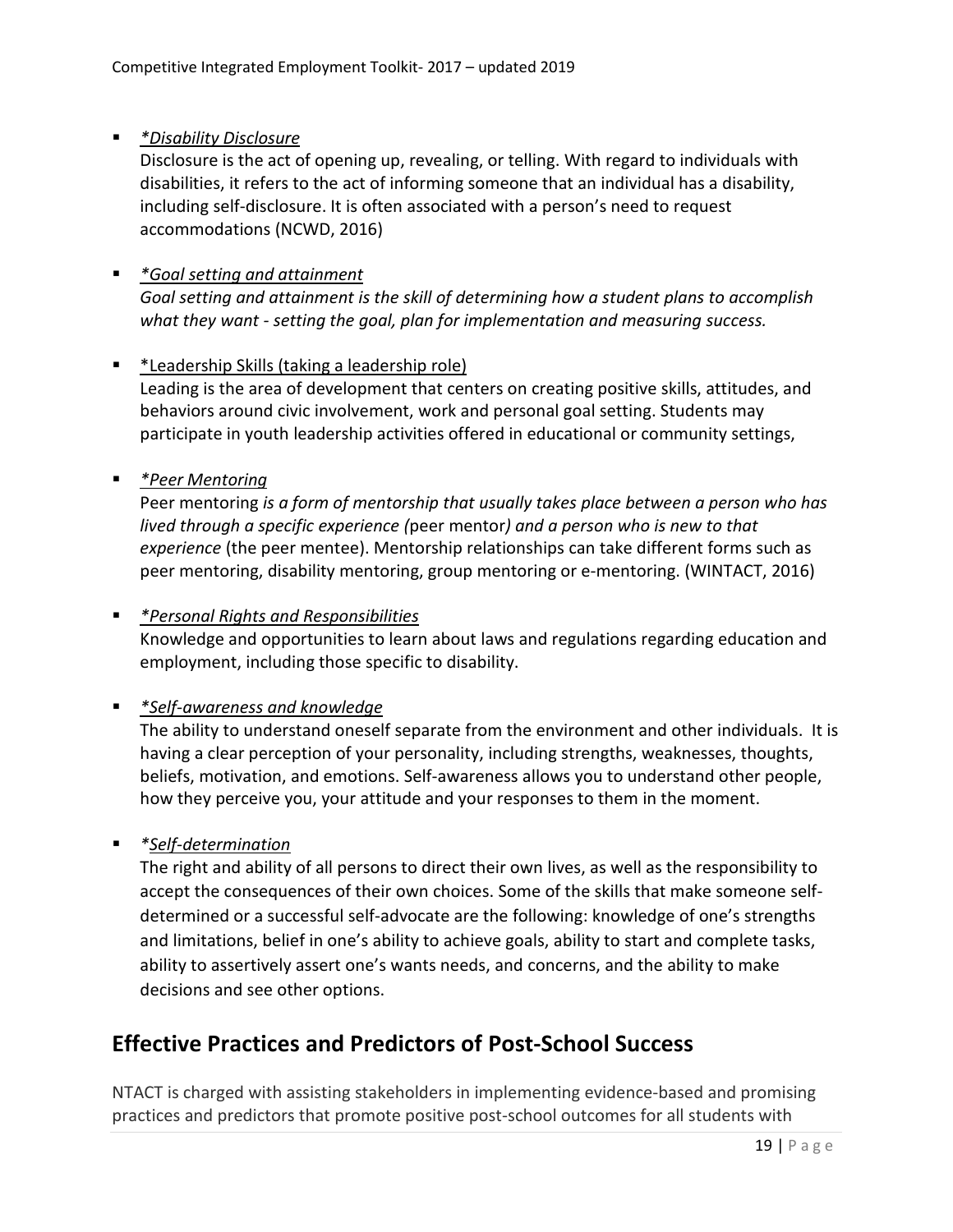- *<u>*Disability Disclosure</u>*
  Disclosure is the act of opening up, revealing, or telling. With regard to individuals with disabilities, it refers to the act of informing someone that an individual has a disability, including self-disclosure. It is often associated with a person's need to request accommodations (NCWD, 2016)

- *<u>*Goal setting and attainment</u>*
  *Goal setting and attainment is the skill of determining how a student plans to accomplish what they want - setting the goal, plan for implementation and measuring success.*

- <u>*Leadership Skills (taking a leadership role)</u>
  Leading is the area of development that centers on creating positive skills, attitudes, and behaviors around civic involvement, work and personal goal setting. Students may participate in youth leadership activities offered in educational or community settings,

- *<u>*Peer Mentoring</u>*
  Peer mentoring *is a form of mentorship that usually takes place between a person who has lived through a specific experience (*peer mentor*) and a person who is new to that experience* (the peer mentee). Mentorship relationships can take different forms such as peer mentoring, disability mentoring, group mentoring or e-mentoring. (WINTACT, 2016)

- *<u>*Personal Rights and Responsibilities</u>*
  Knowledge and opportunities to learn about laws and regulations regarding education and employment, including those specific to disability.

- *<u>*Self-awareness and knowledge</u>*
  The ability to understand oneself separate from the environment and other individuals. It is having a clear perception of your personality, including strengths, weaknesses, thoughts, beliefs, motivation, and emotions. Self-awareness allows you to understand other people, how they perceive you, your attitude and your responses to them in the moment.

- *<u>*Self-determination</u>*
  The right and ability of all persons to direct their own lives, as well as the responsibility to accept the consequences of their own choices. Some of the skills that make someone self-determined or a successful self-advocate are the following: knowledge of one's strengths and limitations, belief in one's ability to achieve goals, ability to start and complete tasks, ability to assertively assert one's wants needs, and concerns, and the ability to make decisions and see other options.

## Effective Practices and Predictors of Post-School Success

NTACT is charged with assisting stakeholders in implementing evidence-based and promising practices and predictors that promote positive post-school outcomes for all students with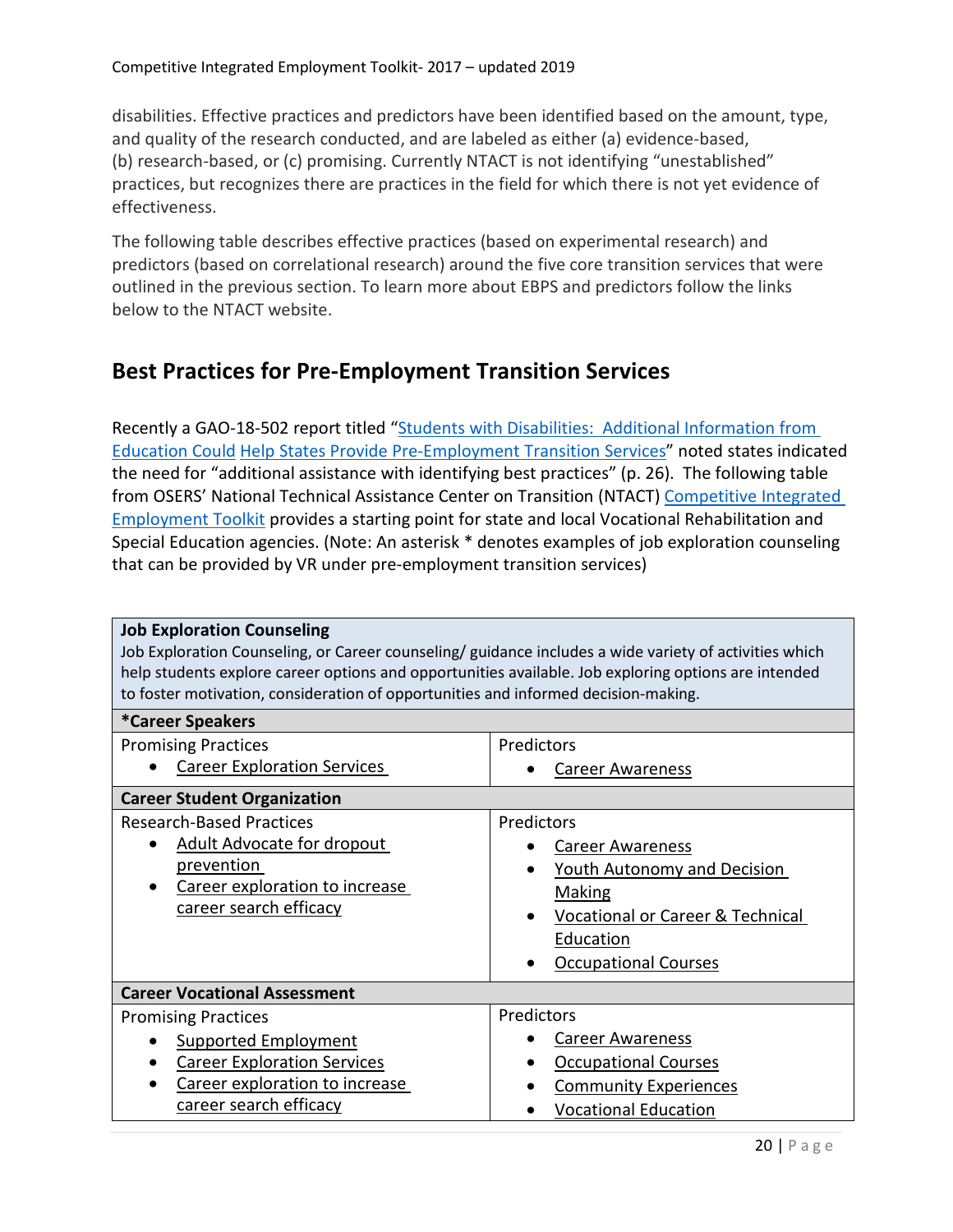disabilities. Effective practices and predictors have been identified based on the amount, type, and quality of the research conducted, and are labeled as either (a) evidence-based, (b) research-based, or (c) promising. Currently NTACT is not identifying "unestablished" practices, but recognizes there are practices in the field for which there is not yet evidence of effectiveness.

The following table describes effective practices (based on experimental research) and predictors (based on correlational research) around the five core transition services that were outlined in the previous section. To learn more about EBPS and predictors follow the links below to the NTACT website.

## Best Practices for Pre-Employment Transition Services

Recently a GAO-18-502 report titled "Students with Disabilities: Additional Information from Education Could Help States Provide Pre-Employment Transition Services" noted states indicated the need for "additional assistance with identifying best practices" (p. 26). The following table from OSERS' National Technical Assistance Center on Transition (NTACT) Competitive Integrated Employment Toolkit provides a starting point for state and local Vocational Rehabilitation and Special Education agencies. (Note: An asterisk * denotes examples of job exploration counseling that can be provided by VR under pre-employment transition services)

| **Job Exploration Counseling**<br>Job Exploration Counseling, or Career counseling/ guidance includes a wide variety of activities which help students explore career options and opportunities available. Job exploring options are intended to foster motivation, consideration of opportunities and informed decision-making. | |
|---|---|
| **\*Career Speakers** | |
| Promising Practices<br>• Career Exploration Services | Predictors<br>• Career Awareness |
| **Career Student Organization** | |
| Research-Based Practices<br>• Adult Advocate for dropout prevention<br>• Career exploration to increase career search efficacy | Predictors<br>• Career Awareness<br>• Youth Autonomy and Decision Making<br>• Vocational or Career & Technical Education<br>• Occupational Courses |
| **Career Vocational Assessment** | |
| Promising Practices<br>• Supported Employment<br>• Career Exploration Services<br>• Career exploration to increase career search efficacy | Predictors<br>• Career Awareness<br>• Occupational Courses<br>• Community Experiences<br>• Vocational Education |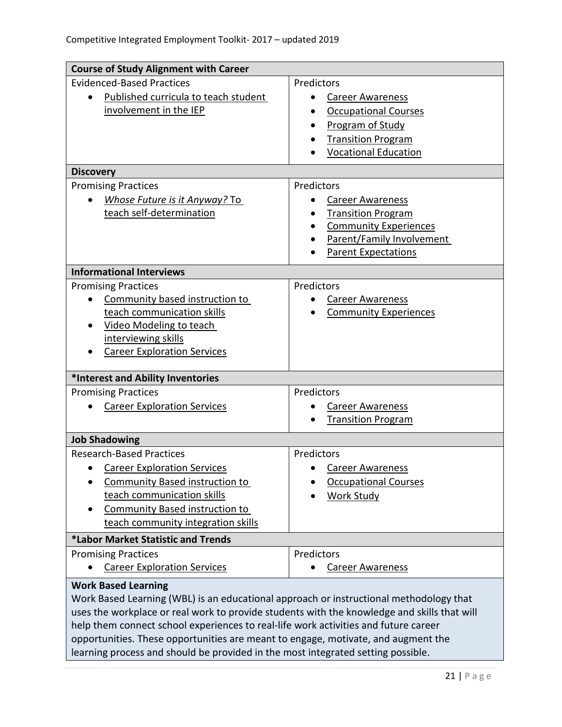| **Course of Study Alignment with Career** | |
|---|---|
| Evidenced-Based Practices<br>• Published curricula to teach student involvement in the IEP | Predictors<br>• Career Awareness<br>• Occupational Courses<br>• Program of Study<br>• Transition Program<br>• Vocational Education |
| **Discovery** | |
| Promising Practices<br>• *Whose Future is it Anyway?* To teach self-determination | Predictors<br>• Career Awareness<br>• Transition Program<br>• Community Experiences<br>• Parent/Family Involvement<br>• Parent Expectations |
| **Informational Interviews** | |
| Promising Practices<br>• Community based instruction to teach communication skills<br>• Video Modeling to teach interviewing skills<br>• Career Exploration Services | Predictors<br>• Career Awareness<br>• Community Experiences |
| **\*Interest and Ability Inventories** | |
| Promising Practices<br>• Career Exploration Services | Predictors<br>• Career Awareness<br>• Transition Program |
| **Job Shadowing** | |
| Research-Based Practices<br>• Career Exploration Services<br>• Community Based instruction to teach communication skills<br>• Community Based instruction to teach community integration skills | Predictors<br>• Career Awareness<br>• Occupational Courses<br>• Work Study |
| **\*Labor Market Statistic and Trends** | |
| Promising Practices<br>• Career Exploration Services | Predictors<br>• Career Awareness |

**Work Based Learning**

Work Based Learning (WBL) is an educational approach or instructional methodology that uses the workplace or real work to provide students with the knowledge and skills that will help them connect school experiences to real-life work activities and future career opportunities. These opportunities are meant to engage, motivate, and augment the learning process and should be provided in the most integrated setting possible.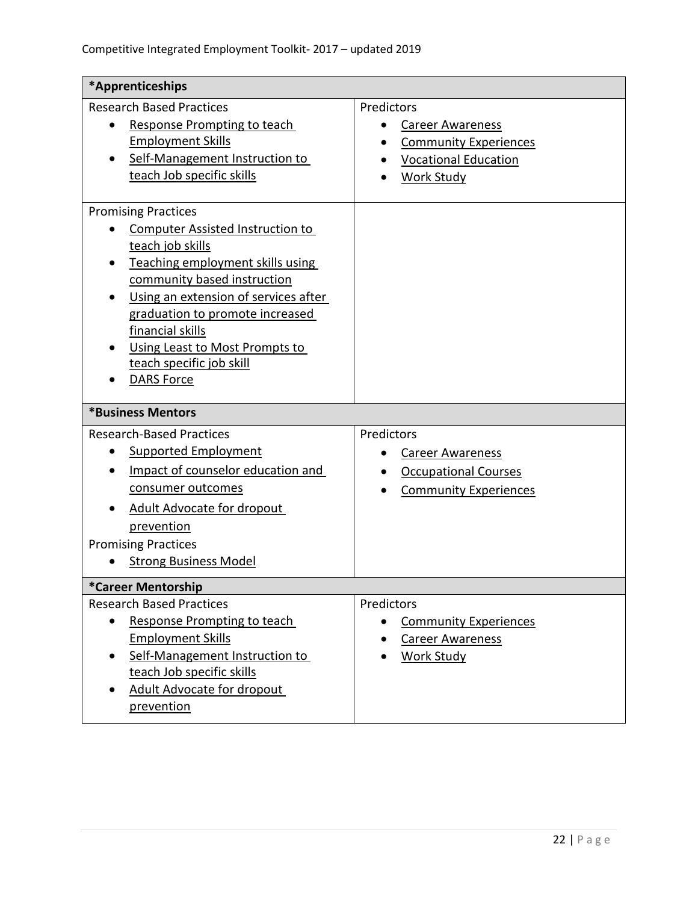| *Apprenticeships | |
|---|---|
| Research Based Practices<br>• Response Prompting to teach Employment Skills<br>• Self-Management Instruction to teach Job specific skills | Predictors<br>• Career Awareness<br>• Community Experiences<br>• Vocational Education<br>• Work Study |
| Promising Practices<br>• Computer Assisted Instruction to teach job skills<br>• Teaching employment skills using community based instruction<br>• Using an extension of services after graduation to promote increased financial skills<br>• Using Least to Most Prompts to teach specific job skill<br>• DARS Force | |

| *Business Mentors | |
|---|---|
| Research-Based Practices<br>• Supported Employment<br>• Impact of counselor education and consumer outcomes<br>• Adult Advocate for dropout prevention<br>Promising Practices<br>• Strong Business Model | Predictors<br>• Career Awareness<br>• Occupational Courses<br>• Community Experiences |

| *Career Mentorship | |
|---|---|
| Research Based Practices<br>• Response Prompting to teach Employment Skills<br>• Self-Management Instruction to teach Job specific skills<br>• Adult Advocate for dropout prevention | Predictors<br>• Community Experiences<br>• Career Awareness<br>• Work Study |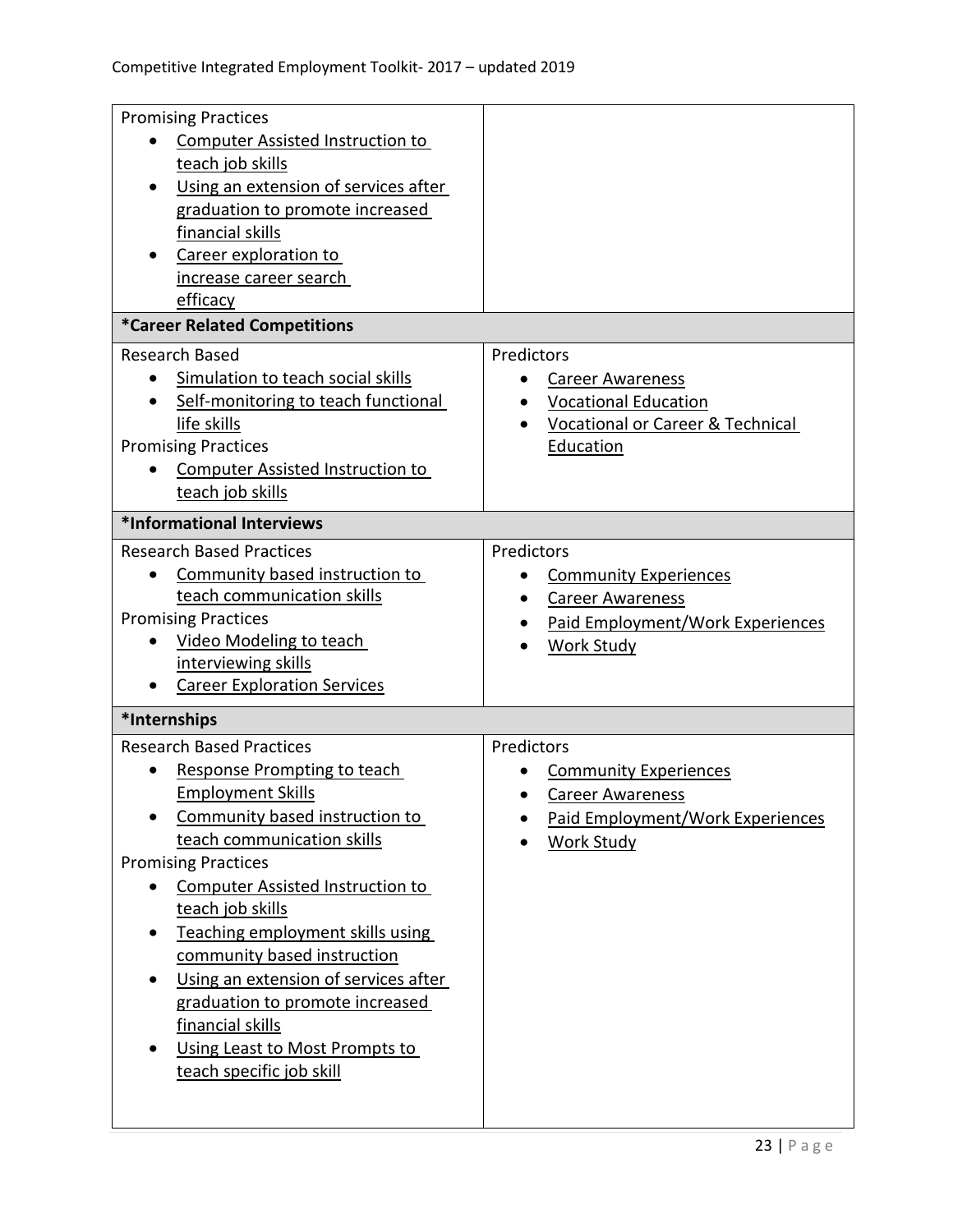| | |
|---|---|
| Promising Practices<br>• Computer Assisted Instruction to teach job skills<br>• Using an extension of services after graduation to promote increased financial skills<br>• Career exploration to increase career search efficacy | |
| ***Career Related Competitions** | |
| Research Based<br>• Simulation to teach social skills<br>• Self-monitoring to teach functional life skills<br>Promising Practices<br>• Computer Assisted Instruction to teach job skills | Predictors<br>• Career Awareness<br>• Vocational Education<br>• Vocational or Career & Technical Education |
| ***Informational Interviews** | |
| Research Based Practices<br>• Community based instruction to teach communication skills<br>Promising Practices<br>• Video Modeling to teach interviewing skills<br>• Career Exploration Services | Predictors<br>• Community Experiences<br>• Career Awareness<br>• Paid Employment/Work Experiences<br>• Work Study |
| ***Internships** | |
| Research Based Practices<br>• Response Prompting to teach Employment Skills<br>• Community based instruction to teach communication skills<br>Promising Practices<br>• Computer Assisted Instruction to teach job skills<br>• Teaching employment skills using community based instruction<br>• Using an extension of services after graduation to promote increased financial skills<br>• Using Least to Most Prompts to teach specific job skill | Predictors<br>• Community Experiences<br>• Career Awareness<br>• Paid Employment/Work Experiences<br>• Work Study |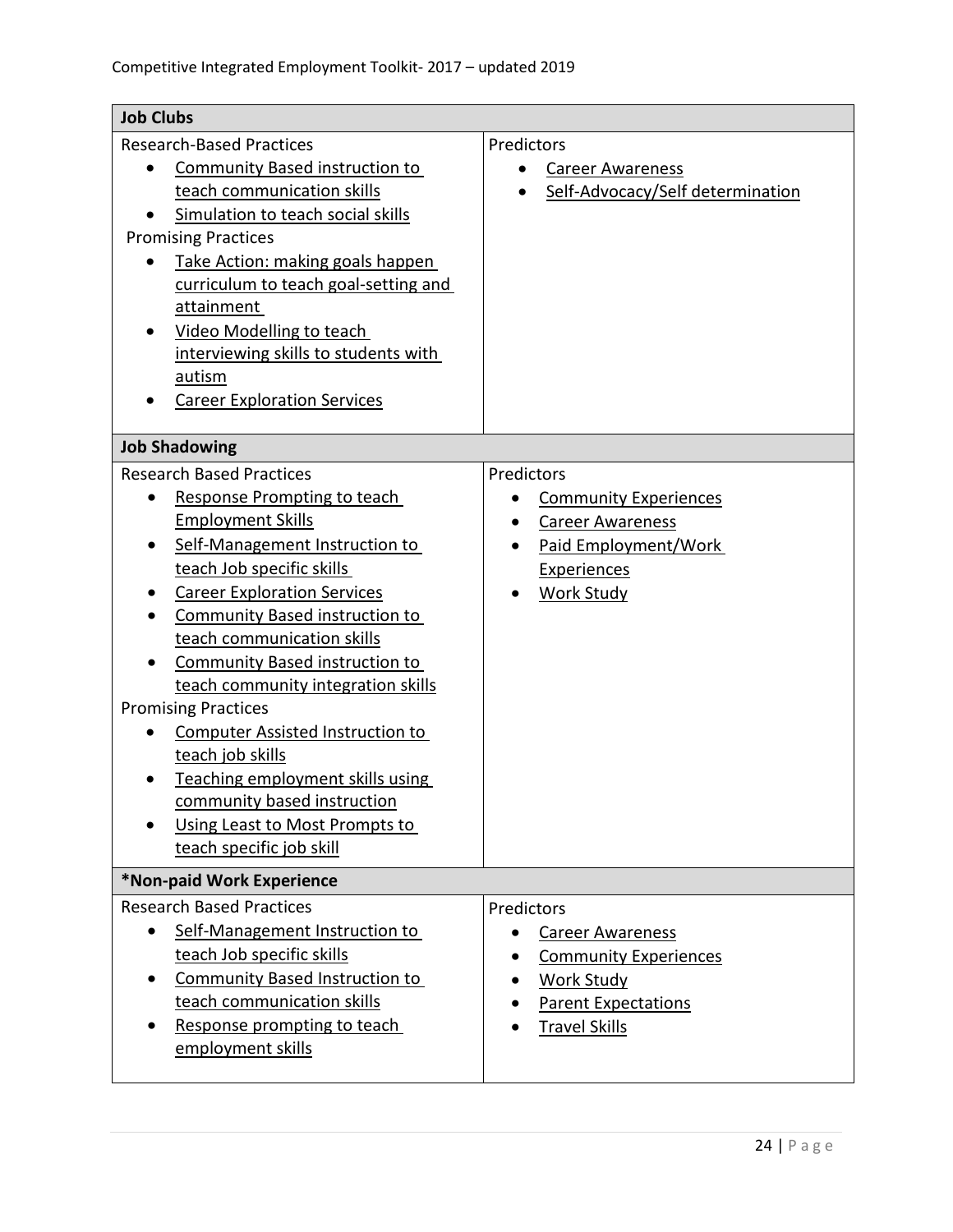| **Job Clubs** | |
|---|---|
| Research-Based Practices<br>• Community Based instruction to teach communication skills<br>• Simulation to teach social skills<br>Promising Practices<br>• Take Action: making goals happen curriculum to teach goal-setting and attainment<br>• Video Modelling to teach interviewing skills to students with autism<br>• Career Exploration Services | Predictors<br>• Career Awareness<br>• Self-Advocacy/Self determination |
| **Job Shadowing** | |
| Research Based Practices<br>• Response Prompting to teach Employment Skills<br>• Self-Management Instruction to teach Job specific skills<br>• Career Exploration Services<br>• Community Based instruction to teach communication skills<br>• Community Based instruction to teach community integration skills<br>Promising Practices<br>• Computer Assisted Instruction to teach job skills<br>• Teaching employment skills using community based instruction<br>• Using Least to Most Prompts to teach specific job skill | Predictors<br>• Community Experiences<br>• Career Awareness<br>• Paid Employment/Work Experiences<br>• Work Study |
| ***Non-paid Work Experience** | |
| Research Based Practices<br>• Self-Management Instruction to teach Job specific skills<br>• Community Based Instruction to teach communication skills<br>• Response prompting to teach employment skills | Predictors<br>• Career Awareness<br>• Community Experiences<br>• Work Study<br>• Parent Expectations<br>• Travel Skills |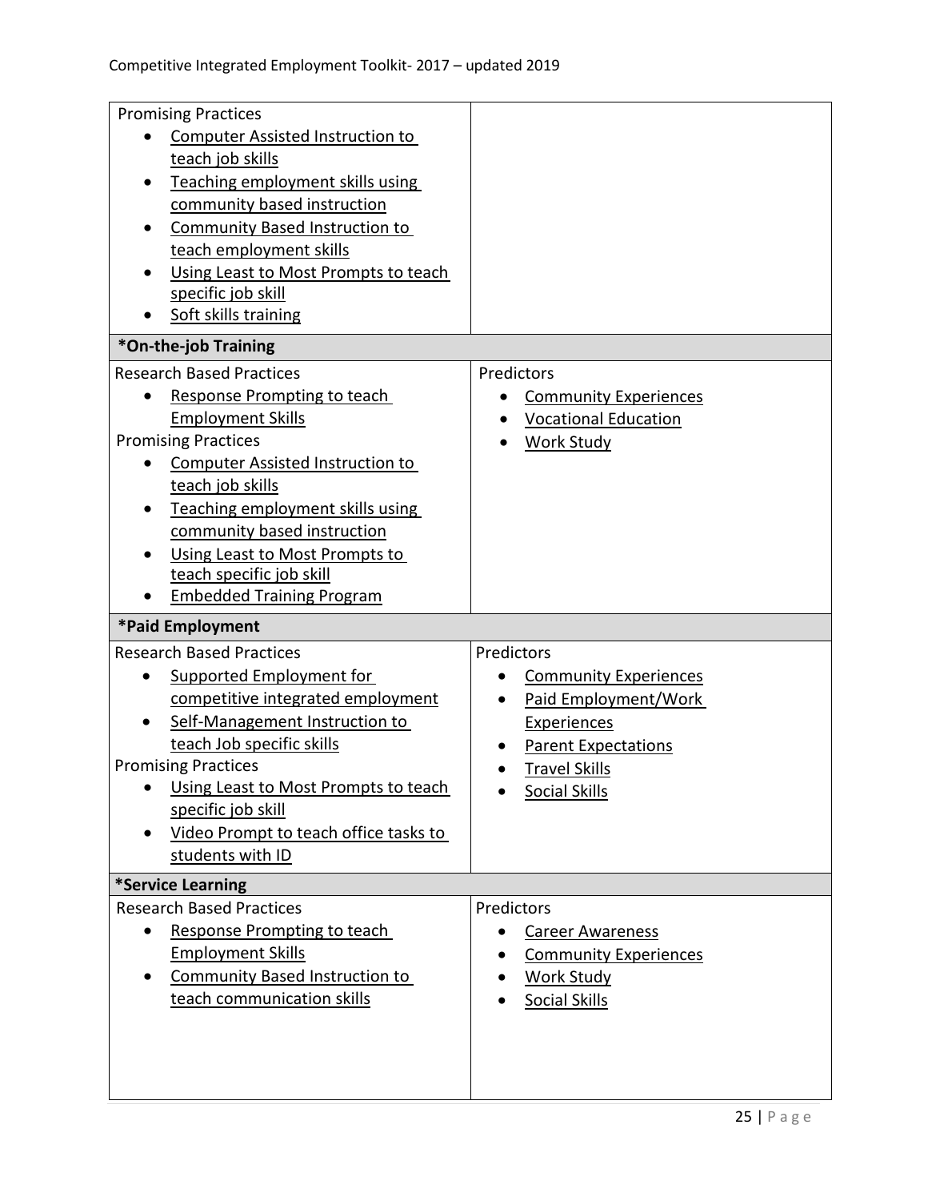| | |
|---|---|
| Promising Practices<br>• Computer Assisted Instruction to teach job skills<br>• Teaching employment skills using community based instruction<br>• Community Based Instruction to teach employment skills<br>• Using Least to Most Prompts to teach specific job skill<br>• Soft skills training | |
| **\*On-the-job Training** | |
| Research Based Practices<br>• Response Prompting to teach Employment Skills<br>Promising Practices<br>• Computer Assisted Instruction to teach job skills<br>• Teaching employment skills using community based instruction<br>• Using Least to Most Prompts to teach specific job skill<br>• Embedded Training Program | Predictors<br>• Community Experiences<br>• Vocational Education<br>• Work Study |
| **\*Paid Employment** | |
| Research Based Practices<br>• Supported Employment for competitive integrated employment<br>• Self-Management Instruction to teach Job specific skills<br>Promising Practices<br>• Using Least to Most Prompts to teach specific job skill<br>• Video Prompt to teach office tasks to students with ID | Predictors<br>• Community Experiences<br>• Paid Employment/Work Experiences<br>• Parent Expectations<br>• Travel Skills<br>• Social Skills |
| **\*Service Learning** | |
| Research Based Practices<br>• Response Prompting to teach Employment Skills<br>• Community Based Instruction to teach communication skills | Predictors<br>• Career Awareness<br>• Community Experiences<br>• Work Study<br>• Social Skills |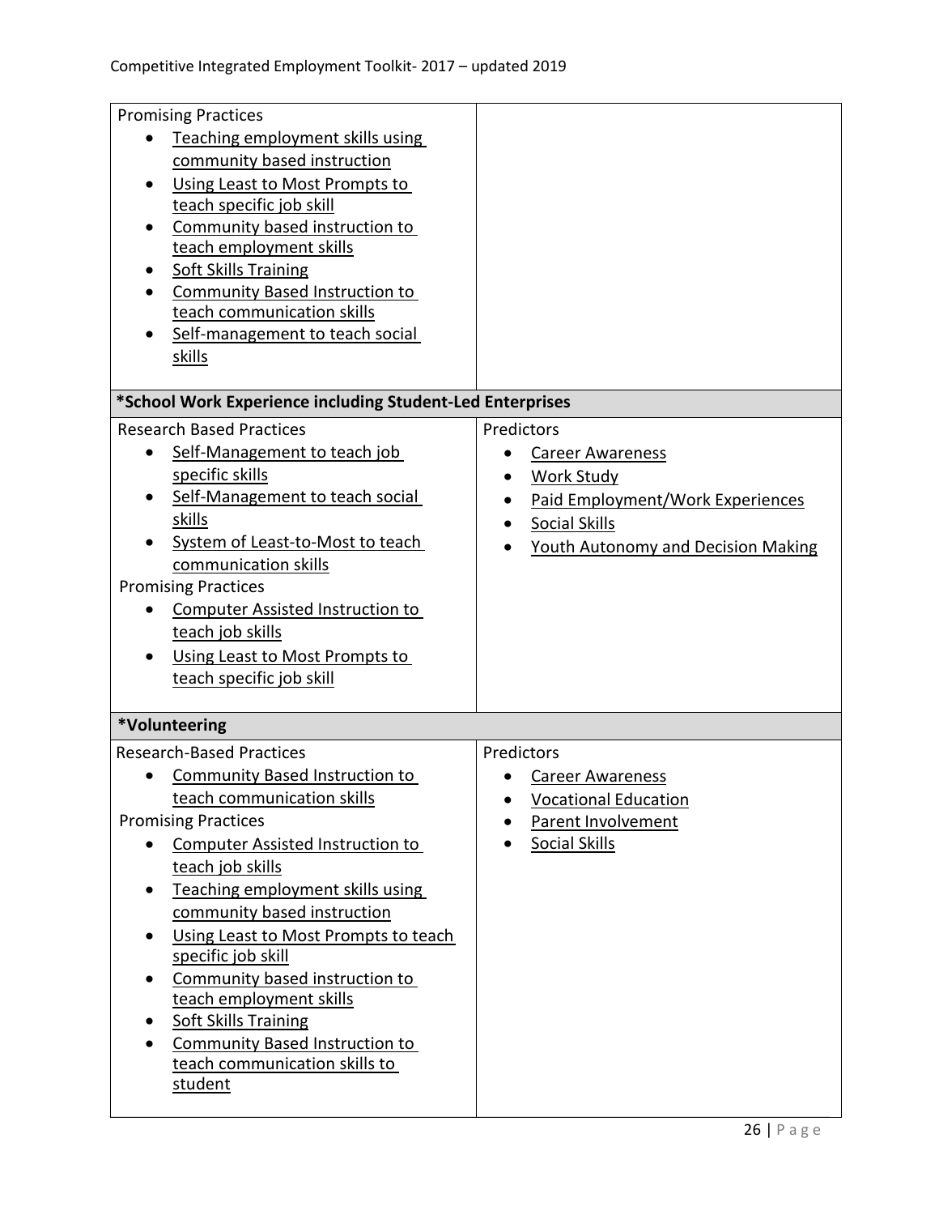| | |
|---|---|
| Promising Practices<br>• Teaching employment skills using community based instruction<br>• Using Least to Most Prompts to teach specific job skill<br>• Community based instruction to teach employment skills<br>• Soft Skills Training<br>• Community Based Instruction to teach communication skills<br>• Self-management to teach social skills | |
| **\*School Work Experience including Student-Led Enterprises** | |
| Research Based Practices<br>• Self-Management to teach job specific skills<br>• Self-Management to teach social skills<br>• System of Least-to-Most to teach communication skills<br>Promising Practices<br>• Computer Assisted Instruction to teach job skills<br>• Using Least to Most Prompts to teach specific job skill | Predictors<br>• Career Awareness<br>• Work Study<br>• Paid Employment/Work Experiences<br>• Social Skills<br>• Youth Autonomy and Decision Making |
| **\*Volunteering** | |
| Research-Based Practices<br>• Community Based Instruction to teach communication skills<br>Promising Practices<br>• Computer Assisted Instruction to teach job skills<br>• Teaching employment skills using community based instruction<br>• Using Least to Most Prompts to teach specific job skill<br>• Community based instruction to teach employment skills<br>• Soft Skills Training<br>• Community Based Instruction to teach communication skills to student | Predictors<br>• Career Awareness<br>• Vocational Education<br>• Parent Involvement<br>• Social Skills |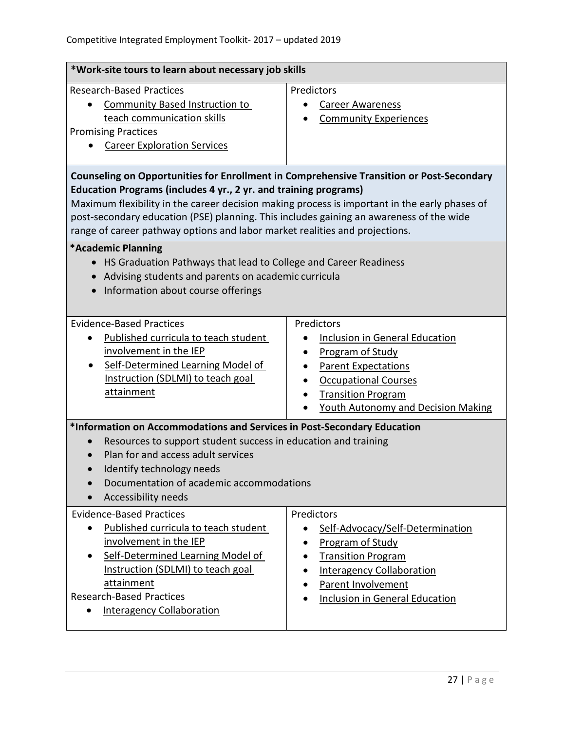| *Work-site tours to learn about necessary job skills | |
|---|---|
| Research-Based Practices<br>• Community Based Instruction to teach communication skills<br>Promising Practices<br>• Career Exploration Services | Predictors<br>• Career Awareness<br>• Community Experiences |

**Counseling on Opportunities for Enrollment in Comprehensive Transition or Post-Secondary Education Programs (includes 4 yr., 2 yr. and training programs)**

Maximum flexibility in the career decision making process is important in the early phases of post-secondary education (PSE) planning. This includes gaining an awareness of the wide range of career pathway options and labor market realities and projections.

| *Academic Planning<br>• HS Graduation Pathways that lead to College and Career Readiness<br>• Advising students and parents on academic curricula<br>• Information about course offerings | |
|---|---|
| Evidence-Based Practices<br>• Published curricula to teach student involvement in the IEP<br>• Self-Determined Learning Model of Instruction (SDLMI) to teach goal attainment | Predictors<br>• Inclusion in General Education<br>• Program of Study<br>• Parent Expectations<br>• Occupational Courses<br>• Transition Program<br>• Youth Autonomy and Decision Making |
| **\*Information on Accommodations and Services in Post-Secondary Education**<br>• Resources to support student success in education and training<br>• Plan for and access adult services<br>• Identify technology needs<br>• Documentation of academic accommodations<br>• Accessibility needs | |
| Evidence-Based Practices<br>• Published curricula to teach student involvement in the IEP<br>• Self-Determined Learning Model of Instruction (SDLMI) to teach goal attainment<br>Research-Based Practices<br>• Interagency Collaboration | Predictors<br>• Self-Advocacy/Self-Determination<br>• Program of Study<br>• Transition Program<br>• Interagency Collaboration<br>• Parent Involvement<br>• Inclusion in General Education |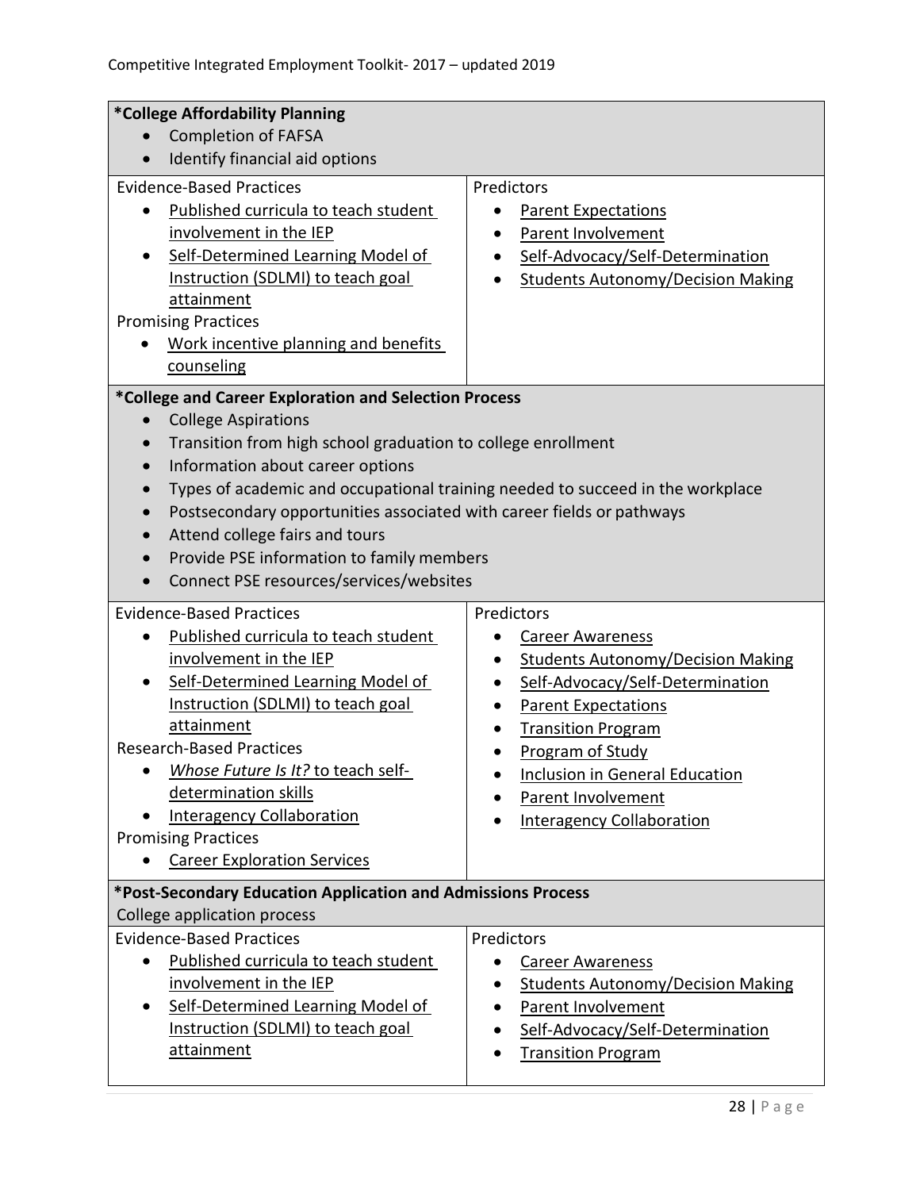| **\*College Affordability Planning**<br>• Completion of FAFSA<br>• Identify financial aid options | |
|---|---|
| Evidence-Based Practices<br>• Published curricula to teach student involvement in the IEP<br>• Self-Determined Learning Model of Instruction (SDLMI) to teach goal attainment<br>Promising Practices<br>• Work incentive planning and benefits counseling | Predictors<br>• Parent Expectations<br>• Parent Involvement<br>• Self-Advocacy/Self-Determination<br>• Students Autonomy/Decision Making |
| **\*College and Career Exploration and Selection Process**<br>• College Aspirations<br>• Transition from high school graduation to college enrollment<br>• Information about career options<br>• Types of academic and occupational training needed to succeed in the workplace<br>• Postsecondary opportunities associated with career fields or pathways<br>• Attend college fairs and tours<br>• Provide PSE information to family members<br>• Connect PSE resources/services/websites | |
| Evidence-Based Practices<br>• Published curricula to teach student involvement in the IEP<br>• Self-Determined Learning Model of Instruction (SDLMI) to teach goal attainment<br>Research-Based Practices<br>• *Whose Future Is It?* to teach self-determination skills<br>• Interagency Collaboration<br>Promising Practices<br>• Career Exploration Services | Predictors<br>• Career Awareness<br>• Students Autonomy/Decision Making<br>• Self-Advocacy/Self-Determination<br>• Parent Expectations<br>• Transition Program<br>• Program of Study<br>• Inclusion in General Education<br>• Parent Involvement<br>• Interagency Collaboration |
| **\*Post-Secondary Education Application and Admissions Process**<br>College application process | |
| Evidence-Based Practices<br>• Published curricula to teach student involvement in the IEP<br>• Self-Determined Learning Model of Instruction (SDLMI) to teach goal attainment | Predictors<br>• Career Awareness<br>• Students Autonomy/Decision Making<br>• Parent Involvement<br>• Self-Advocacy/Self-Determination<br>• Transition Program |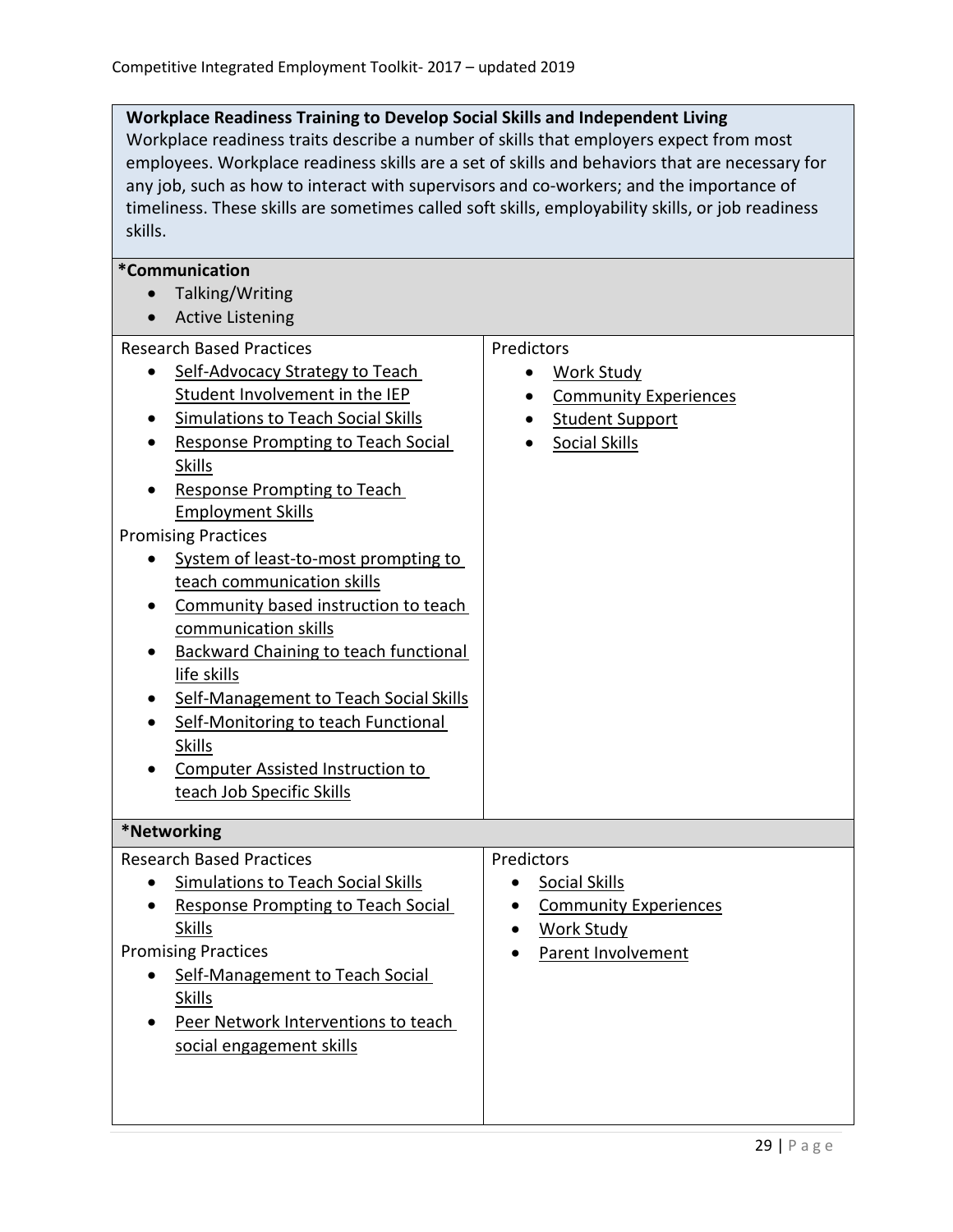**Workplace Readiness Training to Develop Social Skills and Independent Living**

Workplace readiness traits describe a number of skills that employers expect from most employees. Workplace readiness skills are a set of skills and behaviors that are necessary for any job, such as how to interact with supervisors and co-workers; and the importance of timeliness. These skills are sometimes called soft skills, employability skills, or job readiness skills.

**\*Communication**

- Talking/Writing
- Active Listening

| Research Based Practices | Predictors |
|---|---|
| Research Based Practices<br>• Self-Advocacy Strategy to Teach Student Involvement in the IEP<br>• Simulations to Teach Social Skills<br>• Response Prompting to Teach Social Skills<br>• Response Prompting to Teach Employment Skills<br>Promising Practices<br>• System of least-to-most prompting to teach communication skills<br>• Community based instruction to teach communication skills<br>• Backward Chaining to teach functional life skills<br>• Self-Management to Teach Social Skills<br>• Self-Monitoring to teach Functional Skills<br>• Computer Assisted Instruction to teach Job Specific Skills | Predictors<br>• Work Study<br>• Community Experiences<br>• Student Support<br>• Social Skills |

**\*Networking**

| Research Based Practices | Predictors |
|---|---|
| Research Based Practices<br>• Simulations to Teach Social Skills<br>• Response Prompting to Teach Social Skills<br>Promising Practices<br>• Self-Management to Teach Social Skills<br>• Peer Network Interventions to teach social engagement skills | Predictors<br>• Social Skills<br>• Community Experiences<br>• Work Study<br>• Parent Involvement |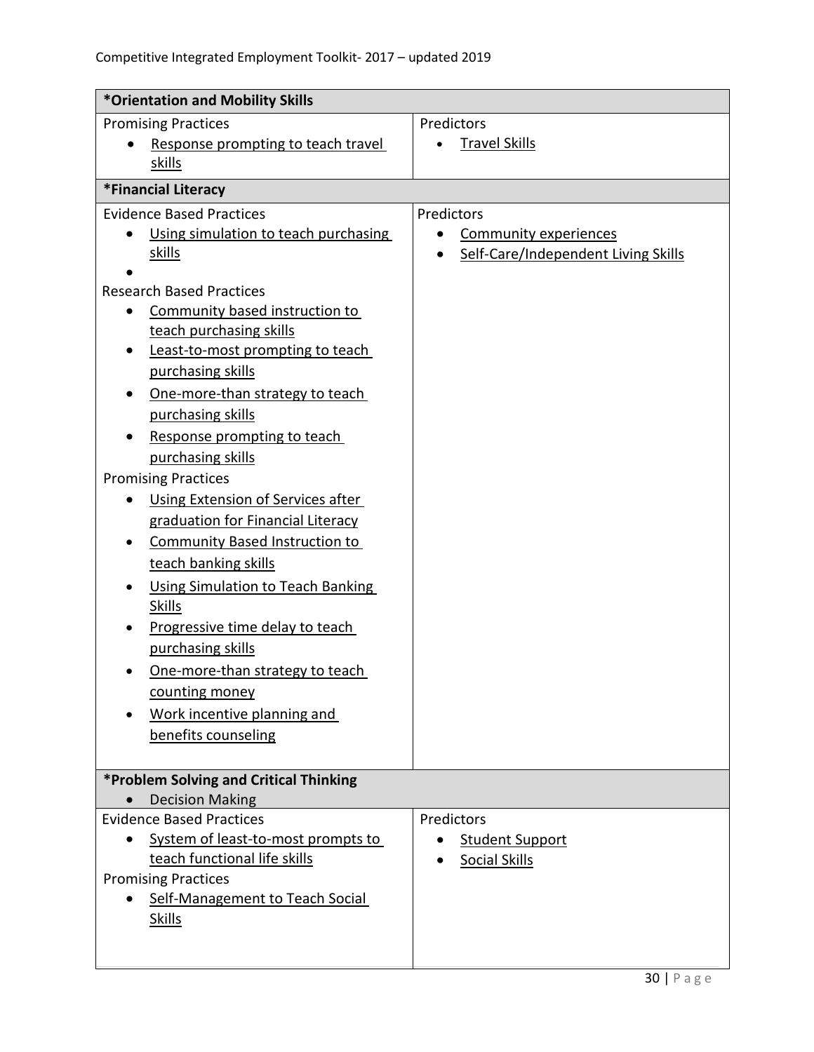| *Orientation and Mobility Skills | |
|---|---|
| Promising Practices<br>• Response prompting to teach travel skills | Predictors<br>• Travel Skills |
| **\*Financial Literacy** | |
| Evidence Based Practices<br>• Using simulation to teach purchasing skills<br>•<br>Research Based Practices<br>• Community based instruction to teach purchasing skills<br>• Least-to-most prompting to teach purchasing skills<br>• One-more-than strategy to teach purchasing skills<br>• Response prompting to teach purchasing skills<br>Promising Practices<br>• Using Extension of Services after graduation for Financial Literacy<br>• Community Based Instruction to teach banking skills<br>• Using Simulation to Teach Banking Skills<br>• Progressive time delay to teach purchasing skills<br>• One-more-than strategy to teach counting money<br>• Work incentive planning and benefits counseling | Predictors<br>• Community experiences<br>• Self-Care/Independent Living Skills |
| **\*Problem Solving and Critical Thinking**<br>• Decision Making | |
| Evidence Based Practices<br>• System of least-to-most prompts to teach functional life skills<br>Promising Practices<br>• Self-Management to Teach Social Skills | Predictors<br>• Student Support<br>• Social Skills |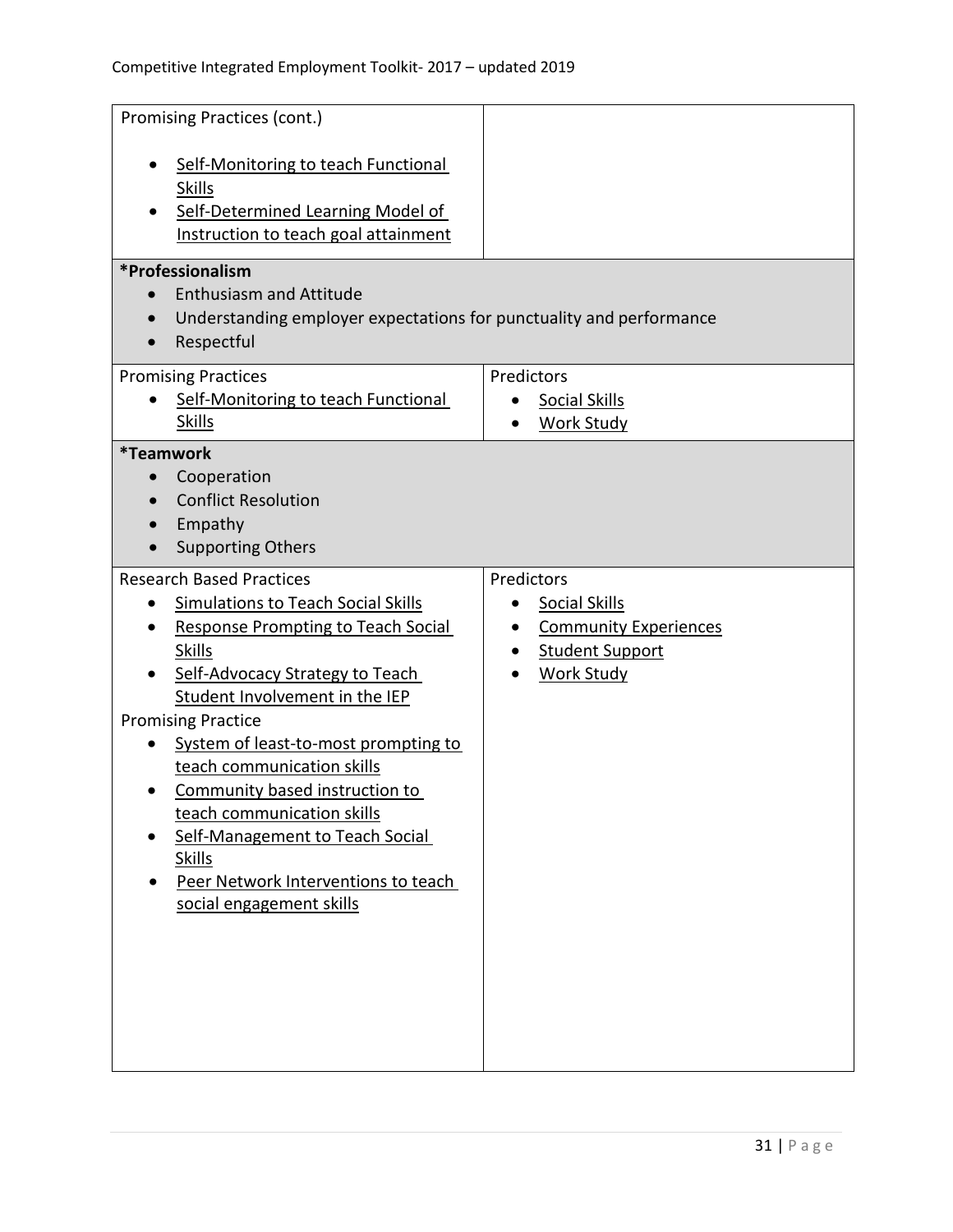| Promising Practices (cont.)<br><br>- Self-Monitoring to teach Functional Skills<br>- Self-Determined Learning Model of Instruction to teach goal attainment | |
|---|---|
| **\*Professionalism**<br>- Enthusiasm and Attitude<br>- Understanding employer expectations for punctuality and performance<br>- Respectful | |
| Promising Practices<br>- Self-Monitoring to teach Functional Skills | Predictors<br>- Social Skills<br>- Work Study |
| **\*Teamwork**<br>- Cooperation<br>- Conflict Resolution<br>- Empathy<br>- Supporting Others | |
| Research Based Practices<br>- Simulations to Teach Social Skills<br>- Response Prompting to Teach Social Skills<br>- Self-Advocacy Strategy to Teach Student Involvement in the IEP<br><br>Promising Practice<br>- System of least-to-most prompting to teach communication skills<br>- Community based instruction to teach communication skills<br>- Self-Management to Teach Social Skills<br>- Peer Network Interventions to teach social engagement skills | Predictors<br>- Social Skills<br>- Community Experiences<br>- Student Support<br>- Work Study |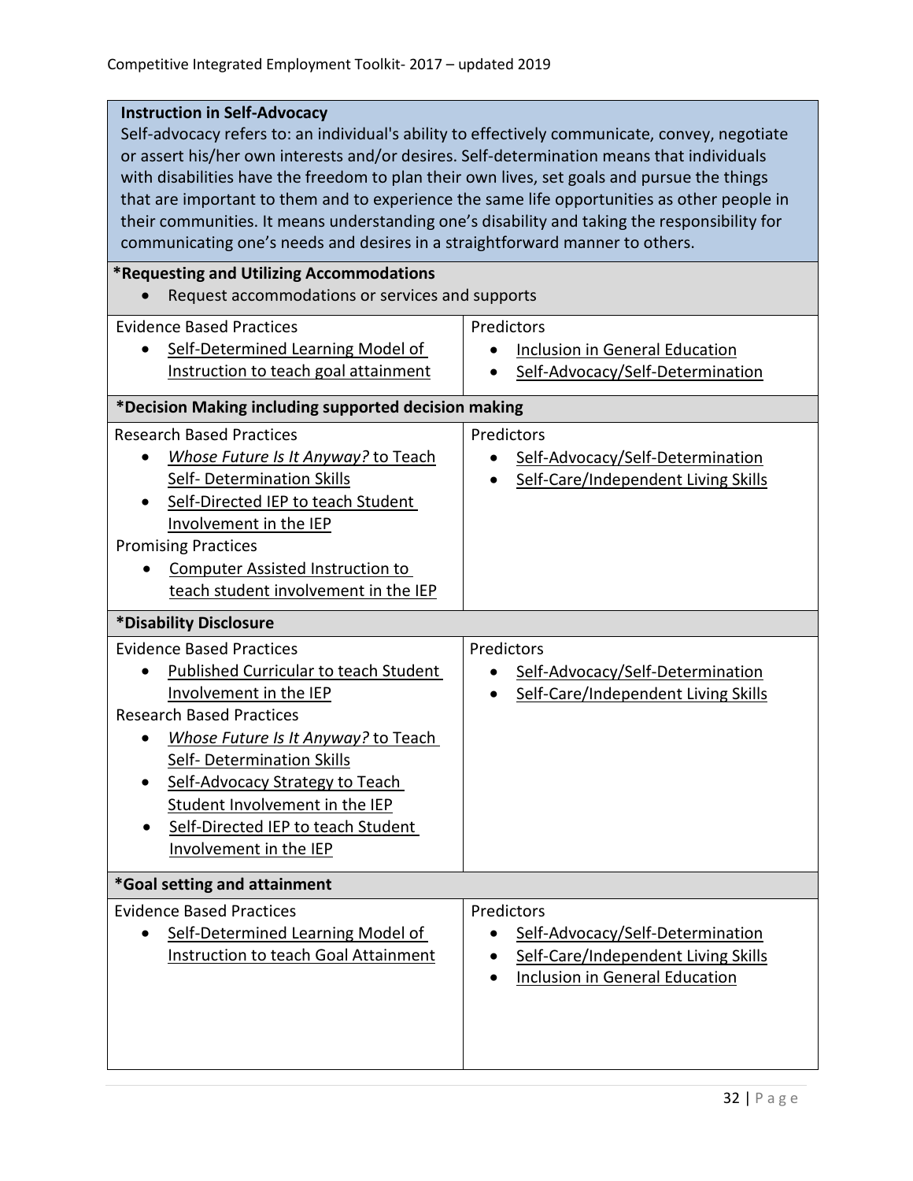**Instruction in Self-Advocacy**

Self-advocacy refers to: an individual's ability to effectively communicate, convey, negotiate or assert his/her own interests and/or desires. Self-determination means that individuals with disabilities have the freedom to plan their own lives, set goals and pursue the things that are important to them and to experience the same life opportunities as other people in their communities. It means understanding one's disability and taking the responsibility for communicating one's needs and desires in a straightforward manner to others.

**\*Requesting and Utilizing Accommodations**

- Request accommodations or services and supports

| Evidence Based Practices | Predictors |
| --- | --- |
| • Self-Determined Learning Model of Instruction to teach goal attainment | • Inclusion in General Education<br>• Self-Advocacy/Self-Determination |

**\*Decision Making including supported decision making**

| Research Based Practices | Predictors |
| --- | --- |
| • *Whose Future Is It Anyway?* to Teach Self- Determination Skills<br>• Self-Directed IEP to teach Student Involvement in the IEP<br>Promising Practices<br>• Computer Assisted Instruction to teach student involvement in the IEP | • Self-Advocacy/Self-Determination<br>• Self-Care/Independent Living Skills |

**\*Disability Disclosure**

| Evidence Based Practices | Predictors |
| --- | --- |
| • Published Curricular to teach Student Involvement in the IEP<br>Research Based Practices<br>• *Whose Future Is It Anyway?* to Teach Self- Determination Skills<br>• Self-Advocacy Strategy to Teach Student Involvement in the IEP<br>• Self-Directed IEP to teach Student Involvement in the IEP | • Self-Advocacy/Self-Determination<br>• Self-Care/Independent Living Skills |

**\*Goal setting and attainment**

| Evidence Based Practices | Predictors |
| --- | --- |
| • Self-Determined Learning Model of Instruction to teach Goal Attainment | • Self-Advocacy/Self-Determination<br>• Self-Care/Independent Living Skills<br>• Inclusion in General Education |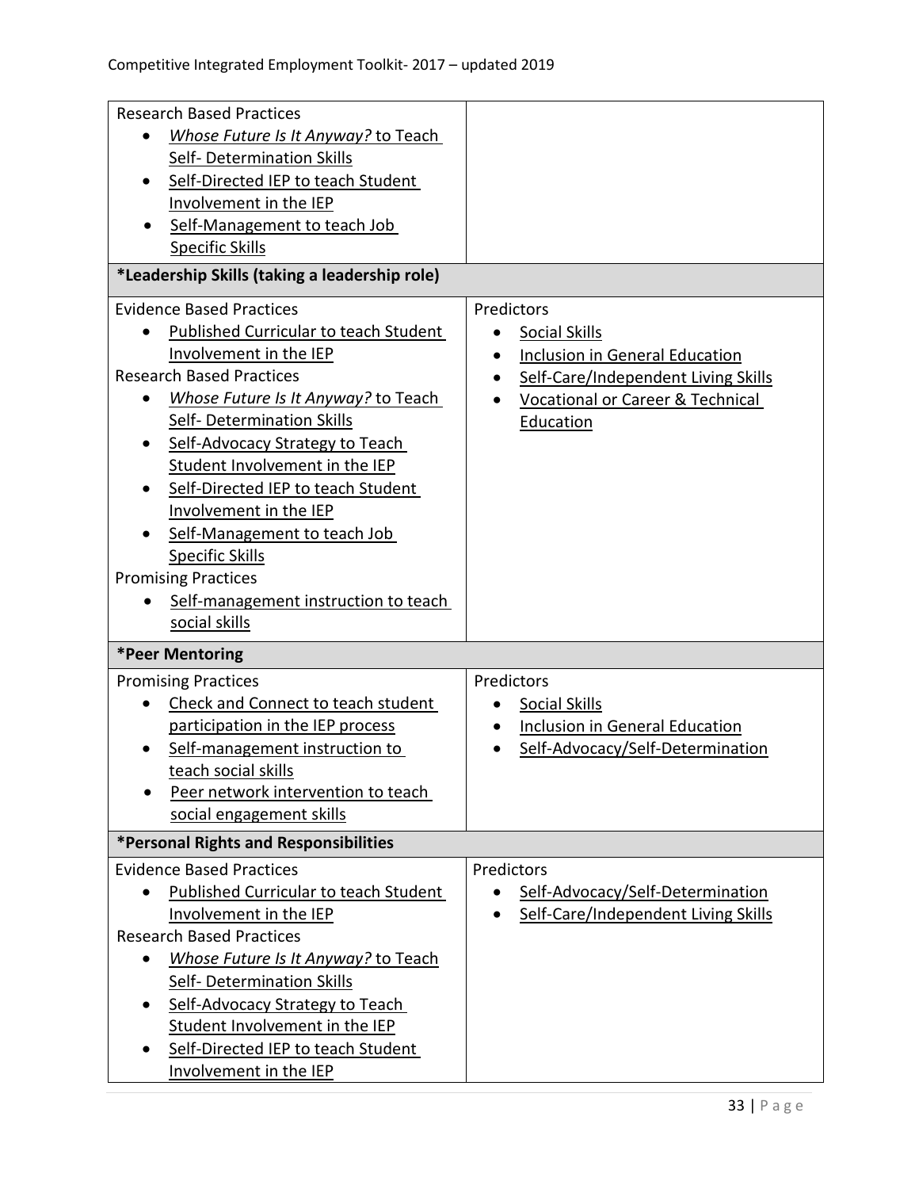| | |
|---|---|
| Research Based Practices<br>• *Whose Future Is It Anyway?* to Teach Self- Determination Skills<br>• Self-Directed IEP to teach Student Involvement in the IEP<br>• Self-Management to teach Job Specific Skills | |
| **\*Leadership Skills (taking a leadership role)** | |
| Evidence Based Practices<br>• Published Curricular to teach Student Involvement in the IEP<br>Research Based Practices<br>• *Whose Future Is It Anyway?* to Teach Self- Determination Skills<br>• Self-Advocacy Strategy to Teach Student Involvement in the IEP<br>• Self-Directed IEP to teach Student Involvement in the IEP<br>• Self-Management to teach Job Specific Skills<br>Promising Practices<br>• Self-management instruction to teach social skills | Predictors<br>• Social Skills<br>• Inclusion in General Education<br>• Self-Care/Independent Living Skills<br>• Vocational or Career & Technical Education |
| **\*Peer Mentoring** | |
| Promising Practices<br>• Check and Connect to teach student participation in the IEP process<br>• Self-management instruction to teach social skills<br>• Peer network intervention to teach social engagement skills | Predictors<br>• Social Skills<br>• Inclusion in General Education<br>• Self-Advocacy/Self-Determination |
| **\*Personal Rights and Responsibilities** | |
| Evidence Based Practices<br>• Published Curricular to teach Student Involvement in the IEP<br>Research Based Practices<br>• *Whose Future Is It Anyway?* to Teach Self- Determination Skills<br>• Self-Advocacy Strategy to Teach Student Involvement in the IEP<br>• Self-Directed IEP to teach Student Involvement in the IEP | Predictors<br>• Self-Advocacy/Self-Determination<br>• Self-Care/Independent Living Skills |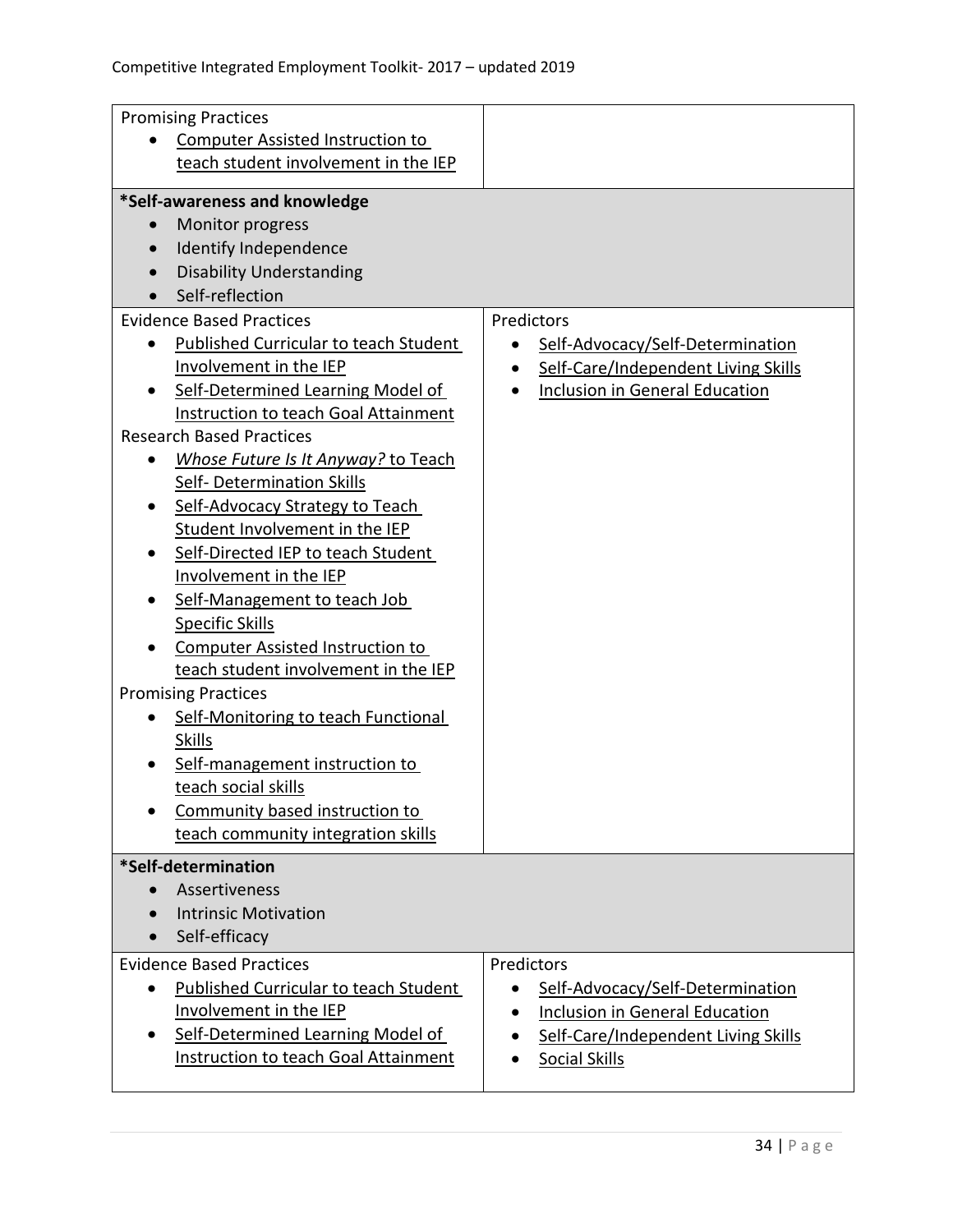| | |
|---|---|
| Promising Practices<br>• Computer Assisted Instruction to teach student involvement in the IEP | |
| **\*Self-awareness and knowledge**<br>• Monitor progress<br>• Identify Independence<br>• Disability Understanding<br>• Self-reflection | |
| Evidence Based Practices<br>• Published Curricular to teach Student Involvement in the IEP<br>• Self-Determined Learning Model of Instruction to teach Goal Attainment<br>Research Based Practices<br>• *Whose Future Is It Anyway?* to Teach Self- Determination Skills<br>• Self-Advocacy Strategy to Teach Student Involvement in the IEP<br>• Self-Directed IEP to teach Student Involvement in the IEP<br>• Self-Management to teach Job Specific Skills<br>• Computer Assisted Instruction to teach student involvement in the IEP<br>Promising Practices<br>• Self-Monitoring to teach Functional Skills<br>• Self-management instruction to teach social skills<br>• Community based instruction to teach community integration skills | Predictors<br>• Self-Advocacy/Self-Determination<br>• Self-Care/Independent Living Skills<br>• Inclusion in General Education |
| **\*Self-determination**<br>• Assertiveness<br>• Intrinsic Motivation<br>• Self-efficacy | |
| Evidence Based Practices<br>• Published Curricular to teach Student Involvement in the IEP<br>• Self-Determined Learning Model of Instruction to teach Goal Attainment | Predictors<br>• Self-Advocacy/Self-Determination<br>• Inclusion in General Education<br>• Self-Care/Independent Living Skills<br>• Social Skills |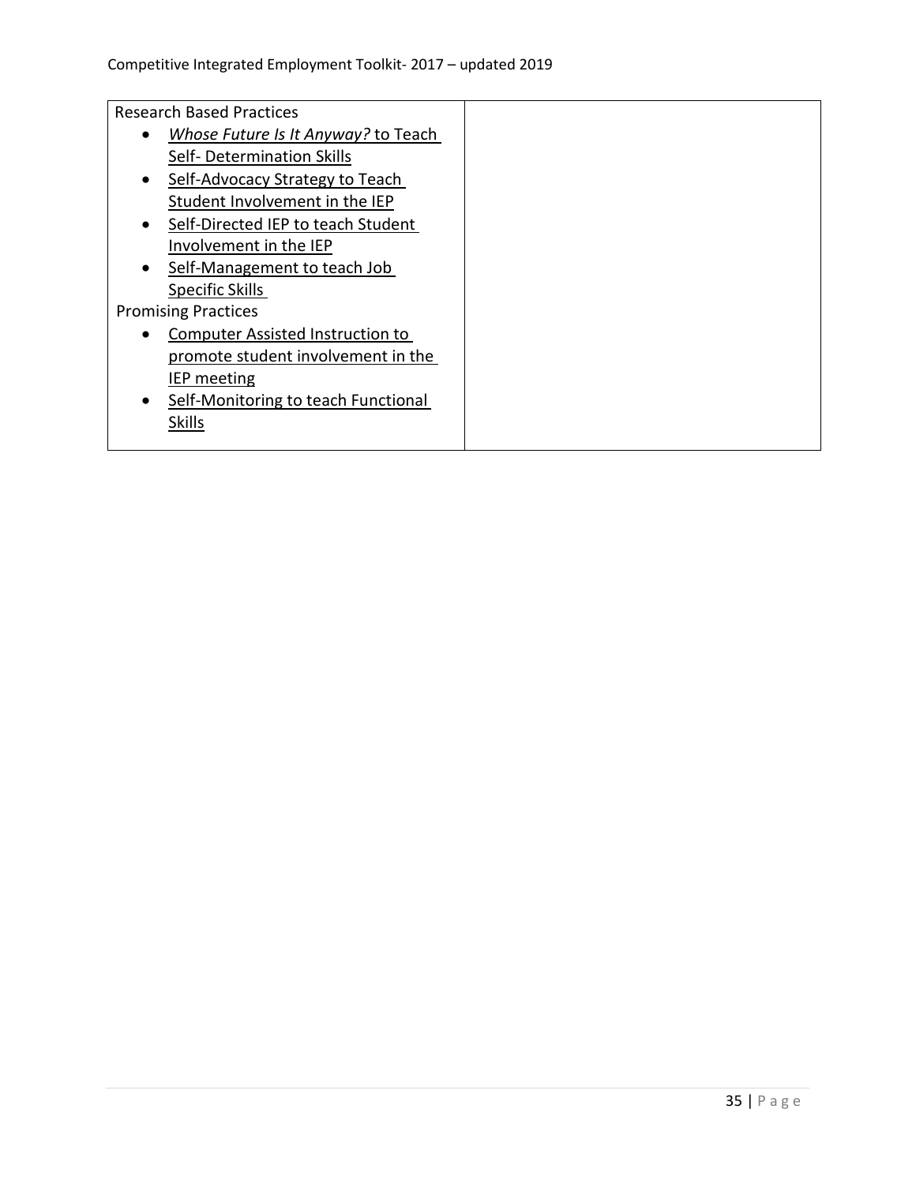| Research Based Practices<br>• *Whose Future Is It Anyway?* to Teach Self- Determination Skills<br>• Self-Advocacy Strategy to Teach Student Involvement in the IEP<br>• Self-Directed IEP to teach Student Involvement in the IEP<br>• Self-Management to teach Job Specific Skills<br>Promising Practices<br>• Computer Assisted Instruction to promote student involvement in the IEP meeting<br>• Self-Monitoring to teach Functional Skills | |
|---|---|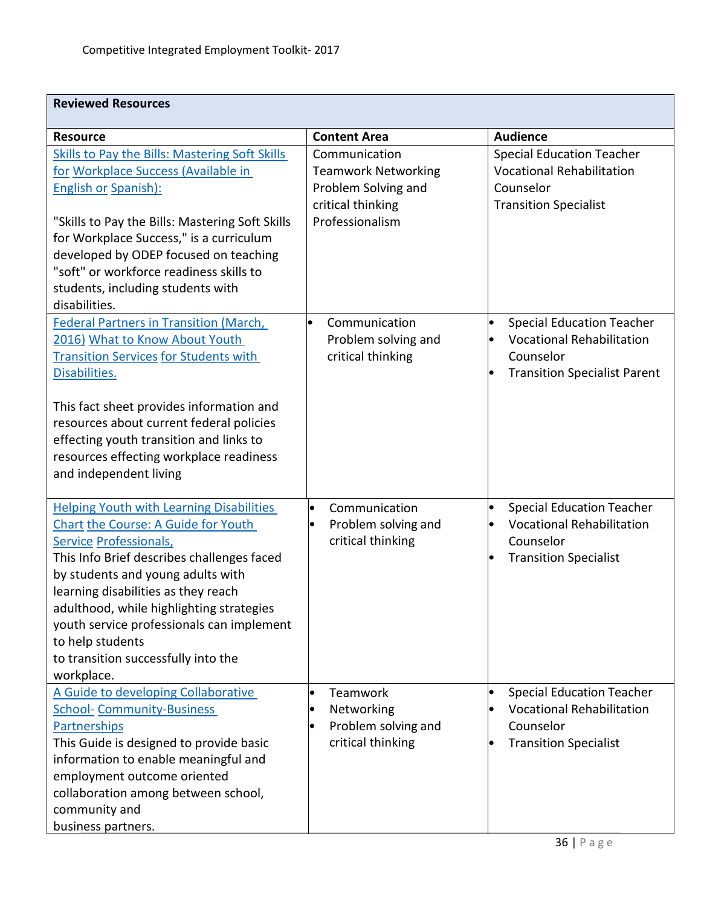| Reviewed Resources | | |
|---|---|---|
| **Resource** | **Content Area** | **Audience** |
| Skills to Pay the Bills: Mastering Soft Skills for Workplace Success (Available in English or Spanish):<br><br>"Skills to Pay the Bills: Mastering Soft Skills for Workplace Success," is a curriculum developed by ODEP focused on teaching "soft" or workforce readiness skills to students, including students with disabilities. | Communication<br>Teamwork Networking<br>Problem Solving and critical thinking<br>Professionalism | Special Education Teacher<br>Vocational Rehabilitation Counselor<br>Transition Specialist |
| Federal Partners in Transition (March, 2016) What to Know About Youth Transition Services for Students with Disabilities.<br><br>This fact sheet provides information and resources about current federal policies effecting youth transition and links to resources effecting workplace readiness and independent living | • Communication Problem solving and critical thinking | • Special Education Teacher<br>• Vocational Rehabilitation Counselor<br>• Transition Specialist Parent |
| Helping Youth with Learning Disabilities Chart the Course: A Guide for Youth Service Professionals,<br>This Info Brief describes challenges faced by students and young adults with learning disabilities as they reach adulthood, while highlighting strategies youth service professionals can implement to help students to transition successfully into the workplace. | • Communication<br>• Problem solving and critical thinking | • Special Education Teacher<br>• Vocational Rehabilitation Counselor<br>• Transition Specialist |
| A Guide to developing Collaborative School- Community-Business Partnerships<br>This Guide is designed to provide basic information to enable meaningful and employment outcome oriented collaboration among between school, community and business partners. | • Teamwork<br>• Networking<br>• Problem solving and critical thinking | • Special Education Teacher<br>• Vocational Rehabilitation Counselor<br>• Transition Specialist |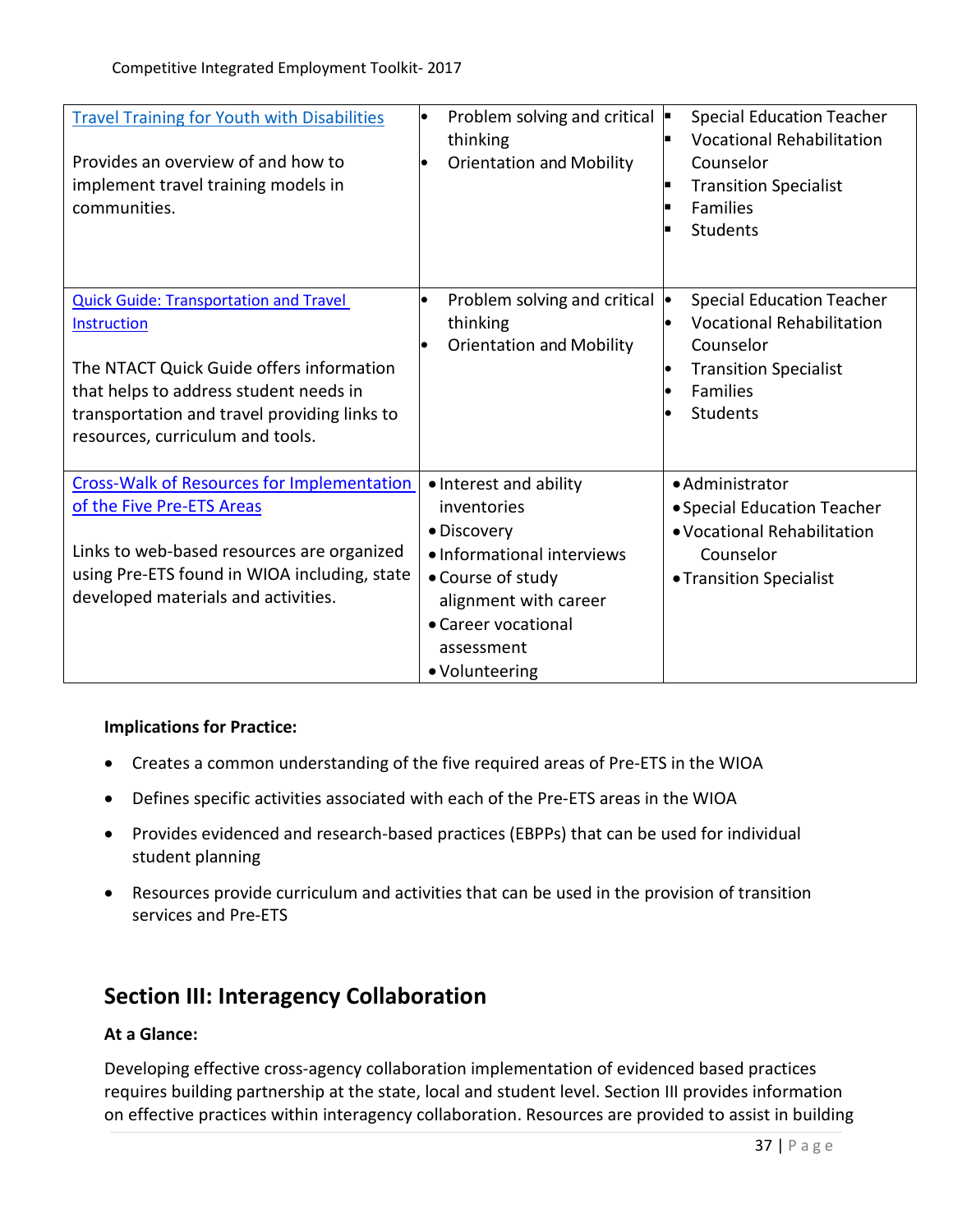| | | |
|---|---|---|
| [Travel Training for Youth with Disabilities]<br><br>Provides an overview of and how to implement travel training models in communities. | • Problem solving and critical thinking<br>• Orientation and Mobility | ▪ Special Education Teacher<br>▪ Vocational Rehabilitation Counselor<br>▪ Transition Specialist<br>▪ Families<br>▪ Students |
| [Quick Guide: Transportation and Travel Instruction]<br><br>The NTACT Quick Guide offers information that helps to address student needs in transportation and travel providing links to resources, curriculum and tools. | • Problem solving and critical thinking<br>• Orientation and Mobility | • Special Education Teacher<br>• Vocational Rehabilitation Counselor<br>• Transition Specialist<br>• Families<br>• Students |
| [Cross-Walk of Resources for Implementation of the Five Pre-ETS Areas]<br><br>Links to web-based resources are organized using Pre-ETS found in WIOA including, state developed materials and activities. | • Interest and ability inventories<br>• Discovery<br>• Informational interviews<br>• Course of study alignment with career<br>• Career vocational assessment<br>• Volunteering | • Administrator<br>• Special Education Teacher<br>• Vocational Rehabilitation Counselor<br>• Transition Specialist |

**Implications for Practice:**

- Creates a common understanding of the five required areas of Pre-ETS in the WIOA
- Defines specific activities associated with each of the Pre-ETS areas in the WIOA
- Provides evidenced and research-based practices (EBPPs) that can be used for individual student planning
- Resources provide curriculum and activities that can be used in the provision of transition services and Pre-ETS

## Section III: Interagency Collaboration

**At a Glance:**

Developing effective cross-agency collaboration implementation of evidenced based practices requires building partnership at the state, local and student level. Section III provides information on effective practices within interagency collaboration. Resources are provided to assist in building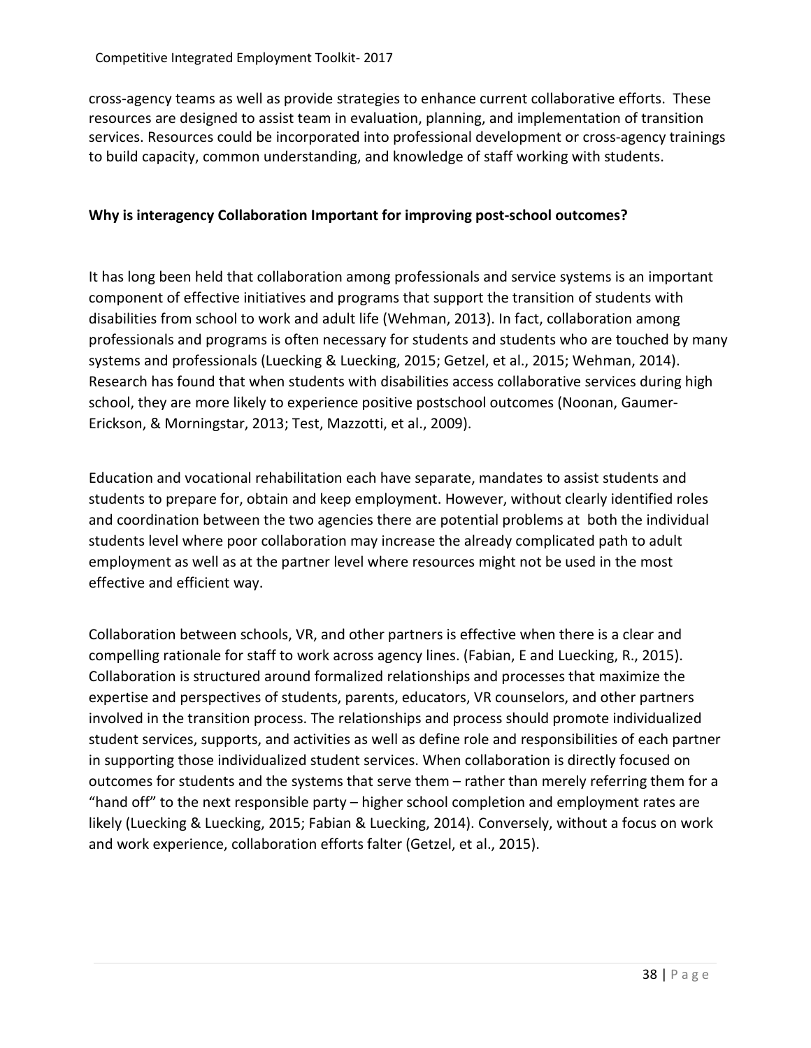cross-agency teams as well as provide strategies to enhance current collaborative efforts. These resources are designed to assist team in evaluation, planning, and implementation of transition services. Resources could be incorporated into professional development or cross-agency trainings to build capacity, common understanding, and knowledge of staff working with students.

**Why is interagency Collaboration Important for improving post-school outcomes?**

It has long been held that collaboration among professionals and service systems is an important component of effective initiatives and programs that support the transition of students with disabilities from school to work and adult life (Wehman, 2013). In fact, collaboration among professionals and programs is often necessary for students and students who are touched by many systems and professionals (Luecking & Luecking, 2015; Getzel, et al., 2015; Wehman, 2014). Research has found that when students with disabilities access collaborative services during high school, they are more likely to experience positive postschool outcomes (Noonan, Gaumer-Erickson, & Morningstar, 2013; Test, Mazzotti, et al., 2009).

Education and vocational rehabilitation each have separate, mandates to assist students and students to prepare for, obtain and keep employment. However, without clearly identified roles and coordination between the two agencies there are potential problems at both the individual students level where poor collaboration may increase the already complicated path to adult employment as well as at the partner level where resources might not be used in the most effective and efficient way.

Collaboration between schools, VR, and other partners is effective when there is a clear and compelling rationale for staff to work across agency lines. (Fabian, E and Luecking, R., 2015). Collaboration is structured around formalized relationships and processes that maximize the expertise and perspectives of students, parents, educators, VR counselors, and other partners involved in the transition process. The relationships and process should promote individualized student services, supports, and activities as well as define role and responsibilities of each partner in supporting those individualized student services. When collaboration is directly focused on outcomes for students and the systems that serve them – rather than merely referring them for a "hand off" to the next responsible party – higher school completion and employment rates are likely (Luecking & Luecking, 2015; Fabian & Luecking, 2014). Conversely, without a focus on work and work experience, collaboration efforts falter (Getzel, et al., 2015).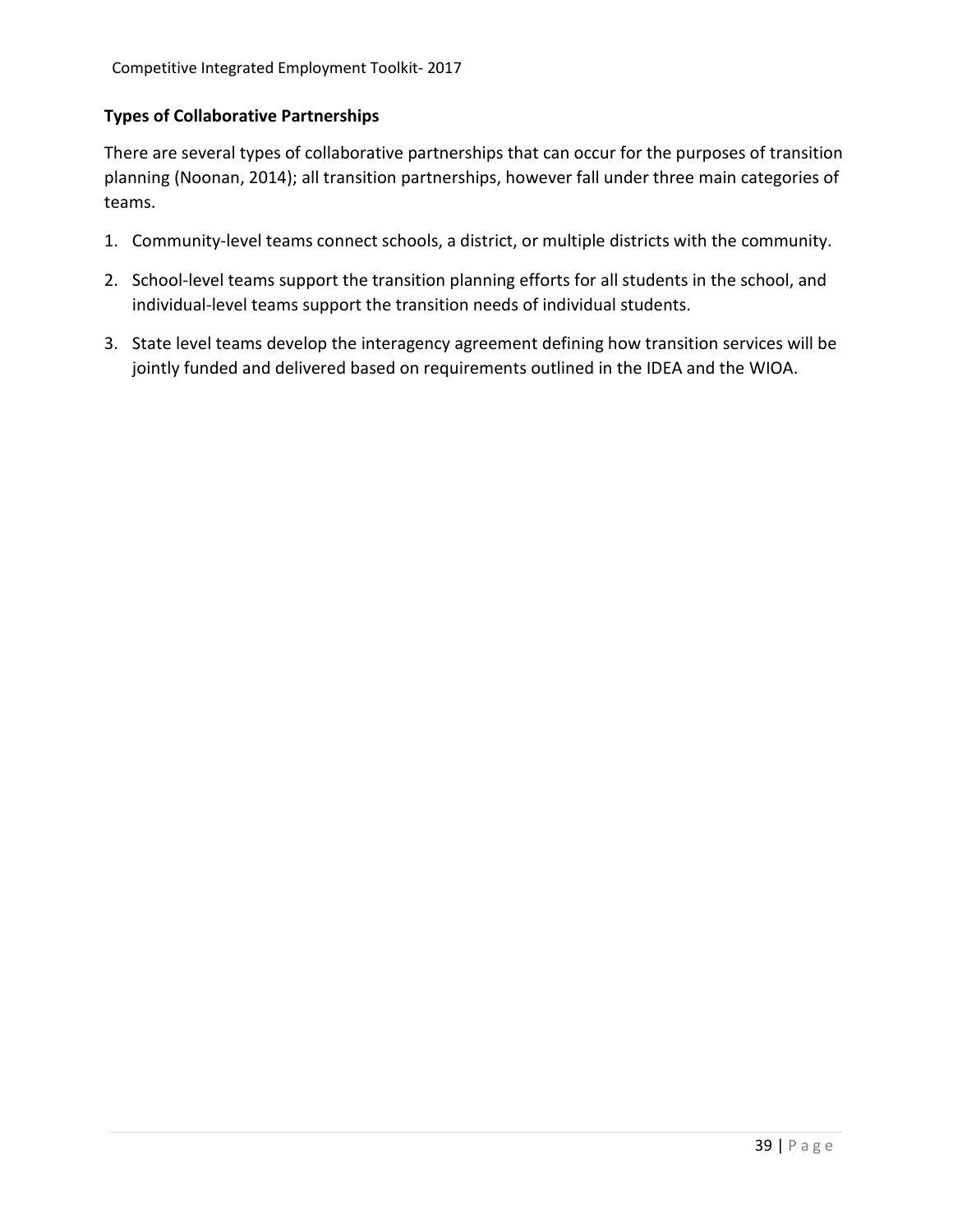### Types of Collaborative Partnerships

There are several types of collaborative partnerships that can occur for the purposes of transition planning (Noonan, 2014); all transition partnerships, however fall under three main categories of teams.

1. Community-level teams connect schools, a district, or multiple districts with the community.
2. School-level teams support the transition planning efforts for all students in the school, and individual-level teams support the transition needs of individual students.
3. State level teams develop the interagency agreement defining how transition services will be jointly funded and delivered based on requirements outlined in the IDEA and the WIOA.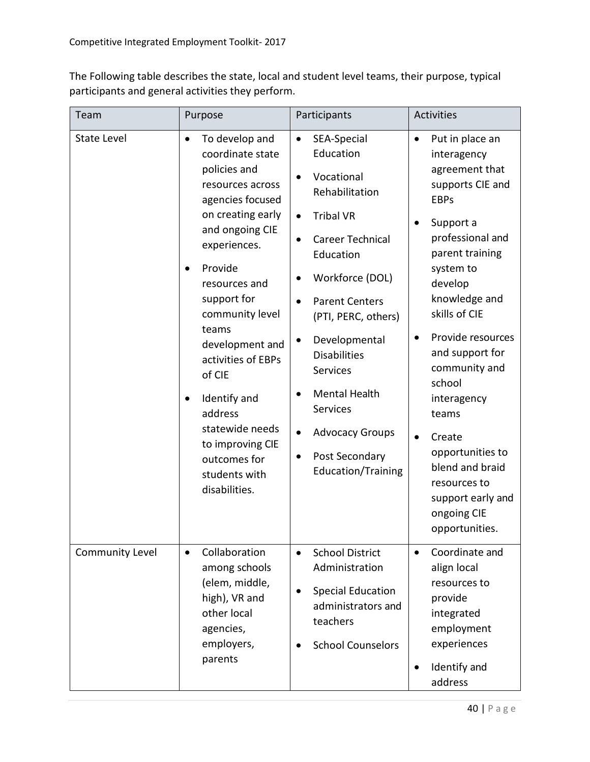The Following table describes the state, local and student level teams, their purpose, typical participants and general activities they perform.

| Team | Purpose | Participants | Activities |
|---|---|---|---|
| State Level | • To develop and coordinate state policies and resources across agencies focused on creating early and ongoing CIE experiences.<br>• Provide resources and support for community level teams development and activities of EBPs of CIE<br>• Identify and address statewide needs to improving CIE outcomes for students with disabilities. | • SEA-Special Education<br>• Vocational Rehabilitation<br>• Tribal VR<br>• Career Technical Education<br>• Workforce (DOL)<br>• Parent Centers (PTI, PERC, others)<br>• Developmental Disabilities Services<br>• Mental Health Services<br>• Advocacy Groups<br>• Post Secondary Education/Training | • Put in place an interagency agreement that supports CIE and EBPs<br>• Support a professional and parent training system to develop knowledge and skills of CIE<br>• Provide resources and support for community and school interagency teams<br>• Create opportunities to blend and braid resources to support early and ongoing CIE opportunities. |
| Community Level | • Collaboration among schools (elem, middle, high), VR and other local agencies, employers, parents | • School District Administration<br>• Special Education administrators and teachers<br>• School Counselors | • Coordinate and align local resources to provide integrated employment experiences<br>• Identify and address |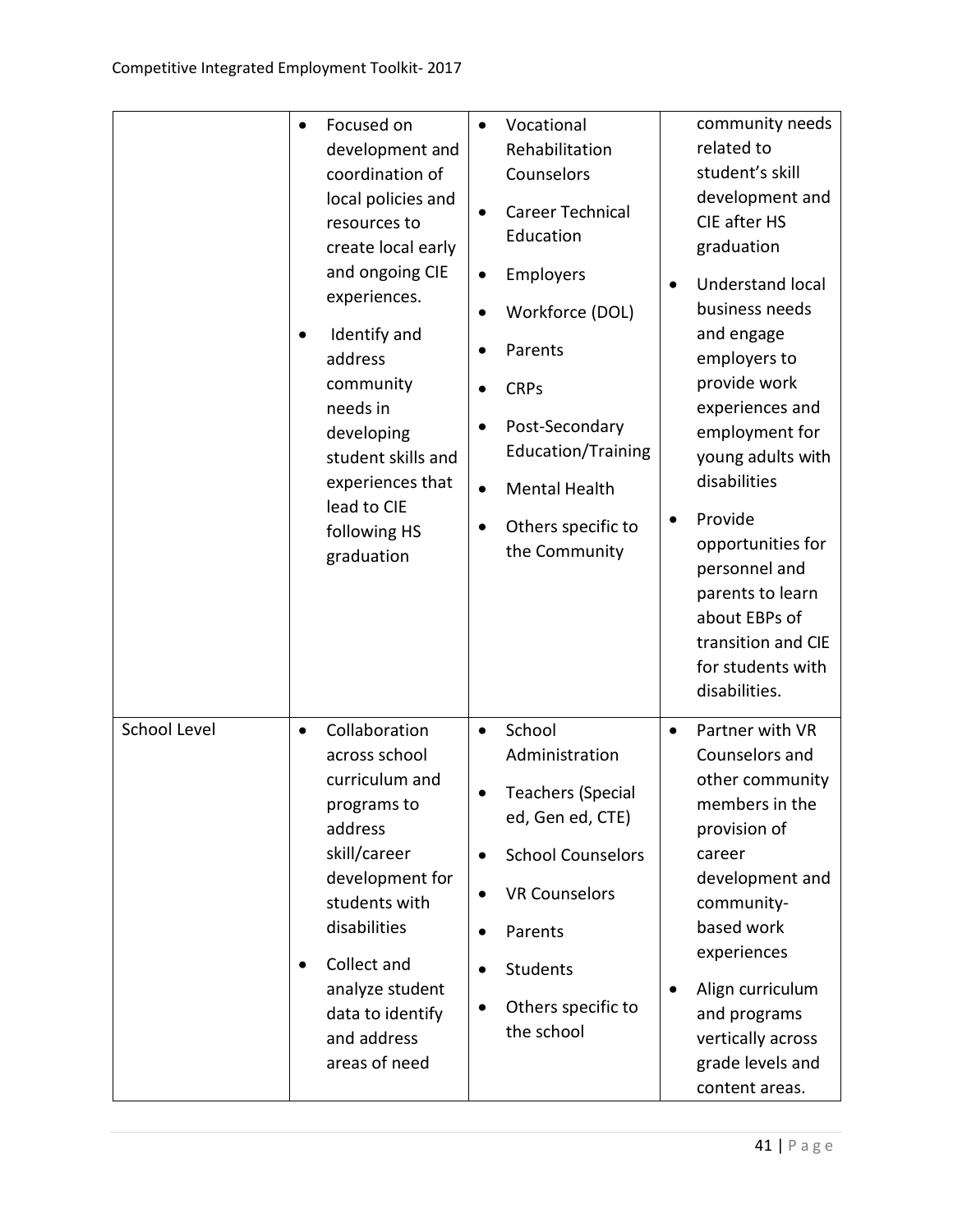| | | | |
|---|---|---|---|
| | • Focused on development and coordination of local policies and resources to create local early and ongoing CIE experiences.<br>• Identify and address community needs in developing student skills and experiences that lead to CIE following HS graduation | • Vocational Rehabilitation Counselors<br>• Career Technical Education<br>• Employers<br>• Workforce (DOL)<br>• Parents<br>• CRPs<br>• Post-Secondary Education/Training<br>• Mental Health<br>• Others specific to the Community | community needs related to student's skill development and CIE after HS graduation<br>• Understand local business needs and engage employers to provide work experiences and employment for young adults with disabilities<br>• Provide opportunities for personnel and parents to learn about EBPs of transition and CIE for students with disabilities. |
| School Level | • Collaboration across school curriculum and programs to address skill/career development for students with disabilities<br>• Collect and analyze student data to identify and address areas of need | • School Administration<br>• Teachers (Special ed, Gen ed, CTE)<br>• School Counselors<br>• VR Counselors<br>• Parents<br>• Students<br>• Others specific to the school | • Partner with VR Counselors and other community members in the provision of career development and community-based work experiences<br>• Align curriculum and programs vertically across grade levels and content areas. |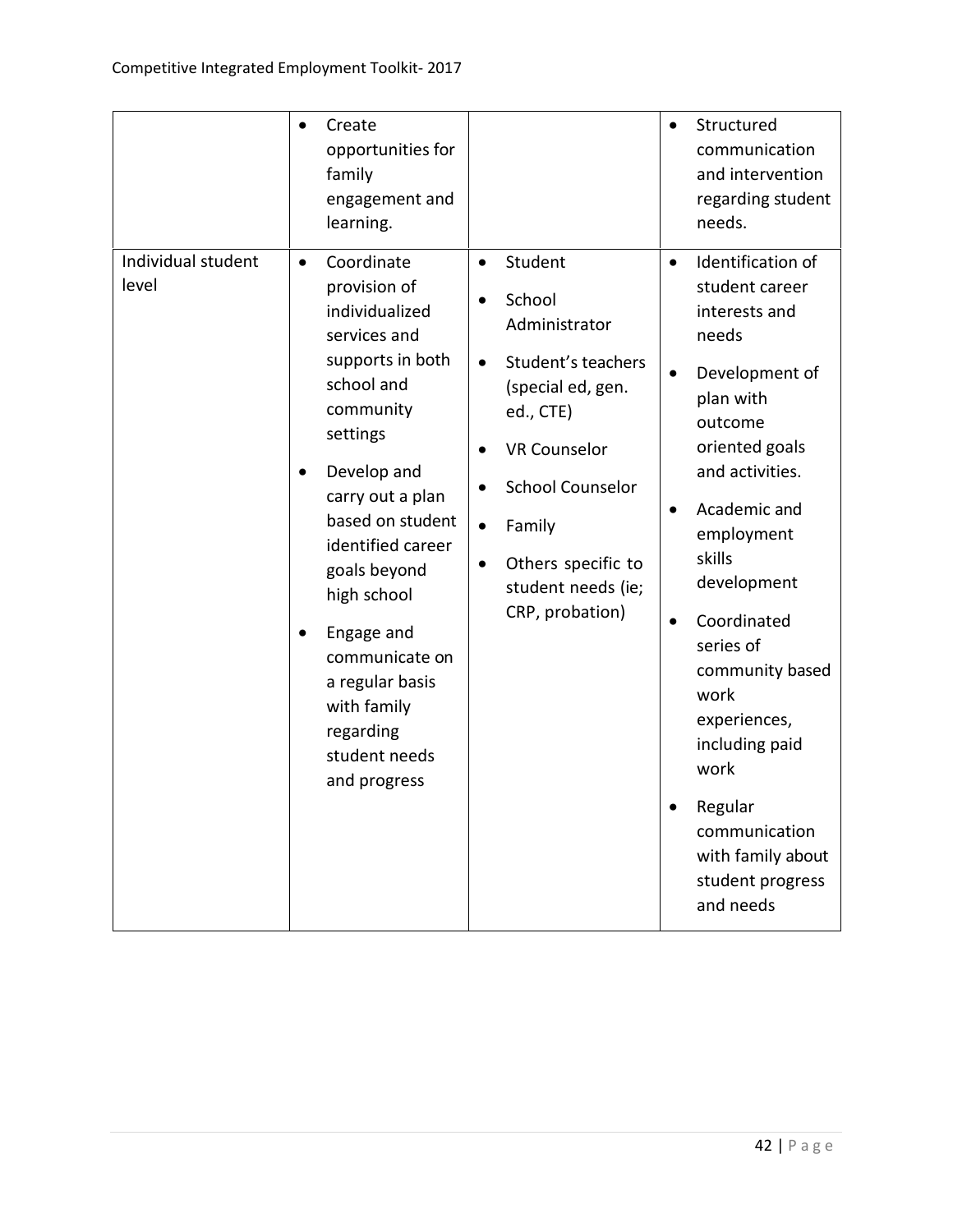| | | | |
|---|---|---|---|
| | • Create opportunities for family engagement and learning. | | • Structured communication and intervention regarding student needs. |
| Individual student level | • Coordinate provision of individualized services and supports in both school and community settings<br>• Develop and carry out a plan based on student identified career goals beyond high school<br>• Engage and communicate on a regular basis with family regarding student needs and progress | • Student<br>• School Administrator<br>• Student's teachers (special ed, gen. ed., CTE)<br>• VR Counselor<br>• School Counselor<br>• Family<br>• Others specific to student needs (ie; CRP, probation) | • Identification of student career interests and needs<br>• Development of plan with outcome oriented goals and activities.<br>• Academic and employment skills development<br>• Coordinated series of community based work experiences, including paid work<br>• Regular communication with family about student progress and needs |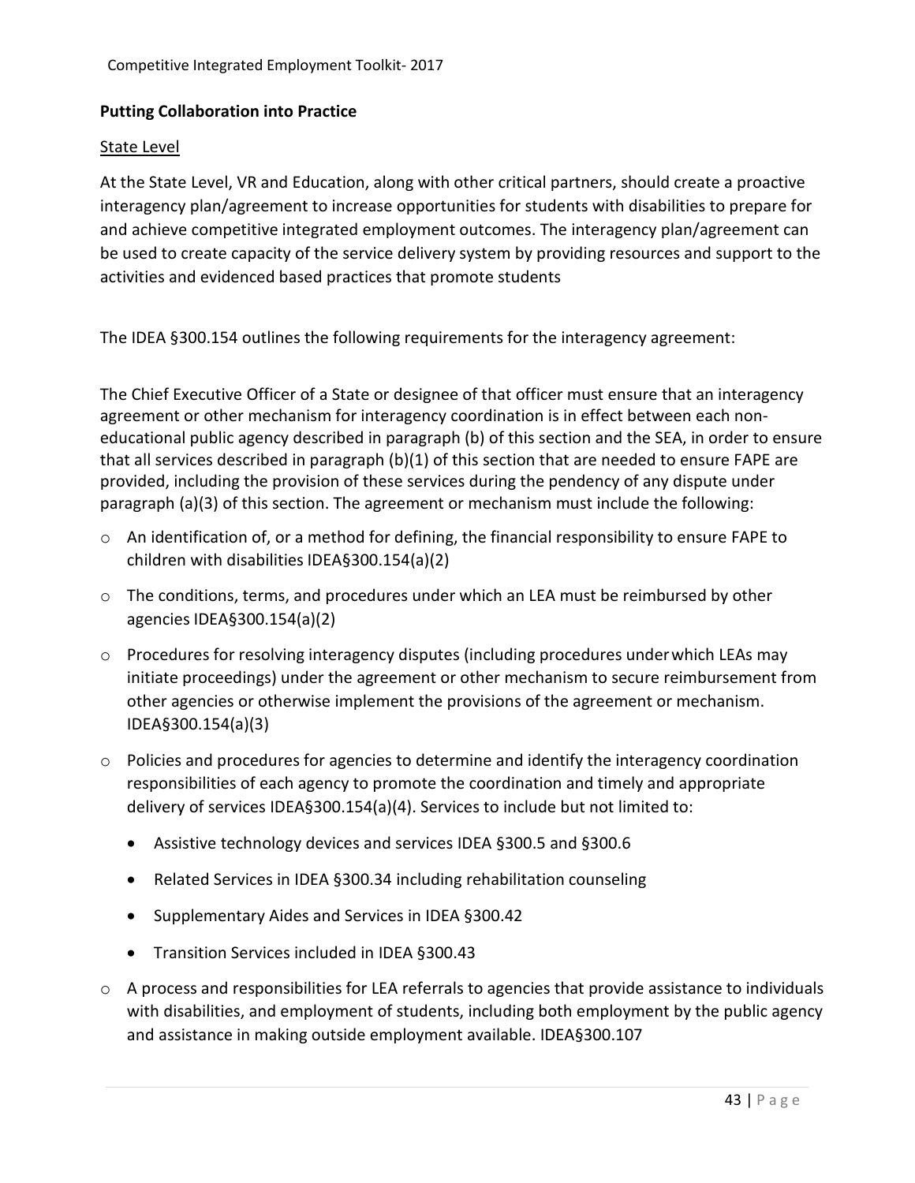## Putting Collaboration into Practice

### State Level

At the State Level, VR and Education, along with other critical partners, should create a proactive interagency plan/agreement to increase opportunities for students with disabilities to prepare for and achieve competitive integrated employment outcomes. The interagency plan/agreement can be used to create capacity of the service delivery system by providing resources and support to the activities and evidenced based practices that promote students

The IDEA §300.154 outlines the following requirements for the interagency agreement:

The Chief Executive Officer of a State or designee of that officer must ensure that an interagency agreement or other mechanism for interagency coordination is in effect between each non-educational public agency described in paragraph (b) of this section and the SEA, in order to ensure that all services described in paragraph (b)(1) of this section that are needed to ensure FAPE are provided, including the provision of these services during the pendency of any dispute under paragraph (a)(3) of this section. The agreement or mechanism must include the following:

- An identification of, or a method for defining, the financial responsibility to ensure FAPE to children with disabilities IDEA§300.154(a)(2)
- The conditions, terms, and procedures under which an LEA must be reimbursed by other agencies IDEA§300.154(a)(2)
- Procedures for resolving interagency disputes (including procedures under which LEAs may initiate proceedings) under the agreement or other mechanism to secure reimbursement from other agencies or otherwise implement the provisions of the agreement or mechanism. IDEA§300.154(a)(3)
- Policies and procedures for agencies to determine and identify the interagency coordination responsibilities of each agency to promote the coordination and timely and appropriate delivery of services IDEA§300.154(a)(4). Services to include but not limited to:
  - Assistive technology devices and services IDEA §300.5 and §300.6
  - Related Services in IDEA §300.34 including rehabilitation counseling
  - Supplementary Aides and Services in IDEA §300.42
  - Transition Services included in IDEA §300.43
- A process and responsibilities for LEA referrals to agencies that provide assistance to individuals with disabilities, and employment of students, including both employment by the public agency and assistance in making outside employment available. IDEA§300.107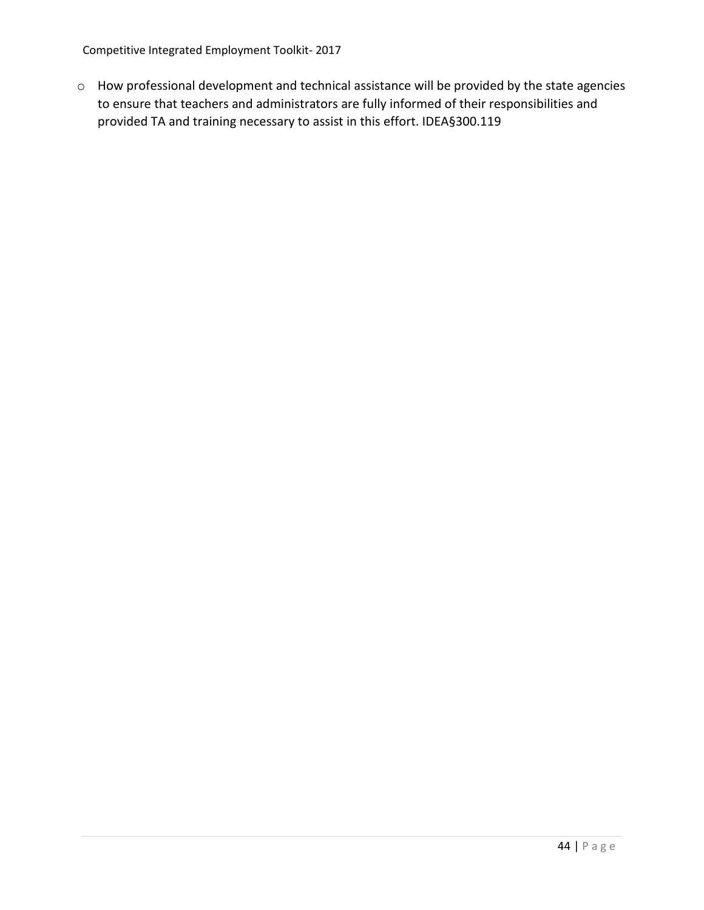- How professional development and technical assistance will be provided by the state agencies to ensure that teachers and administrators are fully informed of their responsibilities and provided TA and training necessary to assist in this effort. IDEA§300.119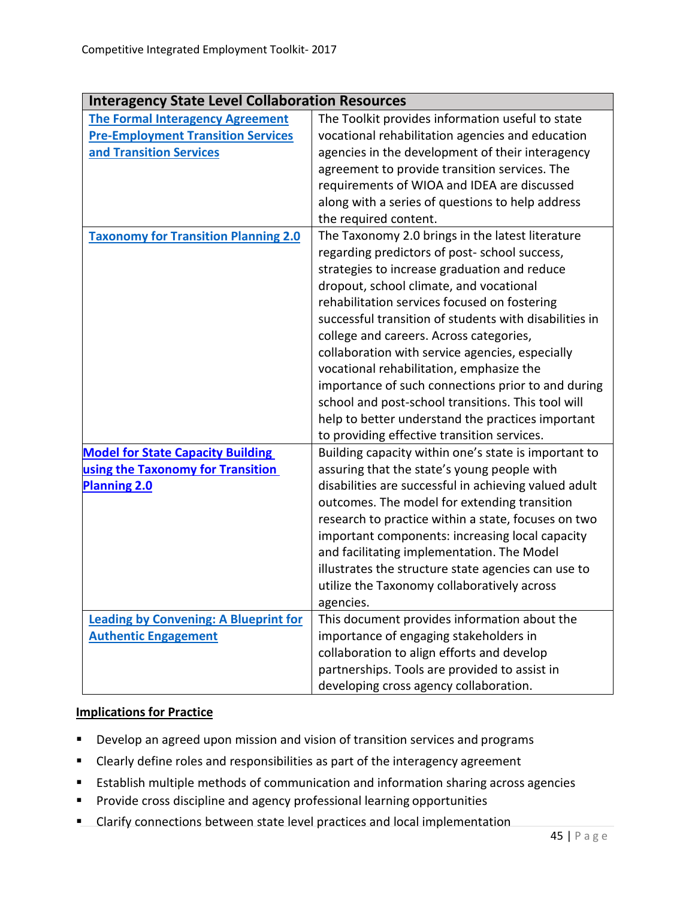| Interagency State Level Collaboration Resources | |
|---|---|
| **The Formal Interagency Agreement Pre-Employment Transition Services and Transition Services** | The Toolkit provides information useful to state vocational rehabilitation agencies and education agencies in the development of their interagency agreement to provide transition services. The requirements of WIOA and IDEA are discussed along with a series of questions to help address the required content. |
| **Taxonomy for Transition Planning 2.0** | The Taxonomy 2.0 brings in the latest literature regarding predictors of post- school success, strategies to increase graduation and reduce dropout, school climate, and vocational rehabilitation services focused on fostering successful transition of students with disabilities in college and careers. Across categories, collaboration with service agencies, especially vocational rehabilitation, emphasize the importance of such connections prior to and during school and post-school transitions. This tool will help to better understand the practices important to providing effective transition services. |
| **Model for State Capacity Building using the Taxonomy for Transition Planning 2.0** | Building capacity within one's state is important to assuring that the state's young people with disabilities are successful in achieving valued adult outcomes. The model for extending transition research to practice within a state, focuses on two important components: increasing local capacity and facilitating implementation. The Model illustrates the structure state agencies can use to utilize the Taxonomy collaboratively across agencies. |
| **Leading by Convening: A Blueprint for Authentic Engagement** | This document provides information about the importance of engaging stakeholders in collaboration to align efforts and develop partnerships. Tools are provided to assist in developing cross agency collaboration. |

**Implications for Practice**

- Develop an agreed upon mission and vision of transition services and programs
- Clearly define roles and responsibilities as part of the interagency agreement
- Establish multiple methods of communication and information sharing across agencies
- Provide cross discipline and agency professional learning opportunities
- Clarify connections between state level practices and local implementation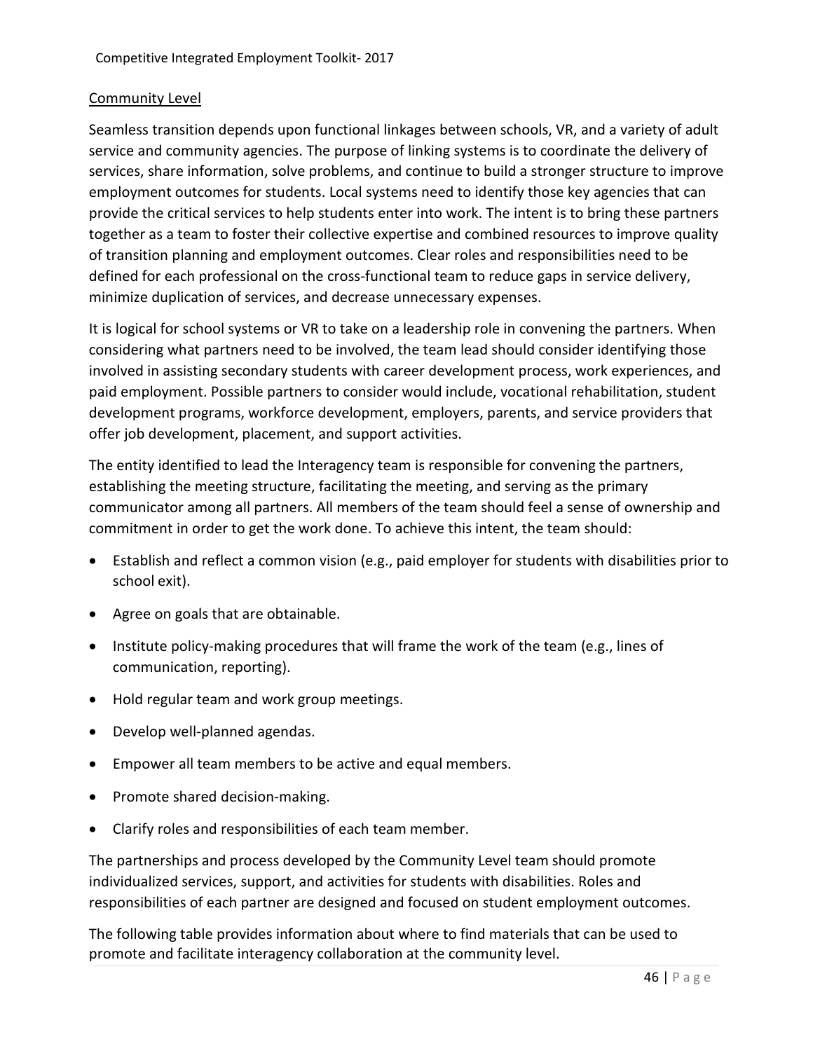## Community Level

Seamless transition depends upon functional linkages between schools, VR, and a variety of adult service and community agencies. The purpose of linking systems is to coordinate the delivery of services, share information, solve problems, and continue to build a stronger structure to improve employment outcomes for students. Local systems need to identify those key agencies that can provide the critical services to help students enter into work. The intent is to bring these partners together as a team to foster their collective expertise and combined resources to improve quality of transition planning and employment outcomes. Clear roles and responsibilities need to be defined for each professional on the cross-functional team to reduce gaps in service delivery, minimize duplication of services, and decrease unnecessary expenses.

It is logical for school systems or VR to take on a leadership role in convening the partners. When considering what partners need to be involved, the team lead should consider identifying those involved in assisting secondary students with career development process, work experiences, and paid employment. Possible partners to consider would include, vocational rehabilitation, student development programs, workforce development, employers, parents, and service providers that offer job development, placement, and support activities.

The entity identified to lead the Interagency team is responsible for convening the partners, establishing the meeting structure, facilitating the meeting, and serving as the primary communicator among all partners. All members of the team should feel a sense of ownership and commitment in order to get the work done. To achieve this intent, the team should:

- Establish and reflect a common vision (e.g., paid employer for students with disabilities prior to school exit).
- Agree on goals that are obtainable.
- Institute policy-making procedures that will frame the work of the team (e.g., lines of communication, reporting).
- Hold regular team and work group meetings.
- Develop well-planned agendas.
- Empower all team members to be active and equal members.
- Promote shared decision-making.
- Clarify roles and responsibilities of each team member.

The partnerships and process developed by the Community Level team should promote individualized services, support, and activities for students with disabilities. Roles and responsibilities of each partner are designed and focused on student employment outcomes.

The following table provides information about where to find materials that can be used to promote and facilitate interagency collaboration at the community level.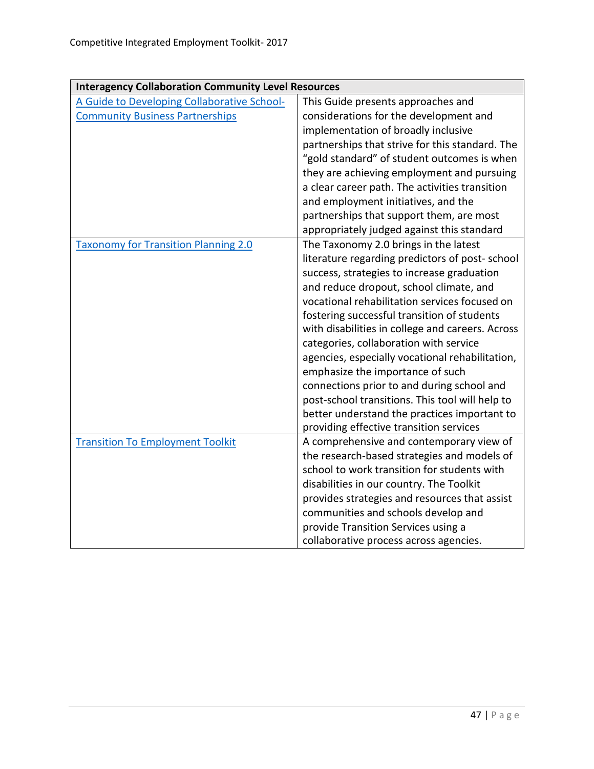| Interagency Collaboration Community Level Resources | |
|---|---|
| A Guide to Developing Collaborative School-Community Business Partnerships | This Guide presents approaches and considerations for the development and implementation of broadly inclusive partnerships that strive for this standard. The “gold standard” of student outcomes is when they are achieving employment and pursuing a clear career path. The activities transition and employment initiatives, and the partnerships that support them, are most appropriately judged against this standard |
| Taxonomy for Transition Planning 2.0 | The Taxonomy 2.0 brings in the latest literature regarding predictors of post- school success, strategies to increase graduation and reduce dropout, school climate, and vocational rehabilitation services focused on fostering successful transition of students with disabilities in college and careers. Across categories, collaboration with service agencies, especially vocational rehabilitation, emphasize the importance of such connections prior to and during school and post-school transitions. This tool will help to better understand the practices important to providing effective transition services |
| Transition To Employment Toolkit | A comprehensive and contemporary view of the research-based strategies and models of school to work transition for students with disabilities in our country. The Toolkit provides strategies and resources that assist communities and schools develop and provide Transition Services using a collaborative process across agencies. |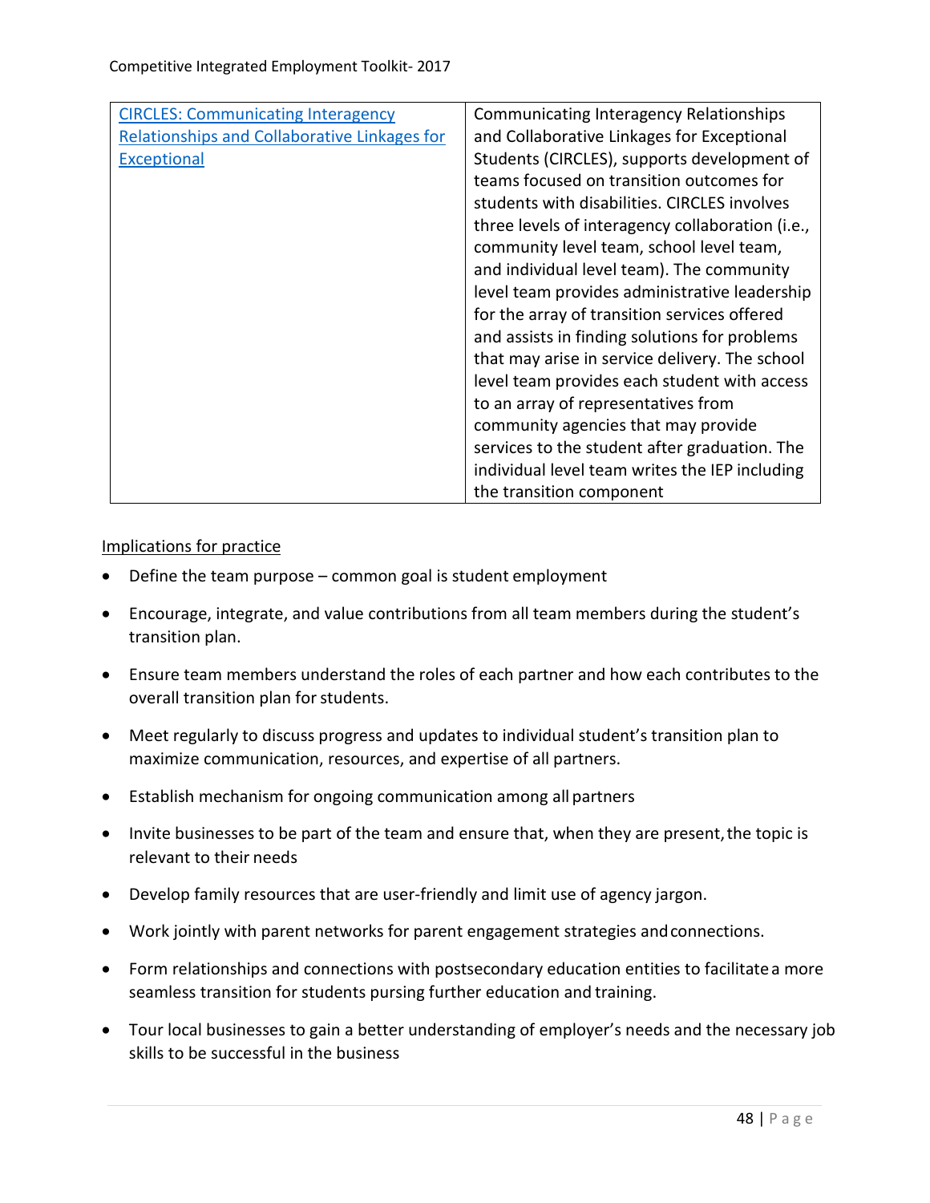| CIRCLES: Communicating Interagency Relationships and Collaborative Linkages for Exceptional | Communicating Interagency Relationships and Collaborative Linkages for Exceptional Students (CIRCLES), supports development of teams focused on transition outcomes for students with disabilities. CIRCLES involves three levels of interagency collaboration (i.e., community level team, school level team, and individual level team). The community level team provides administrative leadership for the array of transition services offered and assists in finding solutions for problems that may arise in service delivery. The school level team provides each student with access to an array of representatives from community agencies that may provide services to the student after graduation. The individual level team writes the IEP including the transition component |
|---|---|

Implications for practice

- Define the team purpose – common goal is student employment
- Encourage, integrate, and value contributions from all team members during the student's transition plan.
- Ensure team members understand the roles of each partner and how each contributes to the overall transition plan for students.
- Meet regularly to discuss progress and updates to individual student's transition plan to maximize communication, resources, and expertise of all partners.
- Establish mechanism for ongoing communication among all partners
- Invite businesses to be part of the team and ensure that, when they are present, the topic is relevant to their needs
- Develop family resources that are user-friendly and limit use of agency jargon.
- Work jointly with parent networks for parent engagement strategies and connections.
- Form relationships and connections with postsecondary education entities to facilitate a more seamless transition for students pursing further education and training.
- Tour local businesses to gain a better understanding of employer's needs and the necessary job skills to be successful in the business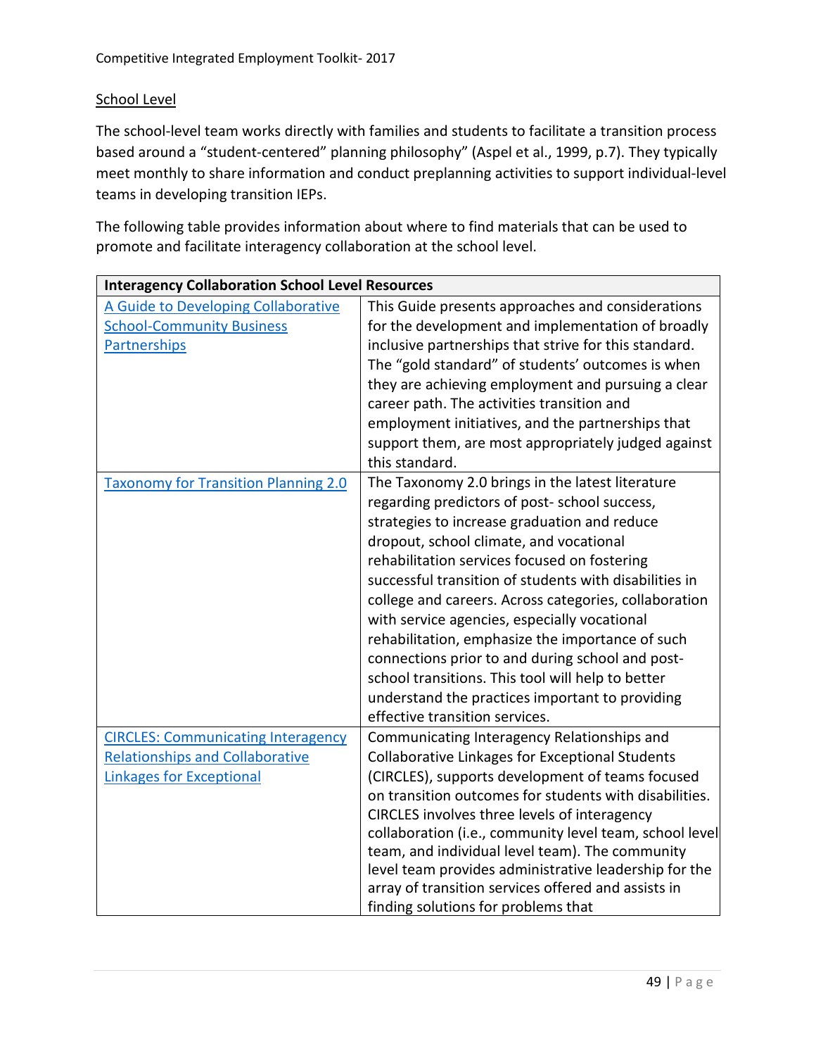School Level

The school-level team works directly with families and students to facilitate a transition process based around a "student-centered" planning philosophy" (Aspel et al., 1999, p.7). They typically meet monthly to share information and conduct preplanning activities to support individual-level teams in developing transition IEPs.

The following table provides information about where to find materials that can be used to promote and facilitate interagency collaboration at the school level.

| **Interagency Collaboration School Level Resources** | |
|---|---|
| A Guide to Developing Collaborative School-Community Business Partnerships | This Guide presents approaches and considerations for the development and implementation of broadly inclusive partnerships that strive for this standard. The "gold standard" of students' outcomes is when they are achieving employment and pursuing a clear career path. The activities transition and employment initiatives, and the partnerships that support them, are most appropriately judged against this standard. |
| Taxonomy for Transition Planning 2.0 | The Taxonomy 2.0 brings in the latest literature regarding predictors of post- school success, strategies to increase graduation and reduce dropout, school climate, and vocational rehabilitation services focused on fostering successful transition of students with disabilities in college and careers. Across categories, collaboration with service agencies, especially vocational rehabilitation, emphasize the importance of such connections prior to and during school and post-school transitions. This tool will help to better understand the practices important to providing effective transition services. |
| CIRCLES: Communicating Interagency Relationships and Collaborative Linkages for Exceptional | Communicating Interagency Relationships and Collaborative Linkages for Exceptional Students (CIRCLES), supports development of teams focused on transition outcomes for students with disabilities. CIRCLES involves three levels of interagency collaboration (i.e., community level team, school level team, and individual level team). The community level team provides administrative leadership for the array of transition services offered and assists in finding solutions for problems that |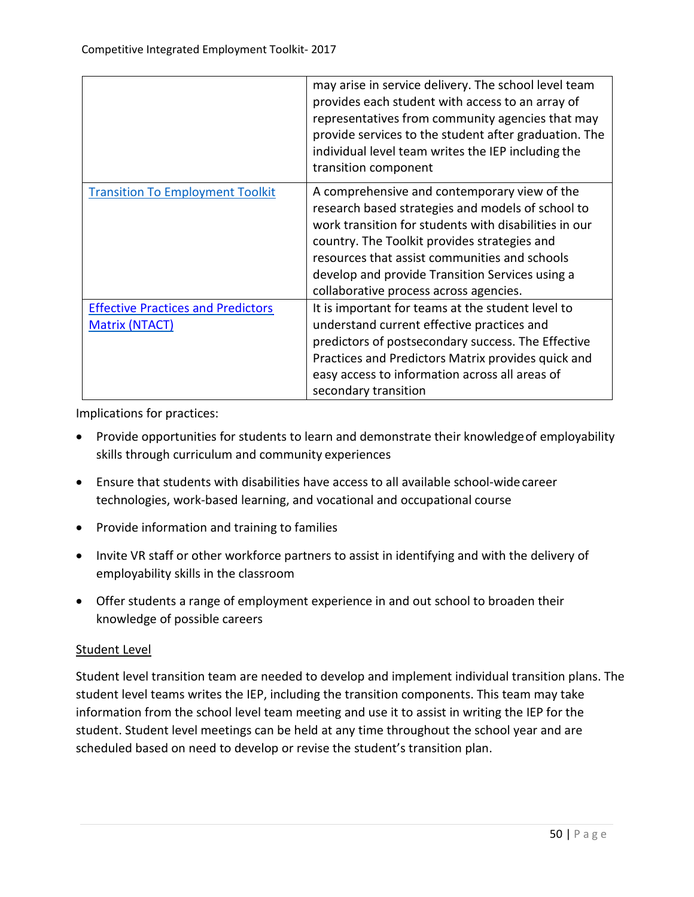| | |
|---|---|
| | may arise in service delivery. The school level team provides each student with access to an array of representatives from community agencies that may provide services to the student after graduation. The individual level team writes the IEP including the transition component |
| [Transition To Employment Toolkit]() | A comprehensive and contemporary view of the research based strategies and models of school to work transition for students with disabilities in our country. The Toolkit provides strategies and resources that assist communities and schools develop and provide Transition Services using a collaborative process across agencies. |
| [Effective Practices and Predictors Matrix (NTACT)]() | It is important for teams at the student level to understand current effective practices and predictors of postsecondary success. The Effective Practices and Predictors Matrix provides quick and easy access to information across all areas of secondary transition |

Implications for practices:

- Provide opportunities for students to learn and demonstrate their knowledge of employability skills through curriculum and community experiences
- Ensure that students with disabilities have access to all available school-wide career technologies, work-based learning, and vocational and occupational course
- Provide information and training to families
- Invite VR staff or other workforce partners to assist in identifying and with the delivery of employability skills in the classroom
- Offer students a range of employment experience in and out school to broaden their knowledge of possible careers

<u>Student Level</u>

Student level transition team are needed to develop and implement individual transition plans. The student level teams writes the IEP, including the transition components. This team may take information from the school level team meeting and use it to assist in writing the IEP for the student. Student level meetings can be held at any time throughout the school year and are scheduled based on need to develop or revise the student's transition plan.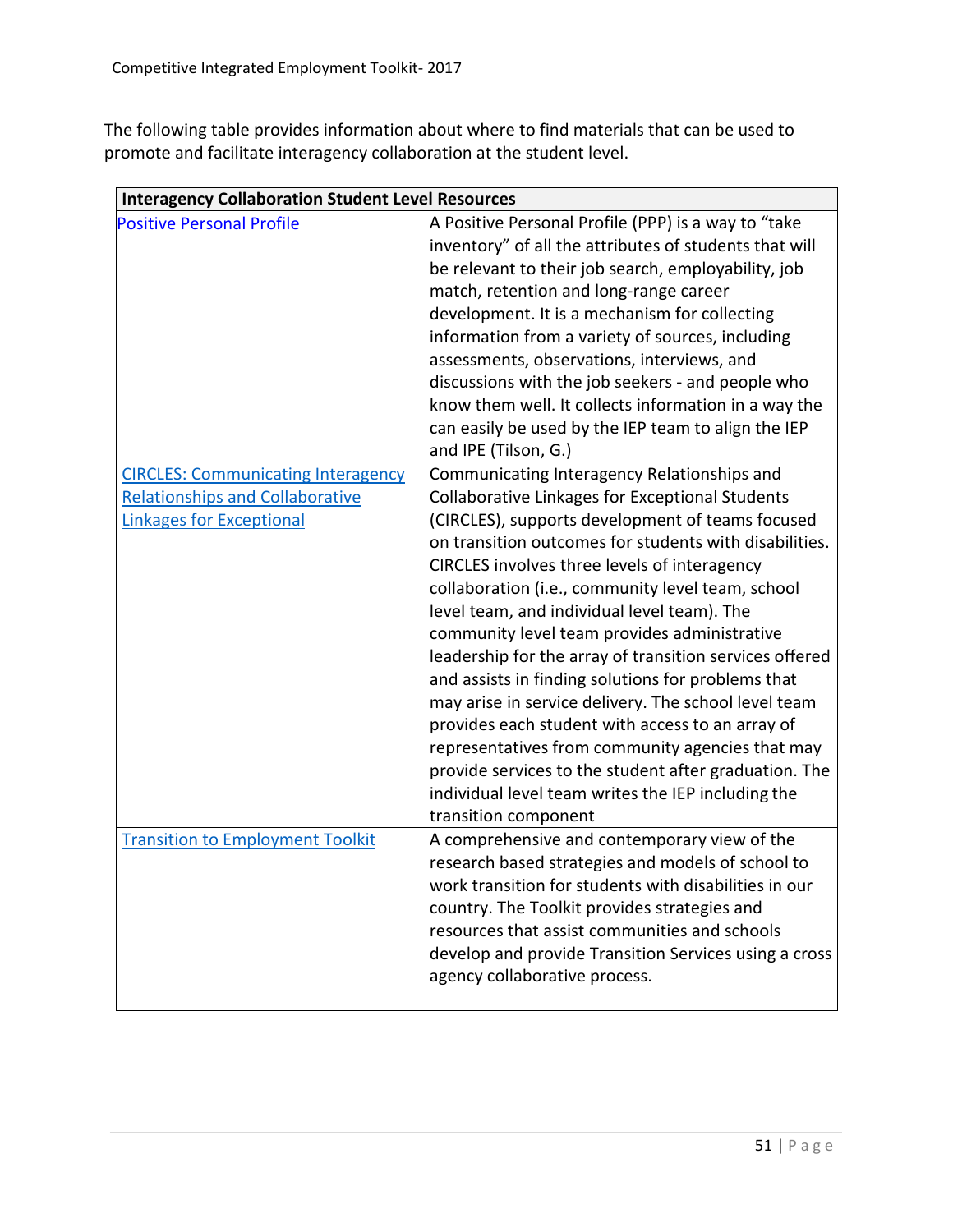The following table provides information about where to find materials that can be used to promote and facilitate interagency collaboration at the student level.

| Interagency Collaboration Student Level Resources | |
|---|---|
| Positive Personal Profile | A Positive Personal Profile (PPP) is a way to "take inventory" of all the attributes of students that will be relevant to their job search, employability, job match, retention and long-range career development. It is a mechanism for collecting information from a variety of sources, including assessments, observations, interviews, and discussions with the job seekers - and people who know them well. It collects information in a way the can easily be used by the IEP team to align the IEP and IPE (Tilson, G.) |
| CIRCLES: Communicating Interagency Relationships and Collaborative Linkages for Exceptional | Communicating Interagency Relationships and Collaborative Linkages for Exceptional Students (CIRCLES), supports development of teams focused on transition outcomes for students with disabilities. CIRCLES involves three levels of interagency collaboration (i.e., community level team, school level team, and individual level team). The community level team provides administrative leadership for the array of transition services offered and assists in finding solutions for problems that may arise in service delivery. The school level team provides each student with access to an array of representatives from community agencies that may provide services to the student after graduation. The individual level team writes the IEP including the transition component |
| Transition to Employment Toolkit | A comprehensive and contemporary view of the research based strategies and models of school to work transition for students with disabilities in our country. The Toolkit provides strategies and resources that assist communities and schools develop and provide Transition Services using a cross agency collaborative process. |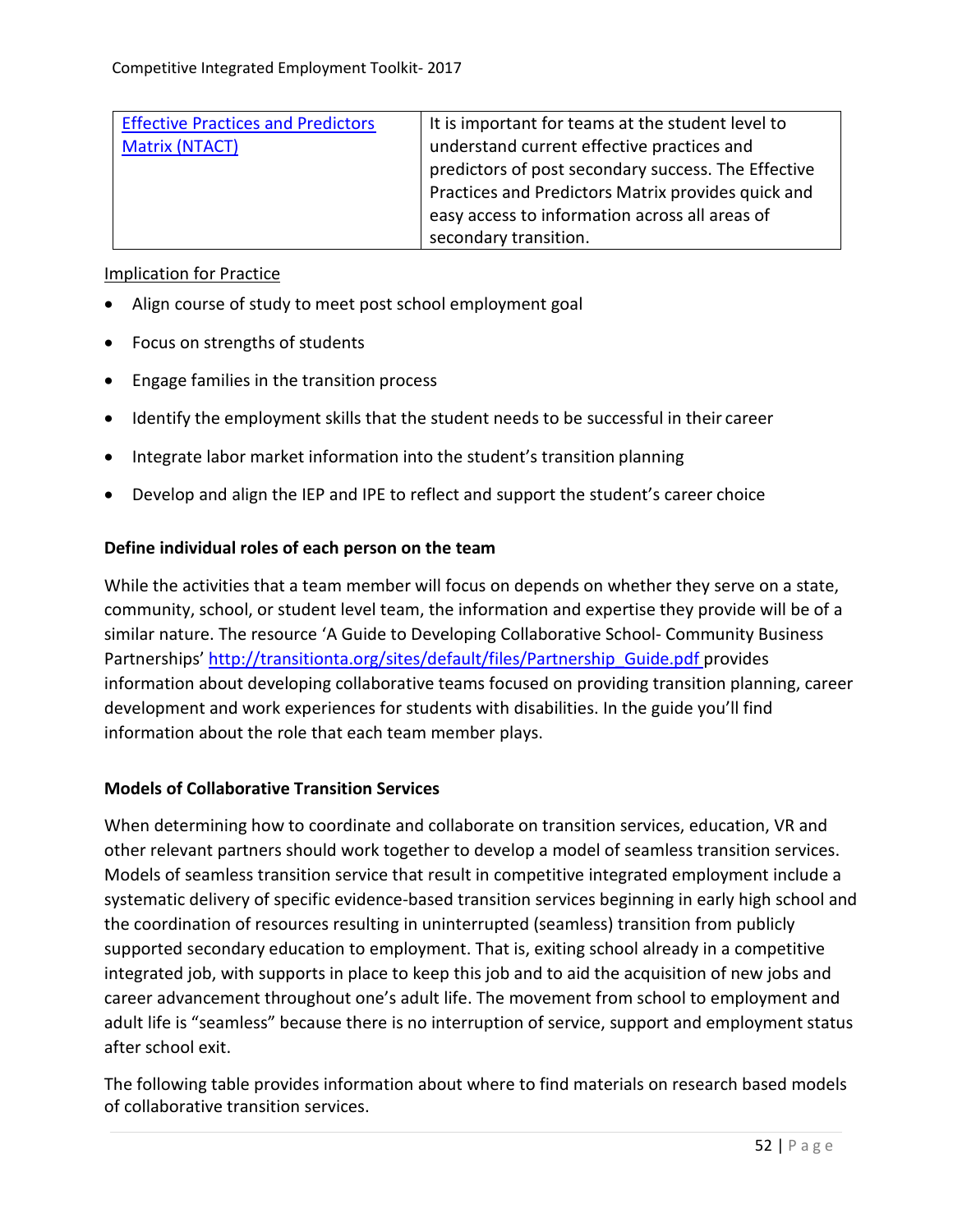| [Effective Practices and Predictors Matrix (NTACT)]() | It is important for teams at the student level to understand current effective practices and predictors of post secondary success. The Effective Practices and Predictors Matrix provides quick and easy access to information across all areas of secondary transition. |
| --- | --- |

Implication for Practice

- Align course of study to meet post school employment goal
- Focus on strengths of students
- Engage families in the transition process
- Identify the employment skills that the student needs to be successful in their career
- Integrate labor market information into the student's transition planning
- Develop and align the IEP and IPE to reflect and support the student's career choice

**Define individual roles of each person on the team**

While the activities that a team member will focus on depends on whether they serve on a state, community, school, or student level team, the information and expertise they provide will be of a similar nature. The resource 'A Guide to Developing Collaborative School- Community Business Partnerships' http://transitionta.org/sites/default/files/Partnership_Guide.pdf provides information about developing collaborative teams focused on providing transition planning, career development and work experiences for students with disabilities. In the guide you'll find information about the role that each team member plays.

**Models of Collaborative Transition Services**

When determining how to coordinate and collaborate on transition services, education, VR and other relevant partners should work together to develop a model of seamless transition services. Models of seamless transition service that result in competitive integrated employment include a systematic delivery of specific evidence-based transition services beginning in early high school and the coordination of resources resulting in uninterrupted (seamless) transition from publicly supported secondary education to employment. That is, exiting school already in a competitive integrated job, with supports in place to keep this job and to aid the acquisition of new jobs and career advancement throughout one's adult life. The movement from school to employment and adult life is "seamless" because there is no interruption of service, support and employment status after school exit.

The following table provides information about where to find materials on research based models of collaborative transition services.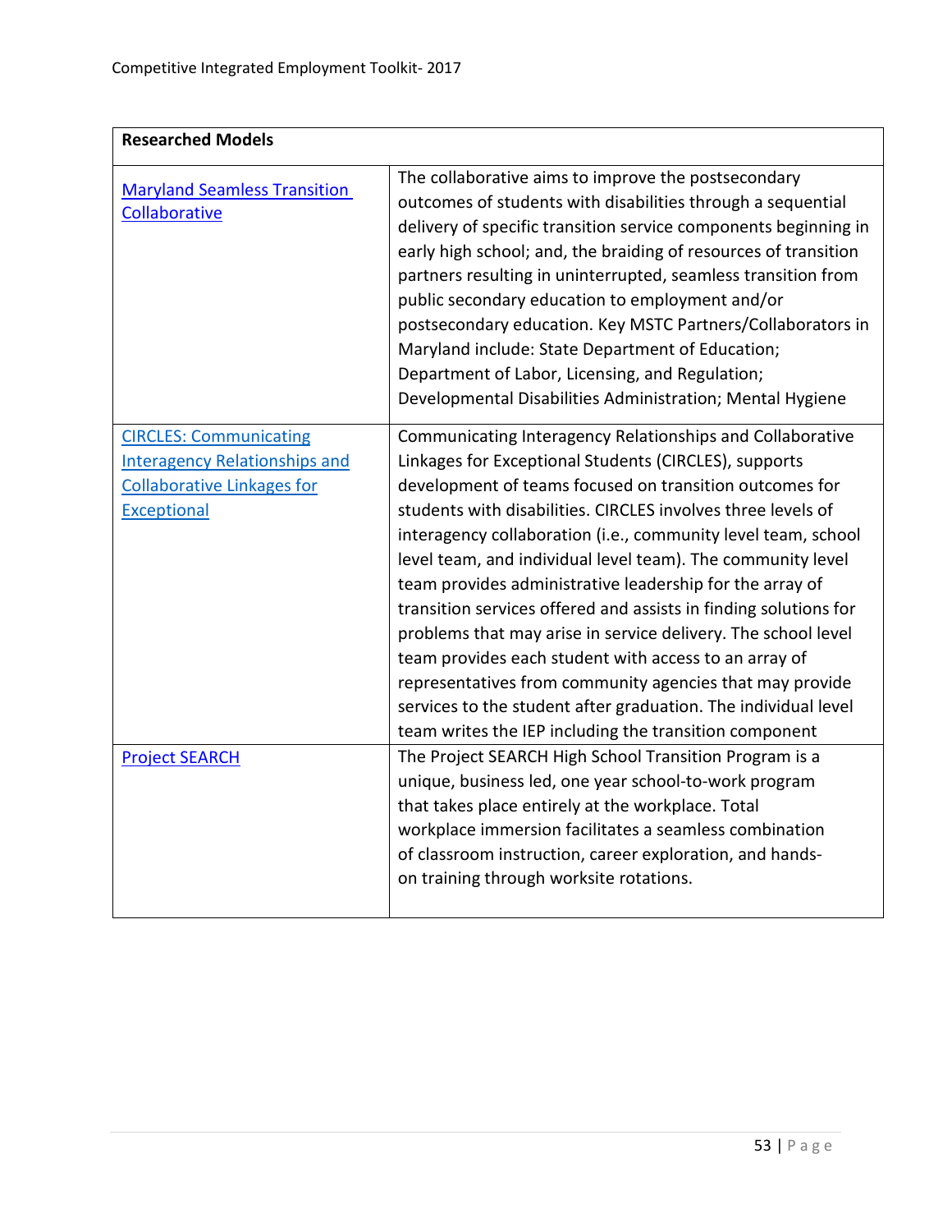| Researched Models | |
|---|---|
| Maryland Seamless Transition Collaborative | The collaborative aims to improve the postsecondary outcomes of students with disabilities through a sequential delivery of specific transition service components beginning in early high school; and, the braiding of resources of transition partners resulting in uninterrupted, seamless transition from public secondary education to employment and/or postsecondary education. Key MSTC Partners/Collaborators in Maryland include: State Department of Education; Department of Labor, Licensing, and Regulation; Developmental Disabilities Administration; Mental Hygiene |
| CIRCLES: Communicating Interagency Relationships and Collaborative Linkages for Exceptional | Communicating Interagency Relationships and Collaborative Linkages for Exceptional Students (CIRCLES), supports development of teams focused on transition outcomes for students with disabilities. CIRCLES involves three levels of interagency collaboration (i.e., community level team, school level team, and individual level team). The community level team provides administrative leadership for the array of transition services offered and assists in finding solutions for problems that may arise in service delivery. The school level team provides each student with access to an array of representatives from community agencies that may provide services to the student after graduation. The individual level team writes the IEP including the transition component |
| Project SEARCH | The Project SEARCH High School Transition Program is a unique, business led, one year school-to-work program that takes place entirely at the workplace. Total workplace immersion facilitates a seamless combination of classroom instruction, career exploration, and hands-on training through worksite rotations. |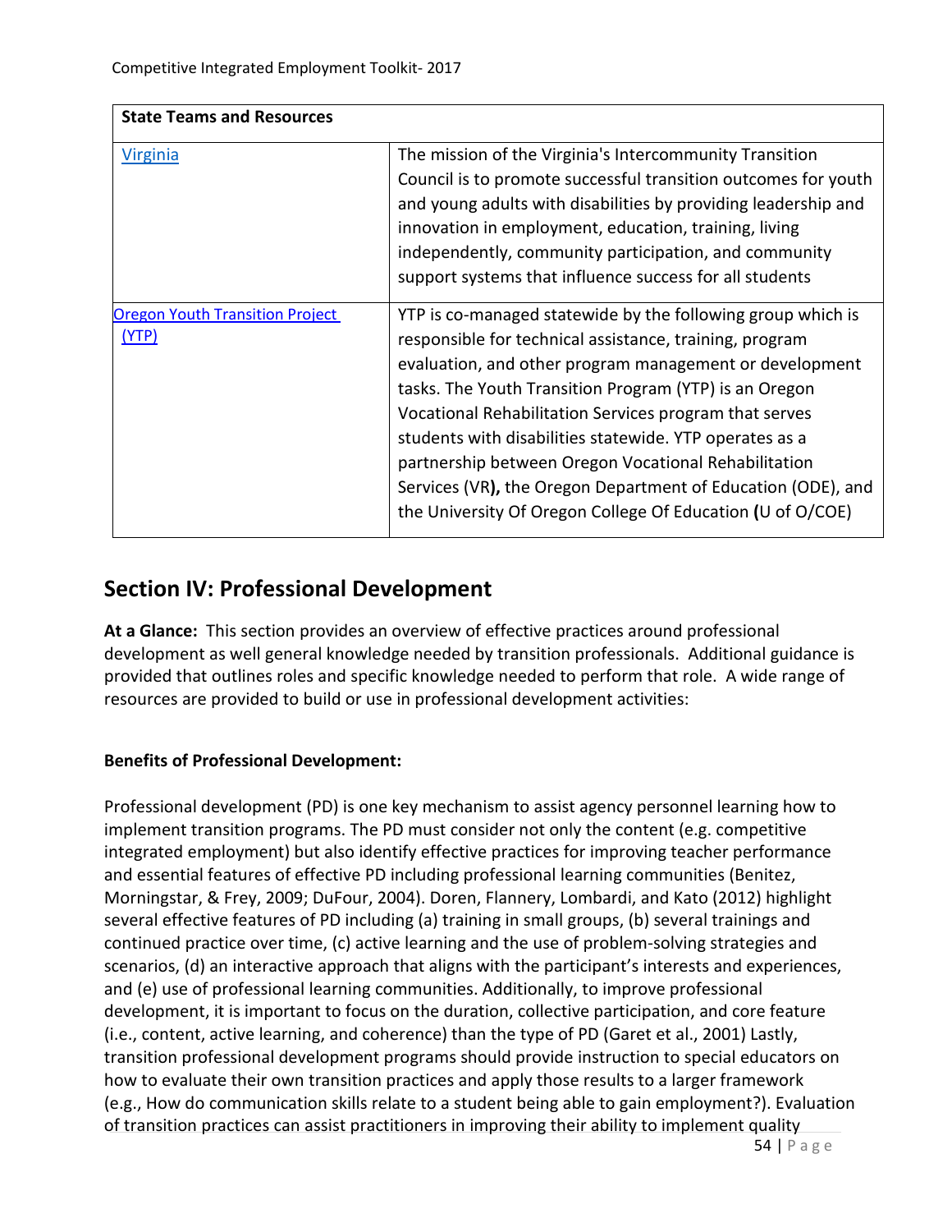| State Teams and Resources | |
|---|---|
| Virginia | The mission of the Virginia's Intercommunity Transition Council is to promote successful transition outcomes for youth and young adults with disabilities by providing leadership and innovation in employment, education, training, living independently, community participation, and community support systems that influence success for all students |
| Oregon Youth Transition Project (YTP) | YTP is co-managed statewide by the following group which is responsible for technical assistance, training, program evaluation, and other program management or development tasks. The Youth Transition Program (YTP) is an Oregon Vocational Rehabilitation Services program that serves students with disabilities statewide. YTP operates as a partnership between Oregon Vocational Rehabilitation Services (VR**)**, the Oregon Department of Education (ODE), and the University Of Oregon College Of Education **(**U of O/COE) |

## Section IV: Professional Development

**At a Glance:** This section provides an overview of effective practices around professional development as well general knowledge needed by transition professionals. Additional guidance is provided that outlines roles and specific knowledge needed to perform that role. A wide range of resources are provided to build or use in professional development activities:

**Benefits of Professional Development:**

Professional development (PD) is one key mechanism to assist agency personnel learning how to implement transition programs. The PD must consider not only the content (e.g. competitive integrated employment) but also identify effective practices for improving teacher performance and essential features of effective PD including professional learning communities (Benitez, Morningstar, & Frey, 2009; DuFour, 2004). Doren, Flannery, Lombardi, and Kato (2012) highlight several effective features of PD including (a) training in small groups, (b) several trainings and continued practice over time, (c) active learning and the use of problem-solving strategies and scenarios, (d) an interactive approach that aligns with the participant's interests and experiences, and (e) use of professional learning communities. Additionally, to improve professional development, it is important to focus on the duration, collective participation, and core feature (i.e., content, active learning, and coherence) than the type of PD (Garet et al., 2001) Lastly, transition professional development programs should provide instruction to special educators on how to evaluate their own transition practices and apply those results to a larger framework (e.g., How do communication skills relate to a student being able to gain employment?). Evaluation of transition practices can assist practitioners in improving their ability to implement quality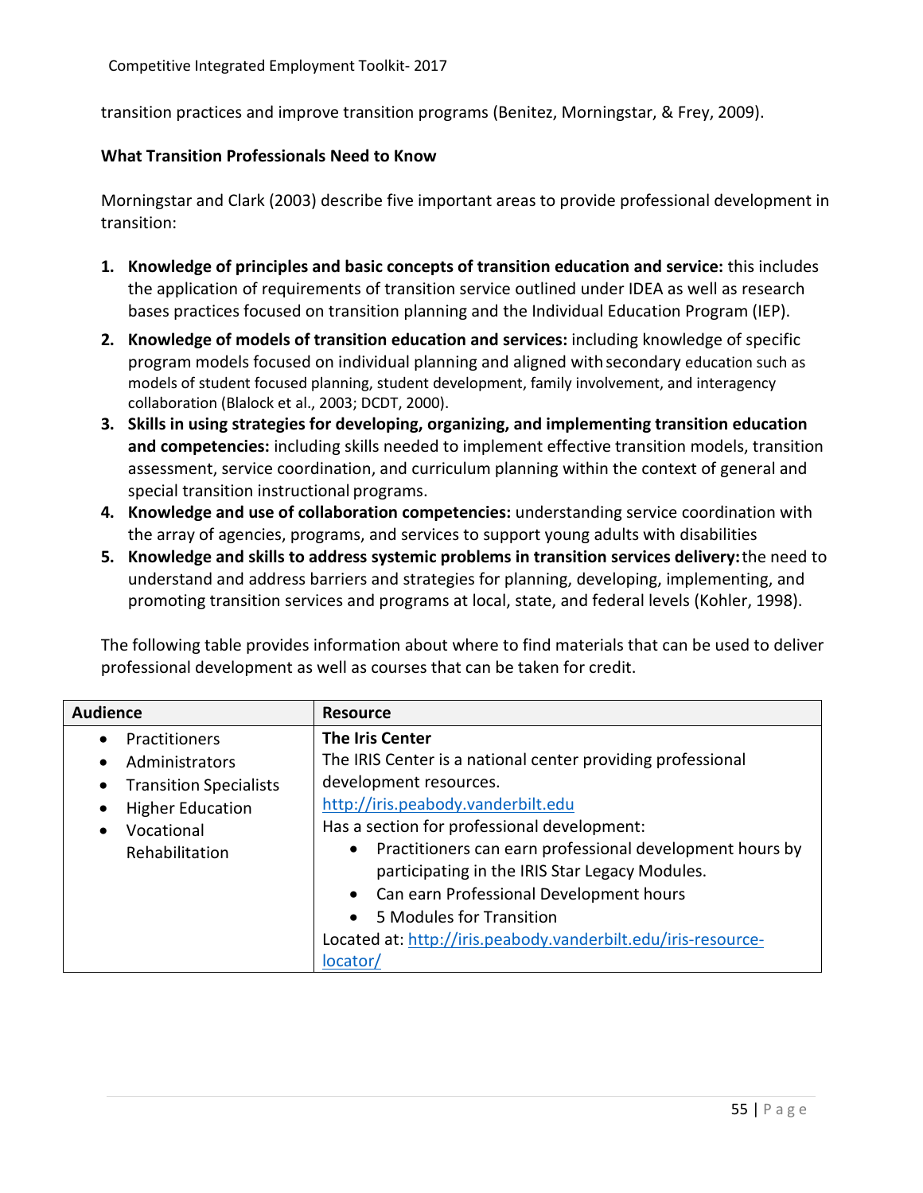transition practices and improve transition programs (Benitez, Morningstar, & Frey, 2009).

**What Transition Professionals Need to Know**

Morningstar and Clark (2003) describe five important areas to provide professional development in transition:

1. **Knowledge of principles and basic concepts of transition education and service:** this includes the application of requirements of transition service outlined under IDEA as well as research bases practices focused on transition planning and the Individual Education Program (IEP).
2. **Knowledge of models of transition education and services:** including knowledge of specific program models focused on individual planning and aligned with secondary education such as models of student focused planning, student development, family involvement, and interagency collaboration (Blalock et al., 2003; DCDT, 2000).
3. **Skills in using strategies for developing, organizing, and implementing transition education and competencies:** including skills needed to implement effective transition models, transition assessment, service coordination, and curriculum planning within the context of general and special transition instructional programs.
4. **Knowledge and use of collaboration competencies:** understanding service coordination with the array of agencies, programs, and services to support young adults with disabilities
5. **Knowledge and skills to address systemic problems in transition services delivery:** the need to understand and address barriers and strategies for planning, developing, implementing, and promoting transition services and programs at local, state, and federal levels (Kohler, 1998).

The following table provides information about where to find materials that can be used to deliver professional development as well as courses that can be taken for credit.

| Audience | Resource |
|---|---|
| • Practitioners<br>• Administrators<br>• Transition Specialists<br>• Higher Education<br>• Vocational Rehabilitation | **The Iris Center**<br>The IRIS Center is a national center providing professional development resources.<br>http://iris.peabody.vanderbilt.edu<br>Has a section for professional development:<br>• Practitioners can earn professional development hours by participating in the IRIS Star Legacy Modules.<br>• Can earn Professional Development hours<br>• 5 Modules for Transition<br>Located at: http://iris.peabody.vanderbilt.edu/iris-resource-locator/ |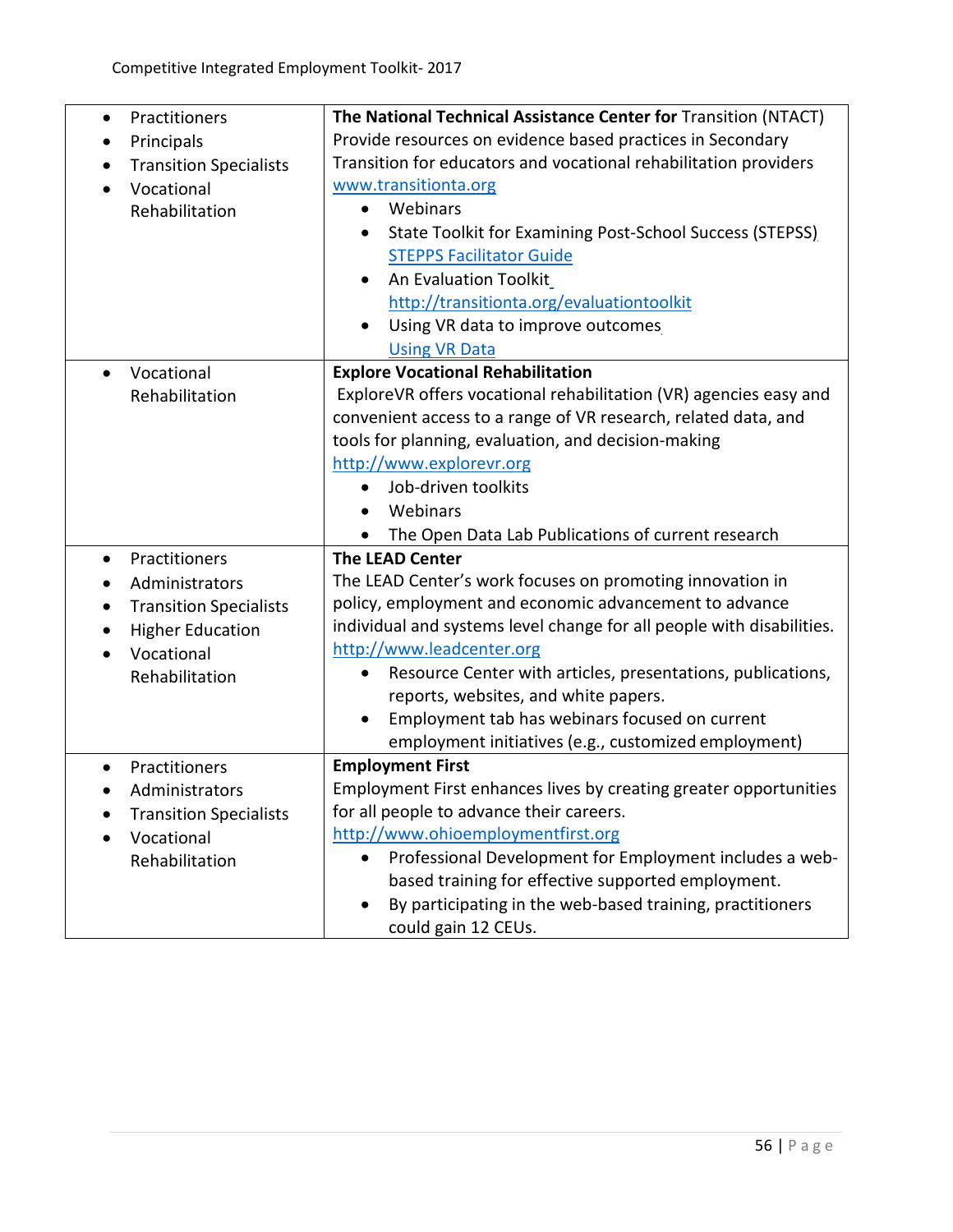| | |
|---|---|
| <ul><li>Practitioners</li><li>Principals</li><li>Transition Specialists</li><li>Vocational Rehabilitation</li></ul> | **The National Technical Assistance Center for** Transition (NTACT) Provide resources on evidence based practices in Secondary Transition for educators and vocational rehabilitation providers www.transitionta.org<ul><li>Webinars</li><li>State Toolkit for Examining Post-School Success (STEPSS) STEPPS Facilitator Guide</li><li>An Evaluation Toolkit http://transitionta.org/evaluationtoolkit</li><li>Using VR data to improve outcomes Using VR Data</li></ul> |
| <ul><li>Vocational Rehabilitation</li></ul> | **Explore Vocational Rehabilitation** ExploreVR offers vocational rehabilitation (VR) agencies easy and convenient access to a range of VR research, related data, and tools for planning, evaluation, and decision-making http://www.explorevr.org<ul><li>Job-driven toolkits</li><li>Webinars</li><li>The Open Data Lab Publications of current research</li></ul> |
| <ul><li>Practitioners</li><li>Administrators</li><li>Transition Specialists</li><li>Higher Education</li><li>Vocational Rehabilitation</li></ul> | **The LEAD Center** The LEAD Center's work focuses on promoting innovation in policy, employment and economic advancement to advance individual and systems level change for all people with disabilities. http://www.leadcenter.org<ul><li>Resource Center with articles, presentations, publications, reports, websites, and white papers.</li><li>Employment tab has webinars focused on current employment initiatives (e.g., customized employment)</li></ul> |
| <ul><li>Practitioners</li><li>Administrators</li><li>Transition Specialists</li><li>Vocational Rehabilitation</li></ul> | **Employment First** Employment First enhances lives by creating greater opportunities for all people to advance their careers. http://www.ohioemploymentfirst.org<ul><li>Professional Development for Employment includes a web-based training for effective supported employment.</li><li>By participating in the web-based training, practitioners could gain 12 CEUs.</li></ul> |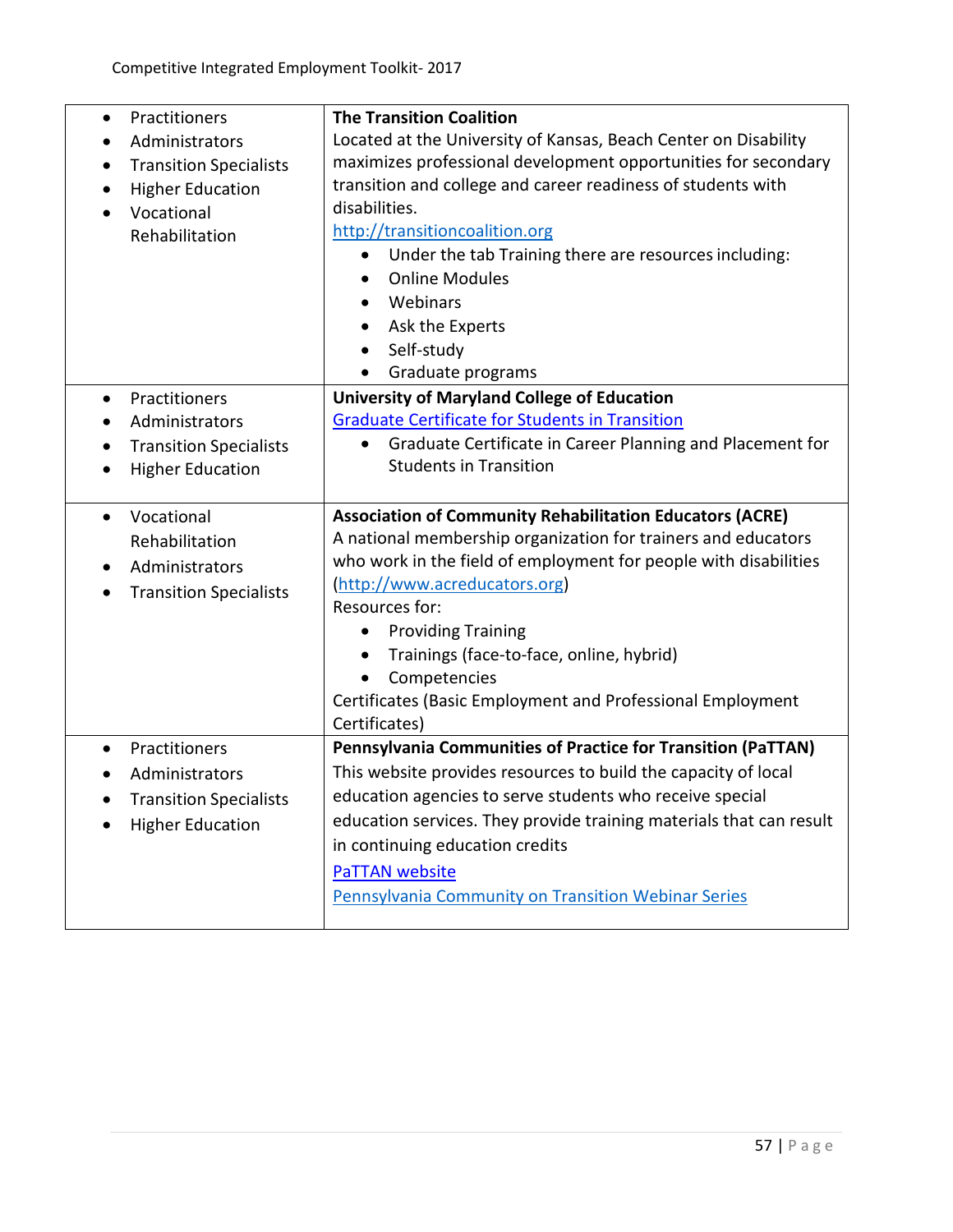| | |
|---|---|
| • Practitioners<br>• Administrators<br>• Transition Specialists<br>• Higher Education<br>• Vocational Rehabilitation | **The Transition Coalition**<br>Located at the University of Kansas, Beach Center on Disability maximizes professional development opportunities for secondary transition and college and career readiness of students with disabilities.<br>http://transitioncoalition.org<br>• Under the tab Training there are resources including:<br>• Online Modules<br>• Webinars<br>• Ask the Experts<br>• Self-study<br>• Graduate programs |
| • Practitioners<br>• Administrators<br>• Transition Specialists<br>• Higher Education | **University of Maryland College of Education**<br>Graduate Certificate for Students in Transition<br>• Graduate Certificate in Career Planning and Placement for Students in Transition |
| • Vocational Rehabilitation<br>• Administrators<br>• Transition Specialists | **Association of Community Rehabilitation Educators (ACRE)**<br>A national membership organization for trainers and educators who work in the field of employment for people with disabilities (http://www.acreducators.org)<br>Resources for:<br>• Providing Training<br>• Trainings (face-to-face, online, hybrid)<br>• Competencies<br>Certificates (Basic Employment and Professional Employment Certificates) |
| • Practitioners<br>• Administrators<br>• Transition Specialists<br>• Higher Education | **Pennsylvania Communities of Practice for Transition (PaTTAN)**<br>This website provides resources to build the capacity of local education agencies to serve students who receive special education services. They provide training materials that can result in continuing education credits<br>PaTTAN website<br>Pennsylvania Community on Transition Webinar Series |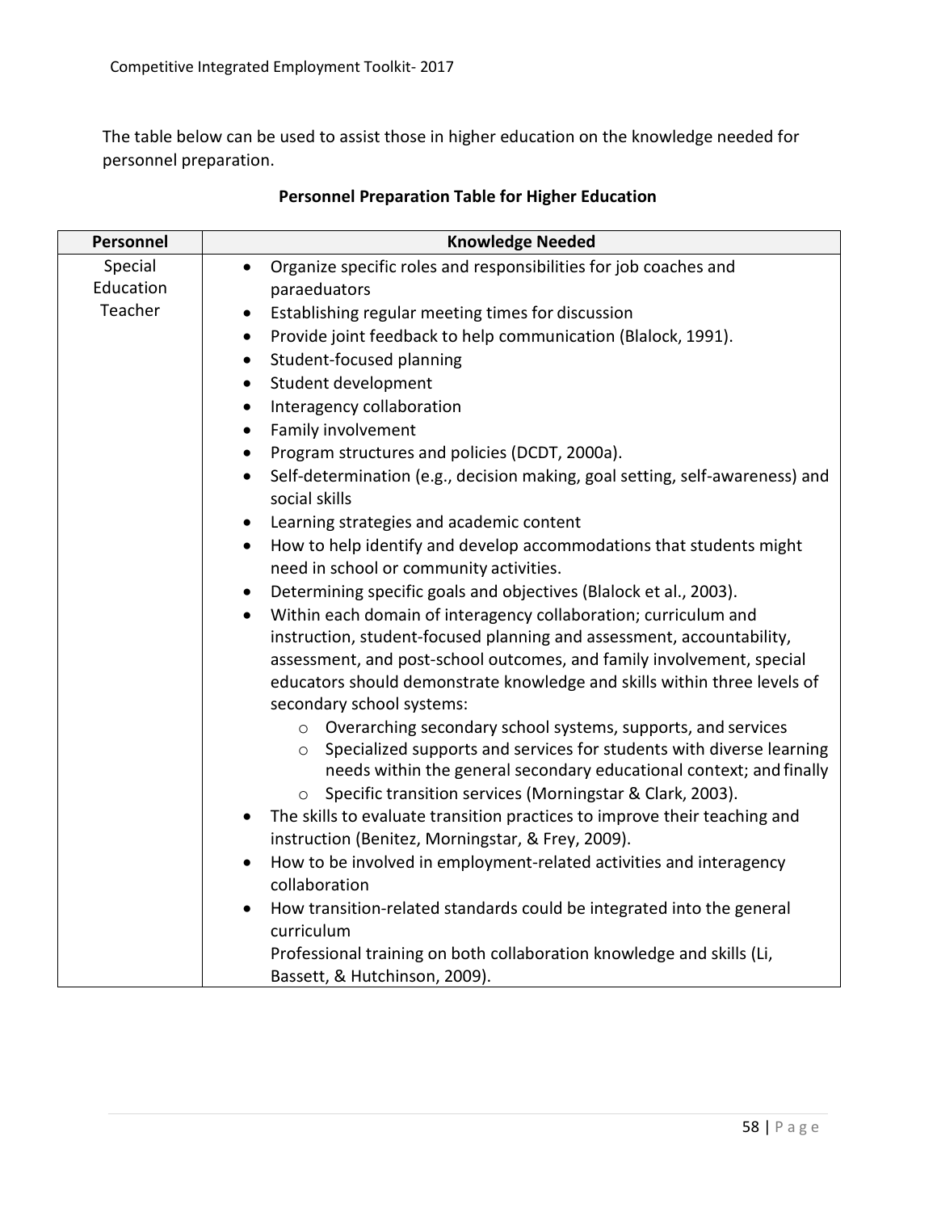The table below can be used to assist those in higher education on the knowledge needed for personnel preparation.

**Personnel Preparation Table for Higher Education**

| Personnel | Knowledge Needed |
|---|---|
| Special Education Teacher | • Organize specific roles and responsibilities for job coaches and paraeduators<br>• Establishing regular meeting times for discussion<br>• Provide joint feedback to help communication (Blalock, 1991).<br>• Student-focused planning<br>• Student development<br>• Interagency collaboration<br>• Family involvement<br>• Program structures and policies (DCDT, 2000a).<br>• Self-determination (e.g., decision making, goal setting, self-awareness) and social skills<br>• Learning strategies and academic content<br>• How to help identify and develop accommodations that students might need in school or community activities.<br>• Determining specific goals and objectives (Blalock et al., 2003).<br>• Within each domain of interagency collaboration; curriculum and instruction, student-focused planning and assessment, accountability, assessment, and post-school outcomes, and family involvement, special educators should demonstrate knowledge and skills within three levels of secondary school systems:<br>&nbsp;&nbsp;&nbsp;&nbsp;o Overarching secondary school systems, supports, and services<br>&nbsp;&nbsp;&nbsp;&nbsp;o Specialized supports and services for students with diverse learning needs within the general secondary educational context; and finally<br>&nbsp;&nbsp;&nbsp;&nbsp;o Specific transition services (Morningstar & Clark, 2003).<br>• The skills to evaluate transition practices to improve their teaching and instruction (Benitez, Morningstar, & Frey, 2009).<br>• How to be involved in employment-related activities and interagency collaboration<br>• How transition-related standards could be integrated into the general curriculum<br>Professional training on both collaboration knowledge and skills (Li, Bassett, & Hutchinson, 2009). |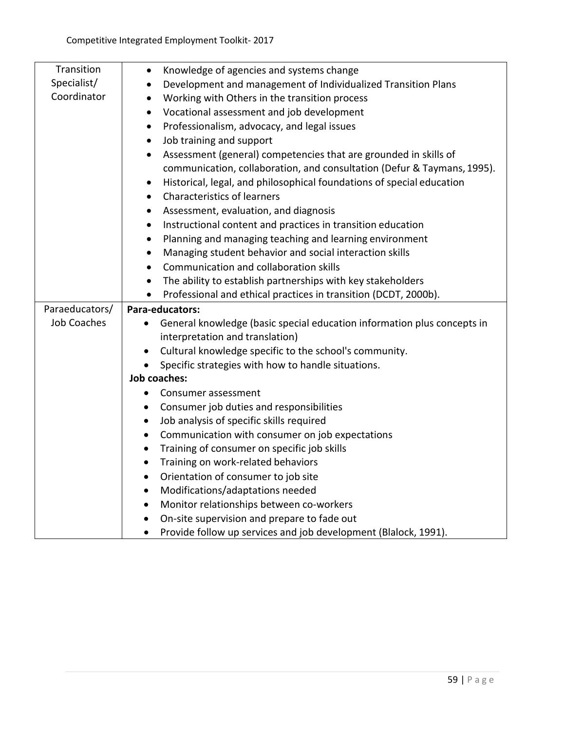| | |
|---|---|
| Transition Specialist/ Coordinator | • Knowledge of agencies and systems change<br>• Development and management of Individualized Transition Plans<br>• Working with Others in the transition process<br>• Vocational assessment and job development<br>• Professionalism, advocacy, and legal issues<br>• Job training and support<br>• Assessment (general) competencies that are grounded in skills of communication, collaboration, and consultation (Defur & Taymans, 1995).<br>• Historical, legal, and philosophical foundations of special education<br>• Characteristics of learners<br>• Assessment, evaluation, and diagnosis<br>• Instructional content and practices in transition education<br>• Planning and managing teaching and learning environment<br>• Managing student behavior and social interaction skills<br>• Communication and collaboration skills<br>• The ability to establish partnerships with key stakeholders<br>• Professional and ethical practices in transition (DCDT, 2000b). |
| Paraeducators/ Job Coaches | **Para-educators:**<br>• General knowledge (basic special education information plus concepts in interpretation and translation)<br>• Cultural knowledge specific to the school's community.<br>• Specific strategies with how to handle situations.<br>**Job coaches:**<br>• Consumer assessment<br>• Consumer job duties and responsibilities<br>• Job analysis of specific skills required<br>• Communication with consumer on job expectations<br>• Training of consumer on specific job skills<br>• Training on work-related behaviors<br>• Orientation of consumer to job site<br>• Modifications/adaptations needed<br>• Monitor relationships between co-workers<br>• On-site supervision and prepare to fade out<br>• Provide follow up services and job development (Blalock, 1991). |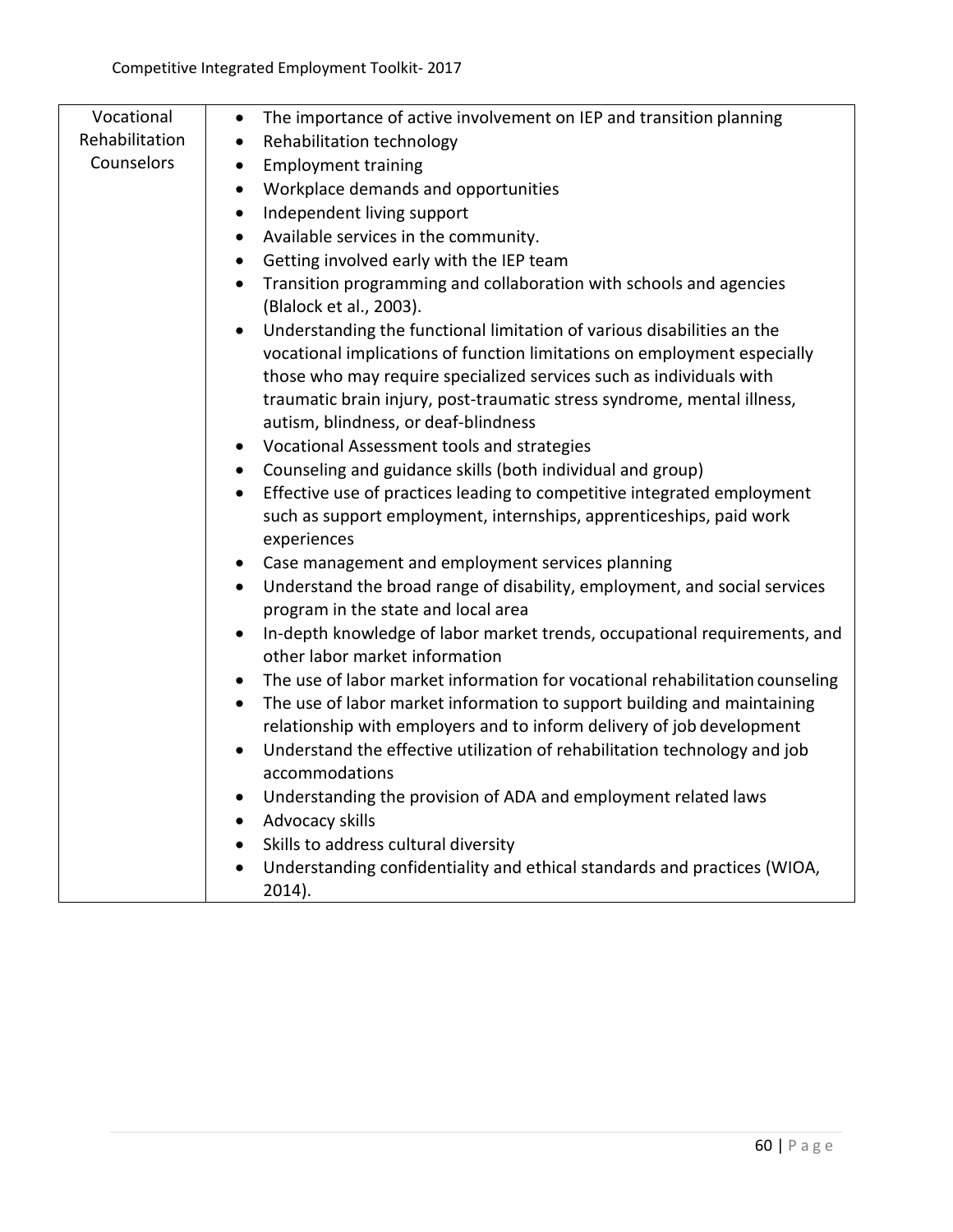| | |
|---|---|
| Vocational Rehabilitation Counselors | • The importance of active involvement on IEP and transition planning<br>• Rehabilitation technology<br>• Employment training<br>• Workplace demands and opportunities<br>• Independent living support<br>• Available services in the community.<br>• Getting involved early with the IEP team<br>• Transition programming and collaboration with schools and agencies (Blalock et al., 2003).<br>• Understanding the functional limitation of various disabilities an the vocational implications of function limitations on employment especially those who may require specialized services such as individuals with traumatic brain injury, post-traumatic stress syndrome, mental illness, autism, blindness, or deaf-blindness<br>• Vocational Assessment tools and strategies<br>• Counseling and guidance skills (both individual and group)<br>• Effective use of practices leading to competitive integrated employment such as support employment, internships, apprenticeships, paid work experiences<br>• Case management and employment services planning<br>• Understand the broad range of disability, employment, and social services program in the state and local area<br>• In-depth knowledge of labor market trends, occupational requirements, and other labor market information<br>• The use of labor market information for vocational rehabilitation counseling<br>• The use of labor market information to support building and maintaining relationship with employers and to inform delivery of job development<br>• Understand the effective utilization of rehabilitation technology and job accommodations<br>• Understanding the provision of ADA and employment related laws<br>• Advocacy skills<br>• Skills to address cultural diversity<br>• Understanding confidentiality and ethical standards and practices (WIOA, 2014). |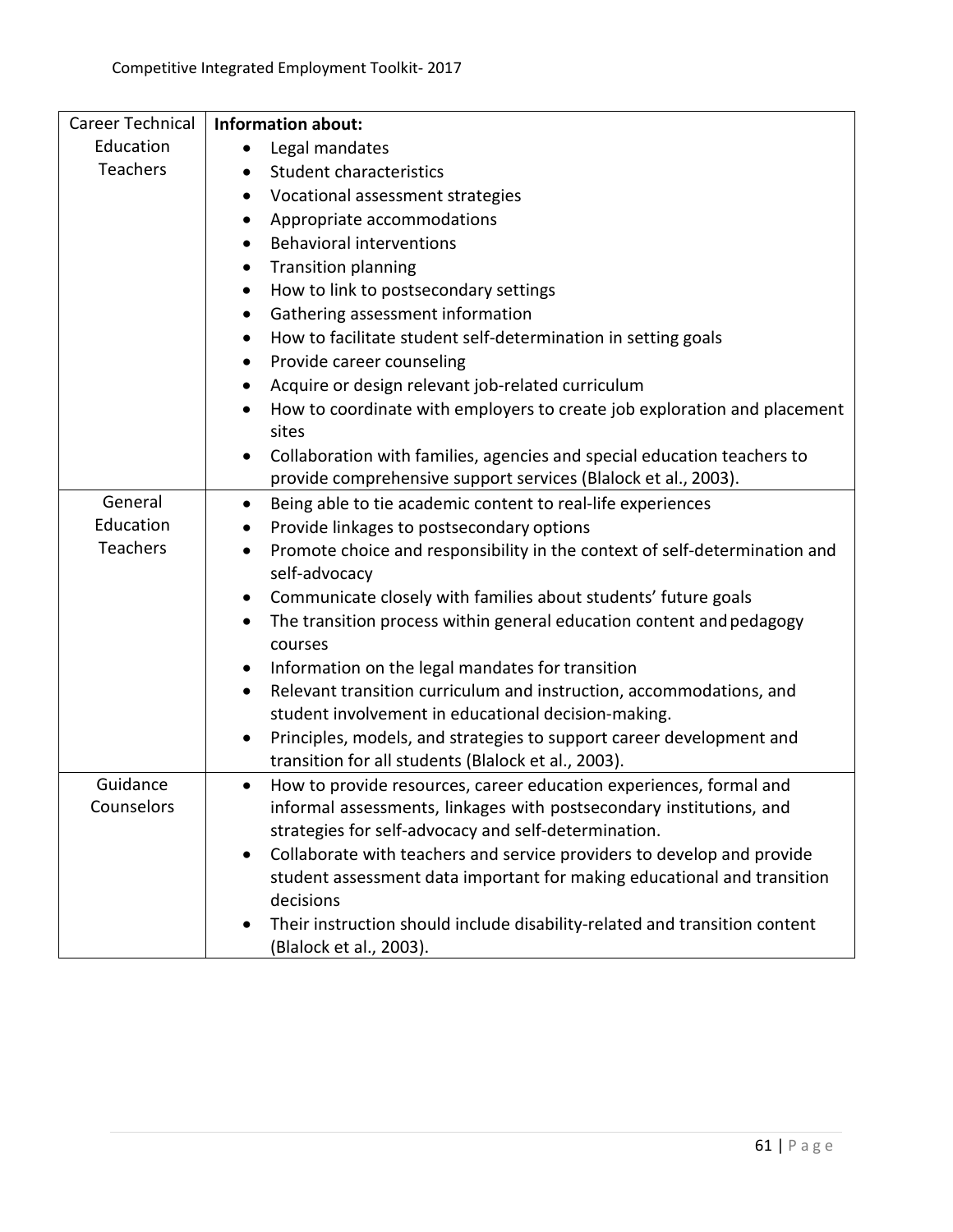| | |
|---|---|
| Career Technical Education Teachers | **Information about:**<br>• Legal mandates<br>• Student characteristics<br>• Vocational assessment strategies<br>• Appropriate accommodations<br>• Behavioral interventions<br>• Transition planning<br>• How to link to postsecondary settings<br>• Gathering assessment information<br>• How to facilitate student self-determination in setting goals<br>• Provide career counseling<br>• Acquire or design relevant job-related curriculum<br>• How to coordinate with employers to create job exploration and placement sites<br>• Collaboration with families, agencies and special education teachers to provide comprehensive support services (Blalock et al., 2003). |
| General Education Teachers | • Being able to tie academic content to real-life experiences<br>• Provide linkages to postsecondary options<br>• Promote choice and responsibility in the context of self-determination and self-advocacy<br>• Communicate closely with families about students' future goals<br>• The transition process within general education content and pedagogy courses<br>• Information on the legal mandates for transition<br>• Relevant transition curriculum and instruction, accommodations, and student involvement in educational decision-making.<br>• Principles, models, and strategies to support career development and transition for all students (Blalock et al., 2003). |
| Guidance Counselors | • How to provide resources, career education experiences, formal and informal assessments, linkages with postsecondary institutions, and strategies for self-advocacy and self-determination.<br>• Collaborate with teachers and service providers to develop and provide student assessment data important for making educational and transition decisions<br>• Their instruction should include disability-related and transition content (Blalock et al., 2003). |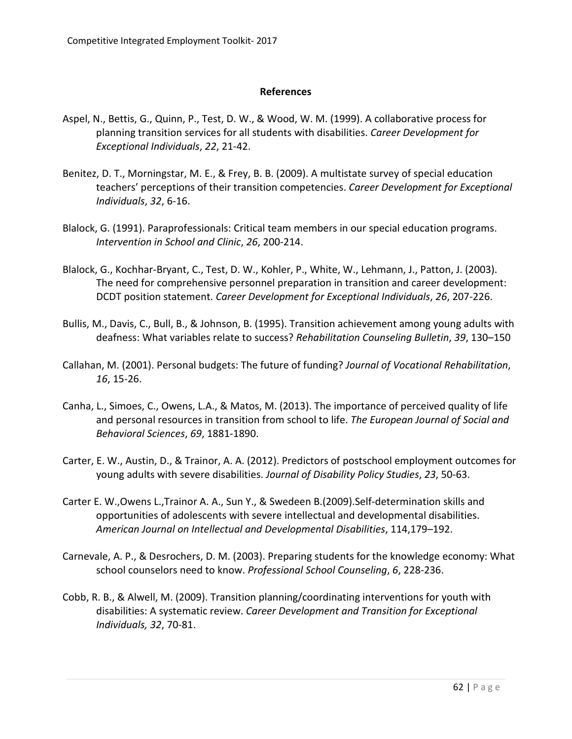## References

Aspel, N., Bettis, G., Quinn, P., Test, D. W., & Wood, W. M. (1999). A collaborative process for planning transition services for all students with disabilities. *Career Development for Exceptional Individuals*, *22*, 21-42.

Benitez, D. T., Morningstar, M. E., & Frey, B. B. (2009). A multistate survey of special education teachers' perceptions of their transition competencies. *Career Development for Exceptional Individuals*, *32*, 6-16.

Blalock, G. (1991). Paraprofessionals: Critical team members in our special education programs. *Intervention in School and Clinic*, *26*, 200-214.

Blalock, G., Kochhar-Bryant, C., Test, D. W., Kohler, P., White, W., Lehmann, J., Patton, J. (2003). The need for comprehensive personnel preparation in transition and career development: DCDT position statement. *Career Development for Exceptional Individuals*, *26*, 207-226.

Bullis, M., Davis, C., Bull, B., & Johnson, B. (1995). Transition achievement among young adults with deafness: What variables relate to success? *Rehabilitation Counseling Bulletin*, *39*, 130–150

Callahan, M. (2001). Personal budgets: The future of funding? *Journal of Vocational Rehabilitation*, *16*, 15-26.

Canha, L., Simoes, C., Owens, L.A., & Matos, M. (2013). The importance of perceived quality of life and personal resources in transition from school to life. *The European Journal of Social and Behavioral Sciences*, *69*, 1881-1890.

Carter, E. W., Austin, D., & Trainor, A. A. (2012). Predictors of postschool employment outcomes for young adults with severe disabilities. *Journal of Disability Policy Studies*, *23*, 50-63.

Carter E. W.,Owens L.,Trainor A. A., Sun Y., & Swedeen B.(2009).Self-determination skills and opportunities of adolescents with severe intellectual and developmental disabilities. *American Journal on Intellectual and Developmental Disabilities*, 114,179–192.

Carnevale, A. P., & Desrochers, D. M. (2003). Preparing students for the knowledge economy: What school counselors need to know. *Professional School Counseling*, *6*, 228-236.

Cobb, R. B., & Alwell, M. (2009). Transition planning/coordinating interventions for youth with disabilities: A systematic review. *Career Development and Transition for Exceptional Individuals, 32*, 70-81.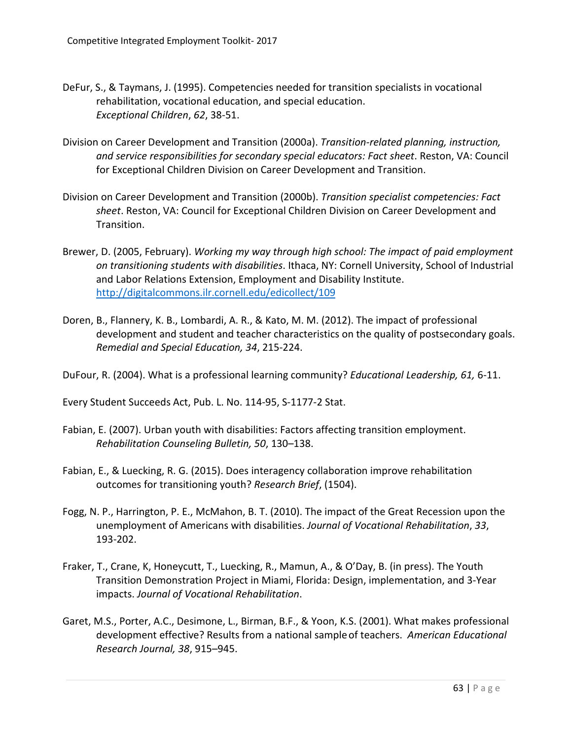DeFur, S., & Taymans, J. (1995). Competencies needed for transition specialists in vocational rehabilitation, vocational education, and special education. *Exceptional Children*, *62*, 38-51.

Division on Career Development and Transition (2000a). *Transition-related planning, instruction, and service responsibilities for secondary special educators: Fact sheet*. Reston, VA: Council for Exceptional Children Division on Career Development and Transition.

Division on Career Development and Transition (2000b). *Transition specialist competencies: Fact sheet*. Reston, VA: Council for Exceptional Children Division on Career Development and Transition.

Brewer, D. (2005, February). *Working my way through high school: The impact of paid employment on transitioning students with disabilities*. Ithaca, NY: Cornell University, School of Industrial and Labor Relations Extension, Employment and Disability Institute. http://digitalcommons.ilr.cornell.edu/edicollect/109

Doren, B., Flannery, K. B., Lombardi, A. R., & Kato, M. M. (2012). The impact of professional development and student and teacher characteristics on the quality of postsecondary goals. *Remedial and Special Education, 34*, 215-224.

DuFour, R. (2004). What is a professional learning community? *Educational Leadership, 61,* 6-11.

Every Student Succeeds Act, Pub. L. No. 114-95, S-1177-2 Stat.

Fabian, E. (2007). Urban youth with disabilities: Factors affecting transition employment. *Rehabilitation Counseling Bulletin, 50*, 130–138.

Fabian, E., & Luecking, R. G. (2015). Does interagency collaboration improve rehabilitation outcomes for transitioning youth? *Research Brief*, (1504).

Fogg, N. P., Harrington, P. E., McMahon, B. T. (2010). The impact of the Great Recession upon the unemployment of Americans with disabilities. *Journal of Vocational Rehabilitation*, *33*, 193-202.

Fraker, T., Crane, K, Honeycutt, T., Luecking, R., Mamun, A., & O'Day, B. (in press). The Youth Transition Demonstration Project in Miami, Florida: Design, implementation, and 3-Year impacts. *Journal of Vocational Rehabilitation*.

Garet, M.S., Porter, A.C., Desimone, L., Birman, B.F., & Yoon, K.S. (2001). What makes professional development effective? Results from a national sample of teachers. *American Educational Research Journal, 38*, 915–945.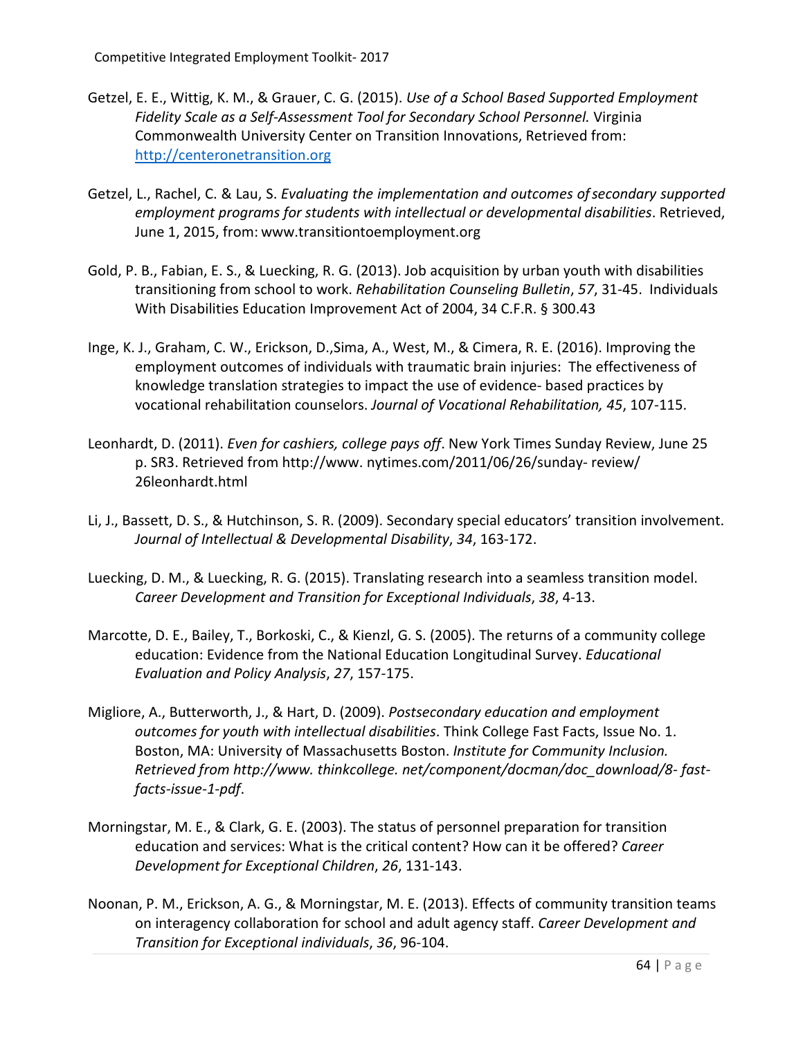Getzel, E. E., Wittig, K. M., & Grauer, C. G. (2015). *Use of a School Based Supported Employment Fidelity Scale as a Self-Assessment Tool for Secondary School Personnel.* Virginia Commonwealth University Center on Transition Innovations, Retrieved from: http://centeronetransition.org

Getzel, L., Rachel, C. & Lau, S. *Evaluating the implementation and outcomes of secondary supported employment programs for students with intellectual or developmental disabilities*. Retrieved, June 1, 2015, from: www.transitiontoemployment.org

Gold, P. B., Fabian, E. S., & Luecking, R. G. (2013). Job acquisition by urban youth with disabilities transitioning from school to work. *Rehabilitation Counseling Bulletin*, *57*, 31-45. Individuals With Disabilities Education Improvement Act of 2004, 34 C.F.R. § 300.43

Inge, K. J., Graham, C. W., Erickson, D.,Sima, A., West, M., & Cimera, R. E. (2016). Improving the employment outcomes of individuals with traumatic brain injuries: The effectiveness of knowledge translation strategies to impact the use of evidence- based practices by vocational rehabilitation counselors. *Journal of Vocational Rehabilitation, 45*, 107-115.

Leonhardt, D. (2011). *Even for cashiers, college pays off*. New York Times Sunday Review, June 25 p. SR3. Retrieved from http://www. nytimes.com/2011/06/26/sunday- review/ 26leonhardt.html

Li, J., Bassett, D. S., & Hutchinson, S. R. (2009). Secondary special educators' transition involvement. *Journal of Intellectual & Developmental Disability*, *34*, 163-172.

Luecking, D. M., & Luecking, R. G. (2015). Translating research into a seamless transition model. *Career Development and Transition for Exceptional Individuals*, *38*, 4-13.

Marcotte, D. E., Bailey, T., Borkoski, C., & Kienzl, G. S. (2005). The returns of a community college education: Evidence from the National Education Longitudinal Survey. *Educational Evaluation and Policy Analysis*, *27*, 157-175.

Migliore, A., Butterworth, J., & Hart, D. (2009). *Postsecondary education and employment outcomes for youth with intellectual disabilities*. Think College Fast Facts, Issue No. 1. Boston, MA: University of Massachusetts Boston. *Institute for Community Inclusion. Retrieved from http://www. thinkcollege. net/component/docman/doc_download/8- fast-facts-issue-1-pdf*.

Morningstar, M. E., & Clark, G. E. (2003). The status of personnel preparation for transition education and services: What is the critical content? How can it be offered? *Career Development for Exceptional Children*, *26*, 131-143.

Noonan, P. M., Erickson, A. G., & Morningstar, M. E. (2013). Effects of community transition teams on interagency collaboration for school and adult agency staff. *Career Development and Transition for Exceptional individuals*, *36*, 96-104.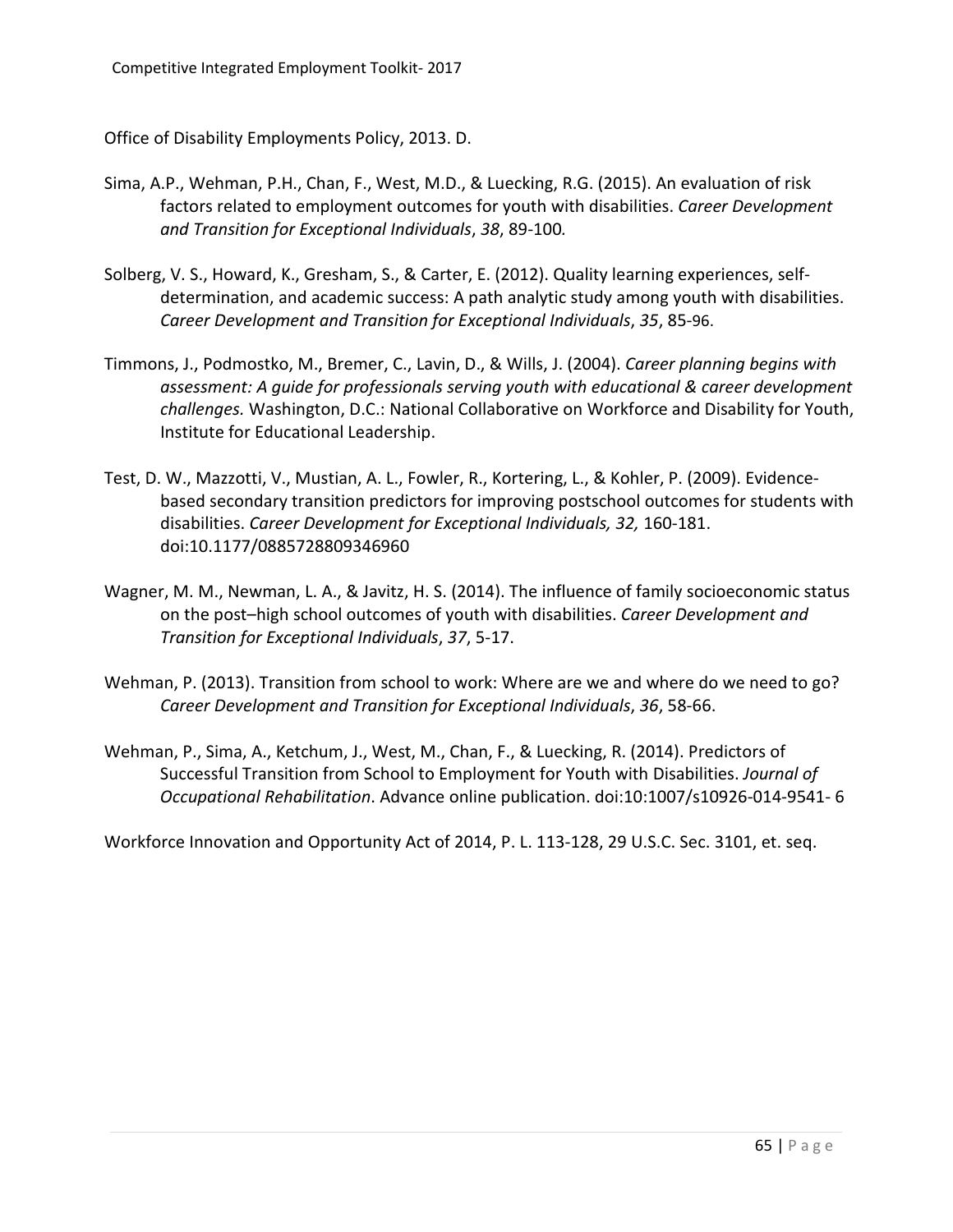Office of Disability Employments Policy, 2013. D.

Sima, A.P., Wehman, P.H., Chan, F., West, M.D., & Luecking, R.G. (2015). An evaluation of risk factors related to employment outcomes for youth with disabilities. *Career Development and Transition for Exceptional Individuals*, *38*, 89-100*.*

Solberg, V. S., Howard, K., Gresham, S., & Carter, E. (2012). Quality learning experiences, self-determination, and academic success: A path analytic study among youth with disabilities. *Career Development and Transition for Exceptional Individuals*, *35*, 85-96.

Timmons, J., Podmostko, M., Bremer, C., Lavin, D., & Wills, J. (2004). *Career planning begins with assessment: A guide for professionals serving youth with educational & career development challenges.* Washington, D.C.: National Collaborative on Workforce and Disability for Youth, Institute for Educational Leadership.

Test, D. W., Mazzotti, V., Mustian, A. L., Fowler, R., Kortering, L., & Kohler, P. (2009). Evidence-based secondary transition predictors for improving postschool outcomes for students with disabilities. *Career Development for Exceptional Individuals, 32,* 160-181. doi:10.1177/0885728809346960

Wagner, M. M., Newman, L. A., & Javitz, H. S. (2014). The influence of family socioeconomic status on the post–high school outcomes of youth with disabilities. *Career Development and Transition for Exceptional Individuals*, *37*, 5-17.

Wehman, P. (2013). Transition from school to work: Where are we and where do we need to go? *Career Development and Transition for Exceptional Individuals*, *36*, 58-66.

Wehman, P., Sima, A., Ketchum, J., West, M., Chan, F., & Luecking, R. (2014). Predictors of Successful Transition from School to Employment for Youth with Disabilities. *Journal of Occupational Rehabilitation*. Advance online publication. doi:10:1007/s10926-014-9541- 6

Workforce Innovation and Opportunity Act of 2014, P. L. 113-128, 29 U.S.C. Sec. 3101, et. seq.